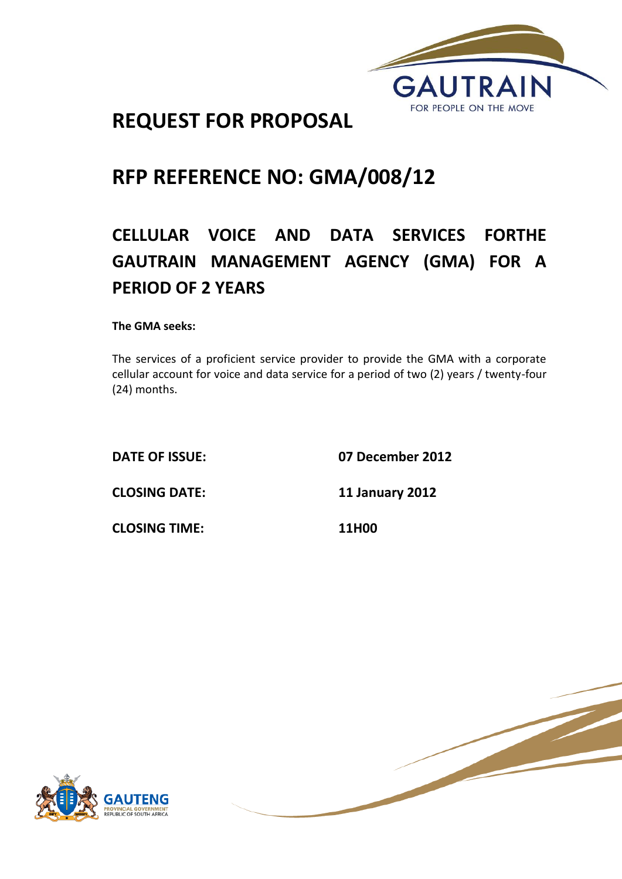# REQUEST FOR PROPOSAL

# RFP REFERENCE NO: GMA/008/12

## CELLULAR VOICE AND DATA SERVICES FORTHE GAUTRAIN MANAGEMENT AGENCY (GMA) FOR A PERIOD OF 2 YEARS

**The GMA seeks:**

The services of a proficient service provider to provide the GMA with a corporate cellular account for voice and data service for a period of two (2) years / twenty-four (24) months.

| | |
|---|---|
| **DATE OF ISSUE:** | **07 December 2012** |
| **CLOSING DATE:** | **11 January 2012** |
| **CLOSING TIME:** | **11H00** |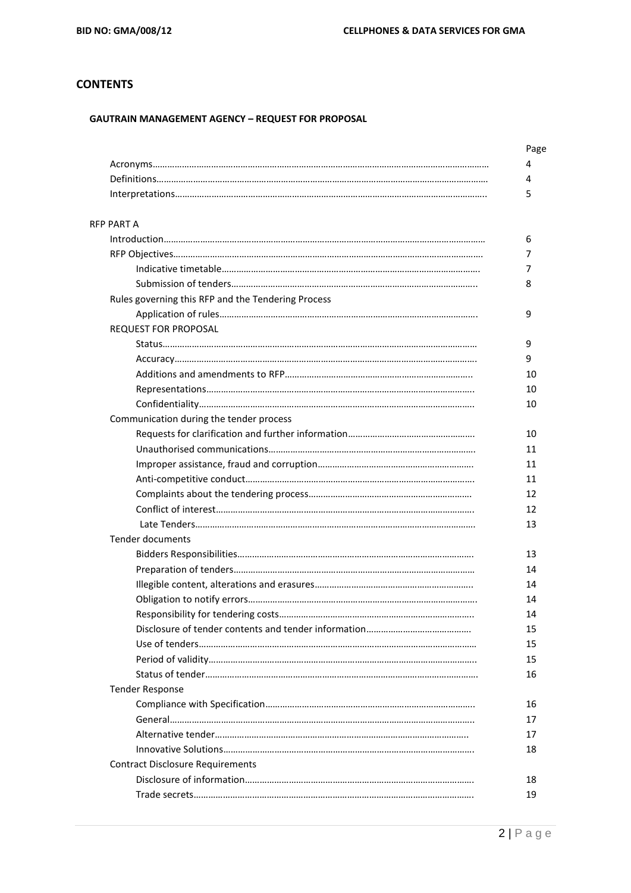## CONTENTS

### GAUTRAIN MANAGEMENT AGENCY – REQUEST FOR PROPOSAL

| | Page |
|---|---|
| Acronyms | 4 |
| Definitions | 4 |
| Interpretations | 5 |
| **RFP PART A** | |
| Introduction | 6 |
| RFP Objectives | 7 |
| Indicative timetable | 7 |
| Submission of tenders | 8 |
| Rules governing this RFP and the Tendering Process | |
| Application of rules | 9 |
| REQUEST FOR PROPOSAL | |
| Status | 9 |
| Accuracy | 9 |
| Additions and amendments to RFP | 10 |
| Representations | 10 |
| Confidentiality | 10 |
| Communication during the tender process | |
| Requests for clarification and further information | 10 |
| Unauthorised communications | 11 |
| Improper assistance, fraud and corruption | 11 |
| Anti-competitive conduct | 11 |
| Complaints about the tendering process | 12 |
| Conflict of interest | 12 |
| Late Tenders | 13 |
| Tender documents | |
| Bidders Responsibilities | 13 |
| Preparation of tenders | 14 |
| Illegible content, alterations and erasures | 14 |
| Obligation to notify errors | 14 |
| Responsibility for tendering costs | 14 |
| Disclosure of tender contents and tender information | 15 |
| Use of tenders | 15 |
| Period of validity | 15 |
| Status of tender | 16 |
| Tender Response | |
| Compliance with Specification | 16 |
| General | 17 |
| Alternative tender | 17 |
| Innovative Solutions | 18 |
| Contract Disclosure Requirements | |
| Disclosure of information | 18 |
| Trade secrets | 19 |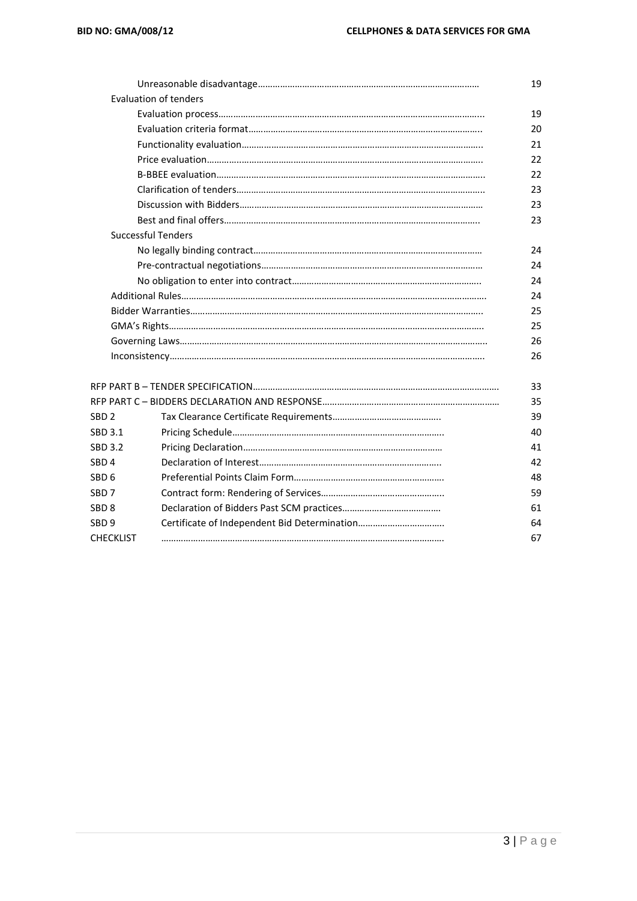| | | |
|---|---|---|
| | Unreasonable disadvantage…………………………………………………………………………… | 19 |
| | Evaluation of tenders | |
| | Evaluation process……………………………………………………………………………………... | 19 |
| | Evaluation criteria format……………………………………………………………………………. | 20 |
| | Functionality evaluation……………………………………………………………………………….. | 21 |
| | Price evaluation…………………………………………………………………………………………….. | 22 |
| | B-BBEE evaluation…………………………………………………………………………………………. | 22 |
| | Clarification of tenders………………………………………………………………………………….. | 23 |
| | Discussion with Bidders………………………………………………………………………………… | 23 |
| | Best and final offers…………………………………………………………………………………….. | 23 |
| | Successful Tenders | |
| | No legally binding contract………………………………………………………………………… | 24 |
| | Pre-contractual negotiations……………………………………………………………………… | 24 |
| | No obligation to enter into contract………………………………………………………………. | 24 |
| | Additional Rules………………………………………………………………………………………………. | 24 |
| | Bidder Warranties…………………………………………………………………………………………. | 25 |
| | GMA's Rights…………………………………………………………………………………………………. | 25 |
| | Governing Laws………………………………………………………………………………………………. | 26 |
| | Inconsistency…………………………………………………………………………………………………. | 26 |
| RFP PART B – TENDER SPECIFICATION | ………………………………………………………………………………………. | 33 |
| RFP PART C – BIDDERS DECLARATION AND RESPONSE | ……………………………………………………………… | 35 |
| SBD 2 | Tax Clearance Certificate Requirements…………………………………….. | 39 |
| SBD 3.1 | Pricing Schedule………………………………………………………………………….. | 40 |
| SBD 3.2 | Pricing Declaration……………………………………………………………………… | 41 |
| SBD 4 | Declaration of Interest……………………………………………………………….. | 42 |
| SBD 6 | Preferential Points Claim Form……………………………………………………. | 48 |
| SBD 7 | Contract form: Rendering of Services………………………………………….. | 59 |
| SBD 8 | Declaration of Bidders Past SCM practices………………………………… | 61 |
| SBD 9 | Certificate of Independent Bid Determination…………………………….. | 64 |
| CHECKLIST | ………………………………………………………………………………………………. | 67 |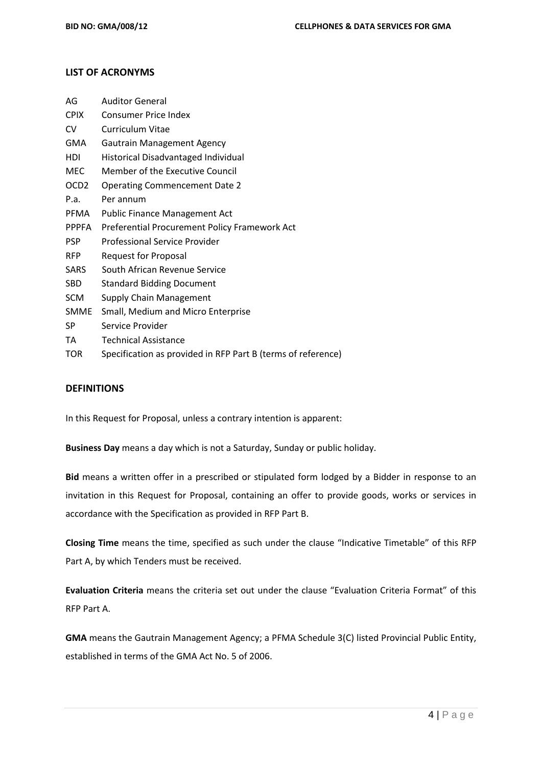## LIST OF ACRONYMS

| | |
|---|---|
| AG | Auditor General |
| CPIX | Consumer Price Index |
| CV | Curriculum Vitae |
| GMA | Gautrain Management Agency |
| HDI | Historical Disadvantaged Individual |
| MEC | Member of the Executive Council |
| OCD2 | Operating Commencement Date 2 |
| P.a. | Per annum |
| PFMA | Public Finance Management Act |
| PPPFA | Preferential Procurement Policy Framework Act |
| PSP | Professional Service Provider |
| RFP | Request for Proposal |
| SARS | South African Revenue Service |
| SBD | Standard Bidding Document |
| SCM | Supply Chain Management |
| SMME | Small, Medium and Micro Enterprise |
| SP | Service Provider |
| TA | Technical Assistance |
| TOR | Specification as provided in RFP Part B (terms of reference) |

## DEFINITIONS

In this Request for Proposal, unless a contrary intention is apparent:

**Business Day** means a day which is not a Saturday, Sunday or public holiday.

**Bid** means a written offer in a prescribed or stipulated form lodged by a Bidder in response to an invitation in this Request for Proposal, containing an offer to provide goods, works or services in accordance with the Specification as provided in RFP Part B.

**Closing Time** means the time, specified as such under the clause "Indicative Timetable" of this RFP Part A, by which Tenders must be received.

**Evaluation Criteria** means the criteria set out under the clause "Evaluation Criteria Format" of this RFP Part A.

**GMA** means the Gautrain Management Agency; a PFMA Schedule 3(C) listed Provincial Public Entity, established in terms of the GMA Act No. 5 of 2006.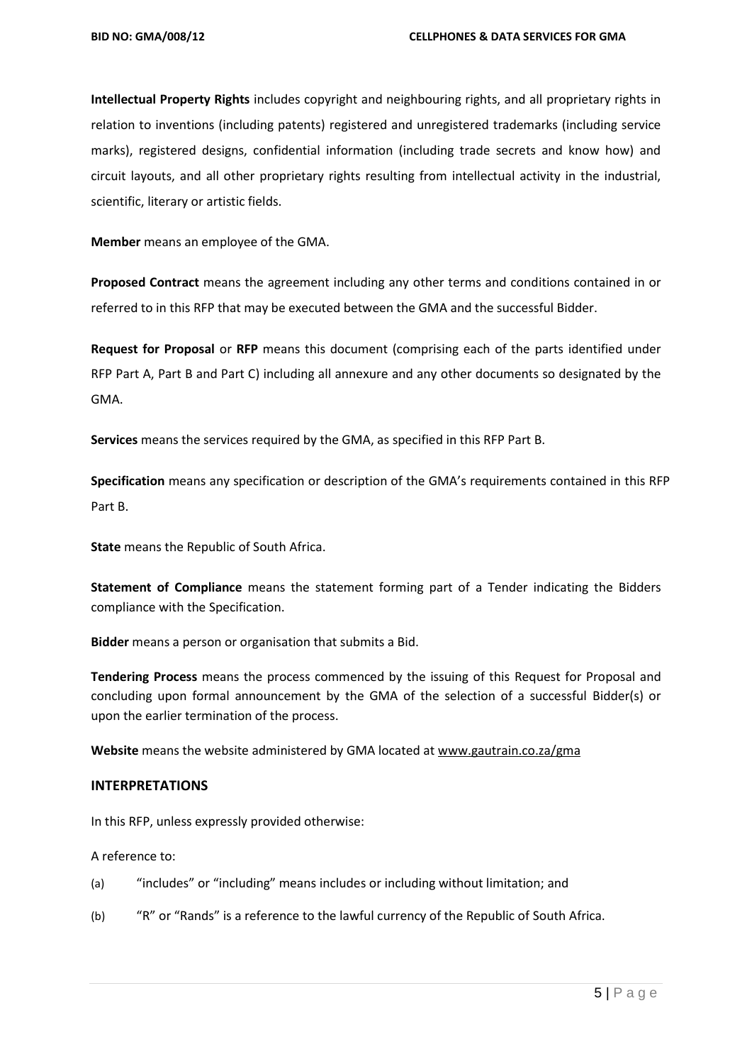**Intellectual Property Rights** includes copyright and neighbouring rights, and all proprietary rights in relation to inventions (including patents) registered and unregistered trademarks (including service marks), registered designs, confidential information (including trade secrets and know how) and circuit layouts, and all other proprietary rights resulting from intellectual activity in the industrial, scientific, literary or artistic fields.

**Member** means an employee of the GMA.

**Proposed Contract** means the agreement including any other terms and conditions contained in or referred to in this RFP that may be executed between the GMA and the successful Bidder.

**Request for Proposal** or **RFP** means this document (comprising each of the parts identified under RFP Part A, Part B and Part C) including all annexure and any other documents so designated by the GMA.

**Services** means the services required by the GMA, as specified in this RFP Part B.

**Specification** means any specification or description of the GMA's requirements contained in this RFP Part B.

**State** means the Republic of South Africa.

**Statement of Compliance** means the statement forming part of a Tender indicating the Bidders compliance with the Specification.

**Bidder** means a person or organisation that submits a Bid.

**Tendering Process** means the process commenced by the issuing of this Request for Proposal and concluding upon formal announcement by the GMA of the selection of a successful Bidder(s) or upon the earlier termination of the process.

**Website** means the website administered by GMA located at www.gautrain.co.za/gma

## INTERPRETATIONS

In this RFP, unless expressly provided otherwise:

A reference to:

(a) "includes" or "including" means includes or including without limitation; and

(b) "R" or "Rands" is a reference to the lawful currency of the Republic of South Africa.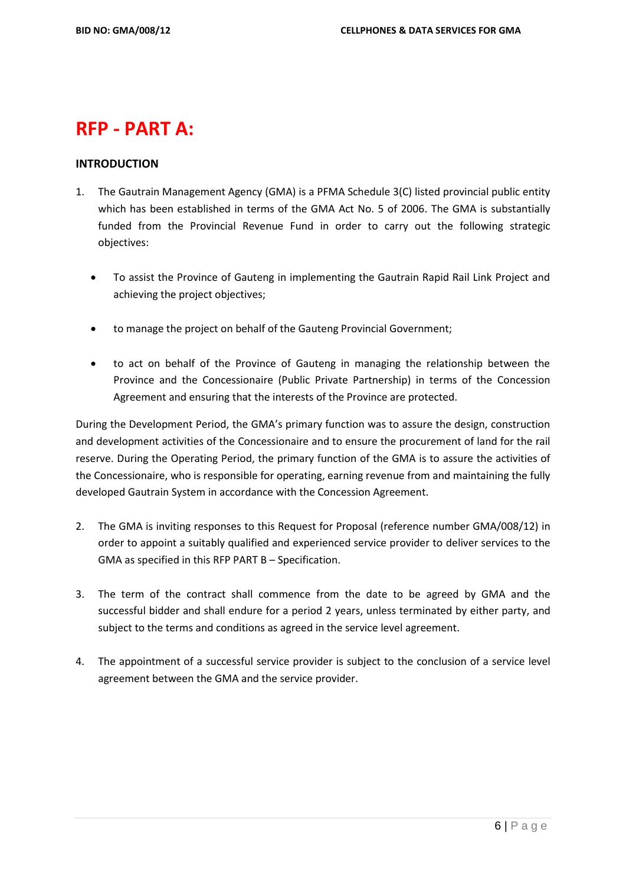# RFP - PART A:

## INTRODUCTION

1. The Gautrain Management Agency (GMA) is a PFMA Schedule 3(C) listed provincial public entity which has been established in terms of the GMA Act No. 5 of 2006. The GMA is substantially funded from the Provincial Revenue Fund in order to carry out the following strategic objectives:

   - To assist the Province of Gauteng in implementing the Gautrain Rapid Rail Link Project and achieving the project objectives;
   - to manage the project on behalf of the Gauteng Provincial Government;
   - to act on behalf of the Province of Gauteng in managing the relationship between the Province and the Concessionaire (Public Private Partnership) in terms of the Concession Agreement and ensuring that the interests of the Province are protected.

During the Development Period, the GMA's primary function was to assure the design, construction and development activities of the Concessionaire and to ensure the procurement of land for the rail reserve. During the Operating Period, the primary function of the GMA is to assure the activities of the Concessionaire, who is responsible for operating, earning revenue from and maintaining the fully developed Gautrain System in accordance with the Concession Agreement.

2. The GMA is inviting responses to this Request for Proposal (reference number GMA/008/12) in order to appoint a suitably qualified and experienced service provider to deliver services to the GMA as specified in this RFP PART B – Specification.

3. The term of the contract shall commence from the date to be agreed by GMA and the successful bidder and shall endure for a period 2 years, unless terminated by either party, and subject to the terms and conditions as agreed in the service level agreement.

4. The appointment of a successful service provider is subject to the conclusion of a service level agreement between the GMA and the service provider.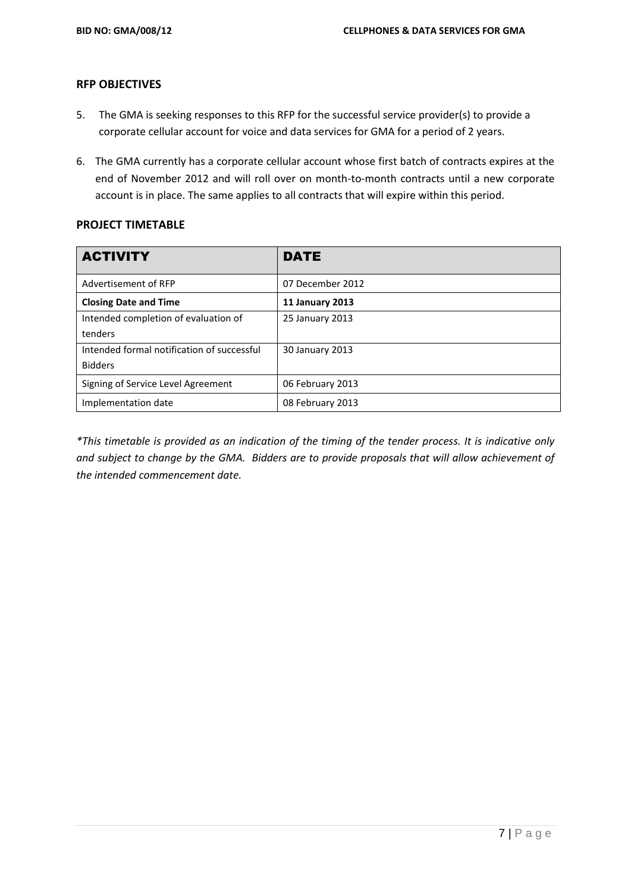## RFP OBJECTIVES

5. The GMA is seeking responses to this RFP for the successful service provider(s) to provide a corporate cellular account for voice and data services for GMA for a period of 2 years.

6. The GMA currently has a corporate cellular account whose first batch of contracts expires at the end of November 2012 and will roll over on month-to-month contracts until a new corporate account is in place. The same applies to all contracts that will expire within this period.

## PROJECT TIMETABLE

| ACTIVITY | DATE |
|---|---|
| Advertisement of RFP | 07 December 2012 |
| **Closing Date and Time** | **11 January 2013** |
| Intended completion of evaluation of tenders | 25 January 2013 |
| Intended formal notification of successful Bidders | 30 January 2013 |
| Signing of Service Level Agreement | 06 February 2013 |
| Implementation date | 08 February 2013 |

*\*This timetable is provided as an indication of the timing of the tender process. It is indicative only and subject to change by the GMA. Bidders are to provide proposals that will allow achievement of the intended commencement date.*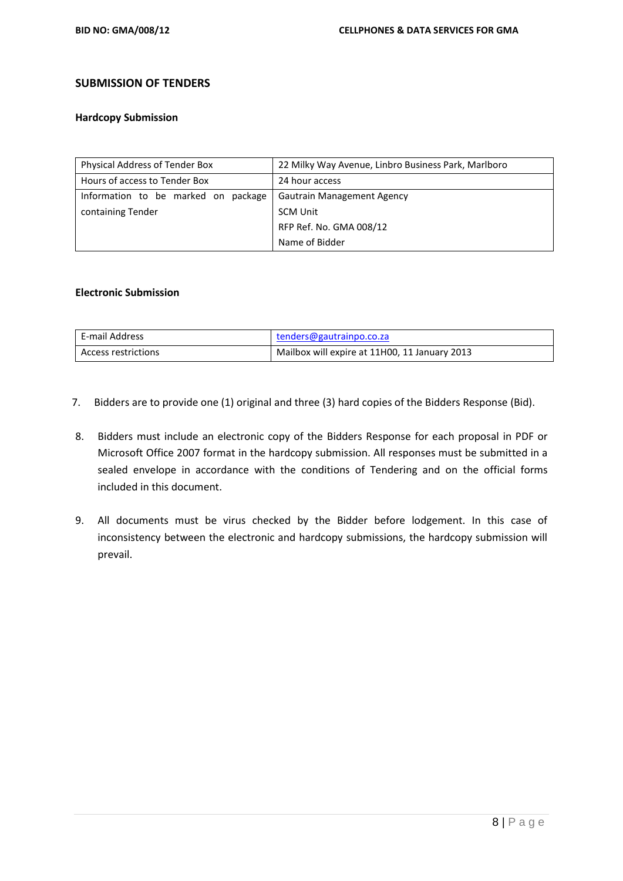## SUBMISSION OF TENDERS

### Hardcopy Submission

| Physical Address of Tender Box | 22 Milky Way Avenue, Linbro Business Park, Marlboro |
|---|---|
| Hours of access to Tender Box | 24 hour access |
| Information to be marked on package containing Tender | Gautrain Management Agency<br>SCM Unit<br>RFP Ref. No. GMA 008/12<br>Name of Bidder |

### Electronic Submission

| E-mail Address | tenders@gautrainpo.co.za |
|---|---|
| Access restrictions | Mailbox will expire at 11H00, 11 January 2013 |

7. Bidders are to provide one (1) original and three (3) hard copies of the Bidders Response (Bid).

8. Bidders must include an electronic copy of the Bidders Response for each proposal in PDF or Microsoft Office 2007 format in the hardcopy submission. All responses must be submitted in a sealed envelope in accordance with the conditions of Tendering and on the official forms included in this document.

9. All documents must be virus checked by the Bidder before lodgement. In this case of inconsistency between the electronic and hardcopy submissions, the hardcopy submission will prevail.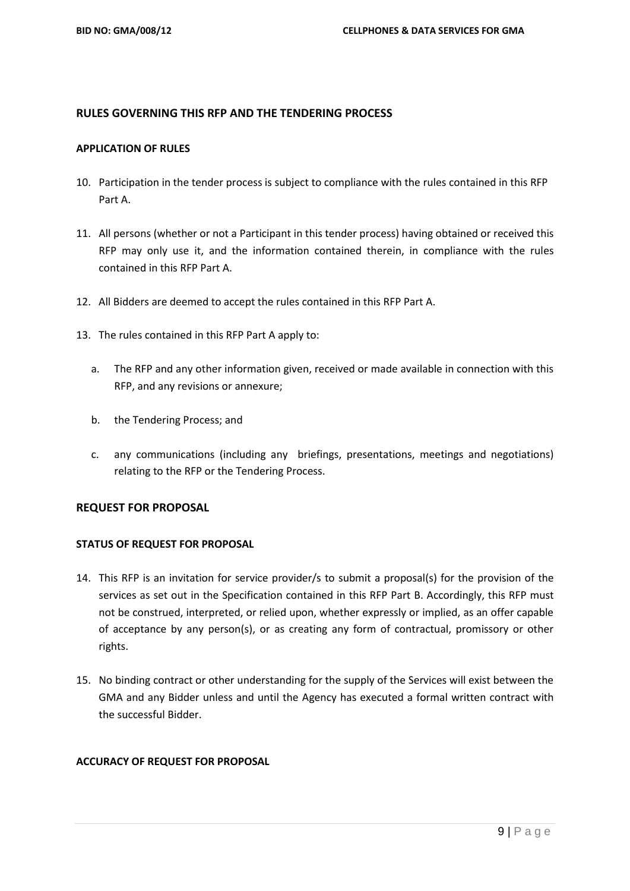## RULES GOVERNING THIS RFP AND THE TENDERING PROCESS

### APPLICATION OF RULES

10. Participation in the tender process is subject to compliance with the rules contained in this RFP Part A.
11. All persons (whether or not a Participant in this tender process) having obtained or received this RFP may only use it, and the information contained therein, in compliance with the rules contained in this RFP Part A.
12. All Bidders are deemed to accept the rules contained in this RFP Part A.
13. The rules contained in this RFP Part A apply to:
    a. The RFP and any other information given, received or made available in connection with this RFP, and any revisions or annexure;
    b. the Tendering Process; and
    c. any communications (including any briefings, presentations, meetings and negotiations) relating to the RFP or the Tendering Process.

## REQUEST FOR PROPOSAL

### STATUS OF REQUEST FOR PROPOSAL

14. This RFP is an invitation for service provider/s to submit a proposal(s) for the provision of the services as set out in the Specification contained in this RFP Part B. Accordingly, this RFP must not be construed, interpreted, or relied upon, whether expressly or implied, as an offer capable of acceptance by any person(s), or as creating any form of contractual, promissory or other rights.
15. No binding contract or other understanding for the supply of the Services will exist between the GMA and any Bidder unless and until the Agency has executed a formal written contract with the successful Bidder.

### ACCURACY OF REQUEST FOR PROPOSAL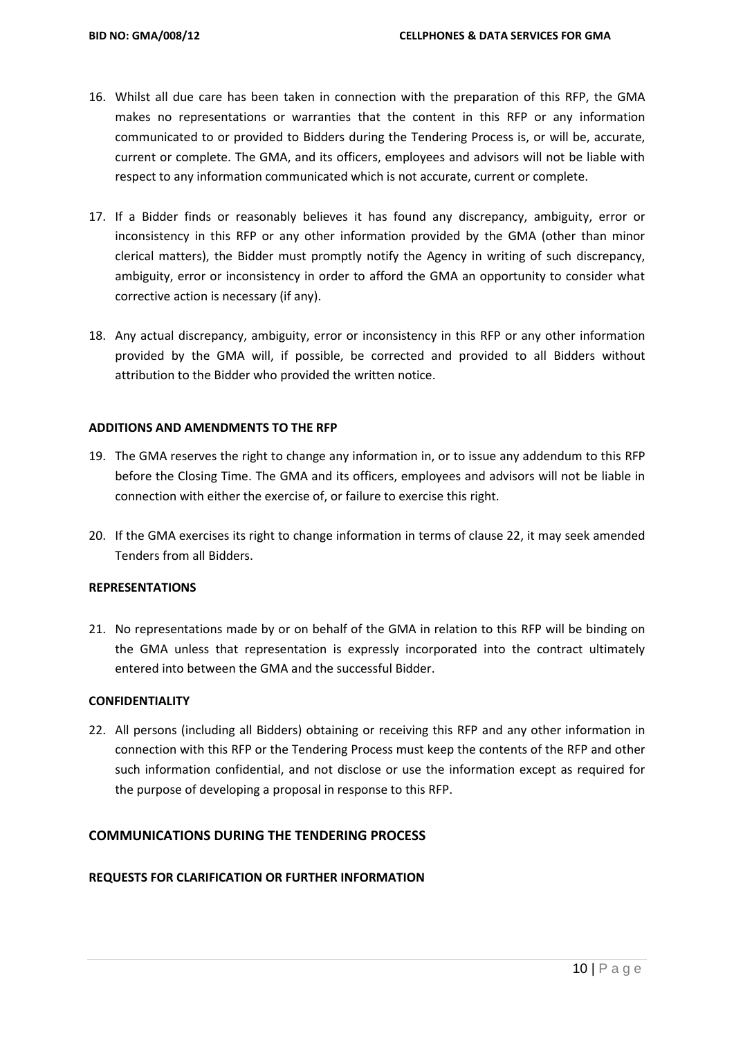16. Whilst all due care has been taken in connection with the preparation of this RFP, the GMA makes no representations or warranties that the content in this RFP or any information communicated to or provided to Bidders during the Tendering Process is, or will be, accurate, current or complete. The GMA, and its officers, employees and advisors will not be liable with respect to any information communicated which is not accurate, current or complete.

17. If a Bidder finds or reasonably believes it has found any discrepancy, ambiguity, error or inconsistency in this RFP or any other information provided by the GMA (other than minor clerical matters), the Bidder must promptly notify the Agency in writing of such discrepancy, ambiguity, error or inconsistency in order to afford the GMA an opportunity to consider what corrective action is necessary (if any).

18. Any actual discrepancy, ambiguity, error or inconsistency in this RFP or any other information provided by the GMA will, if possible, be corrected and provided to all Bidders without attribution to the Bidder who provided the written notice.

**ADDITIONS AND AMENDMENTS TO THE RFP**

19. The GMA reserves the right to change any information in, or to issue any addendum to this RFP before the Closing Time. The GMA and its officers, employees and advisors will not be liable in connection with either the exercise of, or failure to exercise this right.

20. If the GMA exercises its right to change information in terms of clause 22, it may seek amended Tenders from all Bidders.

**REPRESENTATIONS**

21. No representations made by or on behalf of the GMA in relation to this RFP will be binding on the GMA unless that representation is expressly incorporated into the contract ultimately entered into between the GMA and the successful Bidder.

**CONFIDENTIALITY**

22. All persons (including all Bidders) obtaining or receiving this RFP and any other information in connection with this RFP or the Tendering Process must keep the contents of the RFP and other such information confidential, and not disclose or use the information except as required for the purpose of developing a proposal in response to this RFP.

## COMMUNICATIONS DURING THE TENDERING PROCESS

**REQUESTS FOR CLARIFICATION OR FURTHER INFORMATION**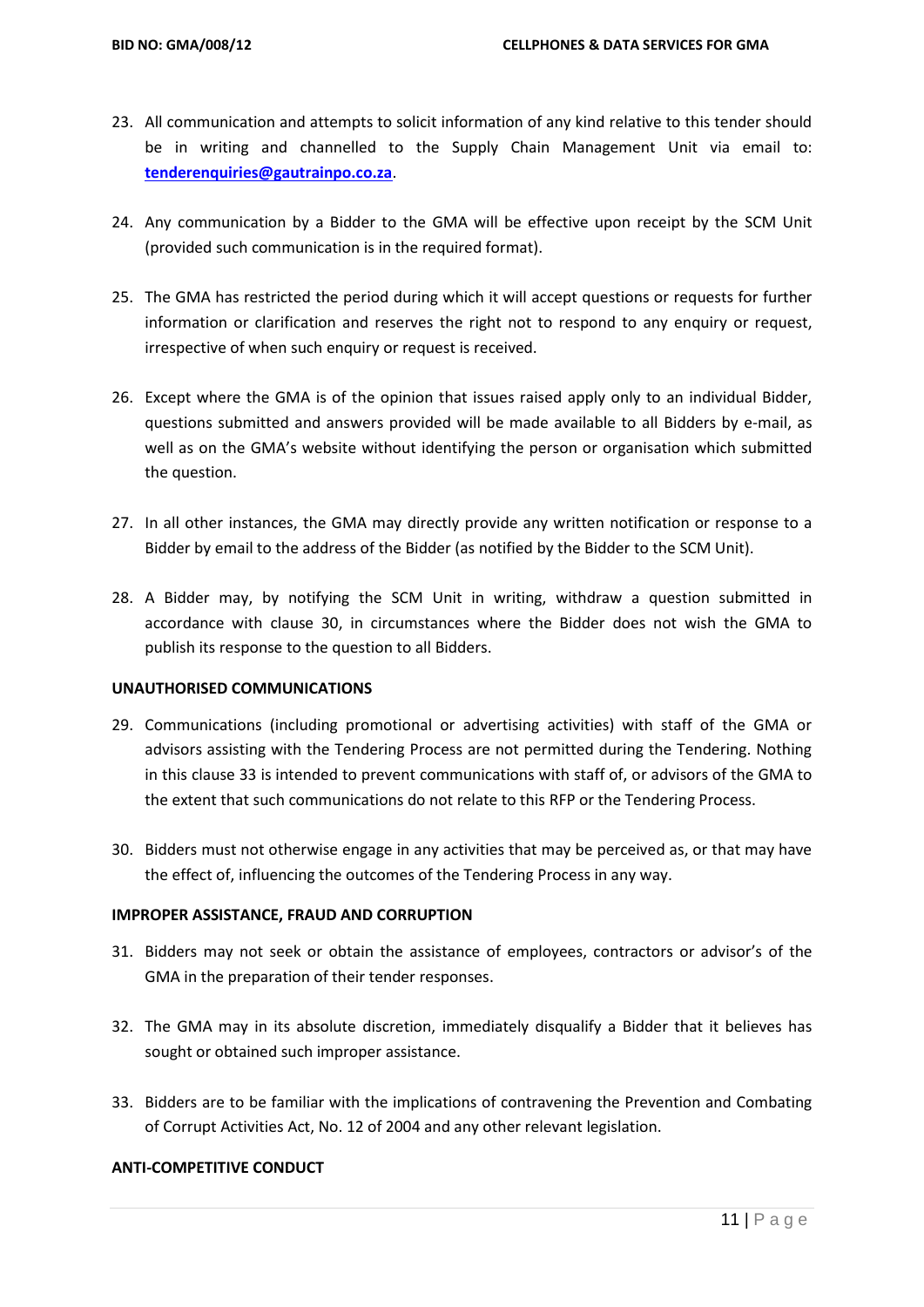23. All communication and attempts to solicit information of any kind relative to this tender should be in writing and channelled to the Supply Chain Management Unit via email to: **tenderenquiries@gautrainpo.co.za**.

24. Any communication by a Bidder to the GMA will be effective upon receipt by the SCM Unit (provided such communication is in the required format).

25. The GMA has restricted the period during which it will accept questions or requests for further information or clarification and reserves the right not to respond to any enquiry or request, irrespective of when such enquiry or request is received.

26. Except where the GMA is of the opinion that issues raised apply only to an individual Bidder, questions submitted and answers provided will be made available to all Bidders by e-mail, as well as on the GMA's website without identifying the person or organisation which submitted the question.

27. In all other instances, the GMA may directly provide any written notification or response to a Bidder by email to the address of the Bidder (as notified by the Bidder to the SCM Unit).

28. A Bidder may, by notifying the SCM Unit in writing, withdraw a question submitted in accordance with clause 30, in circumstances where the Bidder does not wish the GMA to publish its response to the question to all Bidders.

**UNAUTHORISED COMMUNICATIONS**

29. Communications (including promotional or advertising activities) with staff of the GMA or advisors assisting with the Tendering Process are not permitted during the Tendering. Nothing in this clause 33 is intended to prevent communications with staff of, or advisors of the GMA to the extent that such communications do not relate to this RFP or the Tendering Process.

30. Bidders must not otherwise engage in any activities that may be perceived as, or that may have the effect of, influencing the outcomes of the Tendering Process in any way.

**IMPROPER ASSISTANCE, FRAUD AND CORRUPTION**

31. Bidders may not seek or obtain the assistance of employees, contractors or advisor's of the GMA in the preparation of their tender responses.

32. The GMA may in its absolute discretion, immediately disqualify a Bidder that it believes has sought or obtained such improper assistance.

33. Bidders are to be familiar with the implications of contravening the Prevention and Combating of Corrupt Activities Act, No. 12 of 2004 and any other relevant legislation.

**ANTI-COMPETITIVE CONDUCT**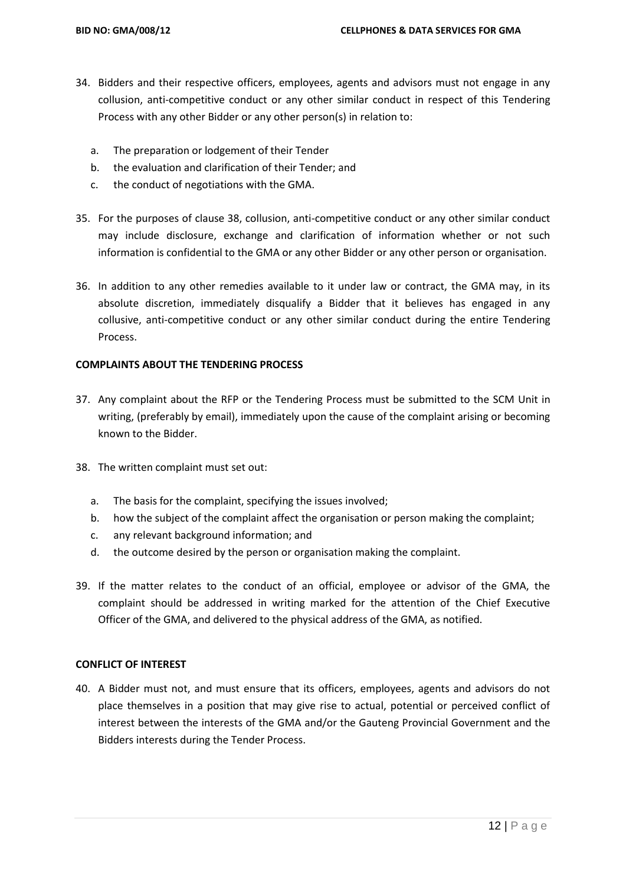34. Bidders and their respective officers, employees, agents and advisors must not engage in any collusion, anti-competitive conduct or any other similar conduct in respect of this Tendering Process with any other Bidder or any other person(s) in relation to:

    a. The preparation or lodgement of their Tender
    b. the evaluation and clarification of their Tender; and
    c. the conduct of negotiations with the GMA.

35. For the purposes of clause 38, collusion, anti-competitive conduct or any other similar conduct may include disclosure, exchange and clarification of information whether or not such information is confidential to the GMA or any other Bidder or any other person or organisation.

36. In addition to any other remedies available to it under law or contract, the GMA may, in its absolute discretion, immediately disqualify a Bidder that it believes has engaged in any collusive, anti-competitive conduct or any other similar conduct during the entire Tendering Process.

**COMPLAINTS ABOUT THE TENDERING PROCESS**

37. Any complaint about the RFP or the Tendering Process must be submitted to the SCM Unit in writing, (preferably by email), immediately upon the cause of the complaint arising or becoming known to the Bidder.

38. The written complaint must set out:

    a. The basis for the complaint, specifying the issues involved;
    b. how the subject of the complaint affect the organisation or person making the complaint;
    c. any relevant background information; and
    d. the outcome desired by the person or organisation making the complaint.

39. If the matter relates to the conduct of an official, employee or advisor of the GMA, the complaint should be addressed in writing marked for the attention of the Chief Executive Officer of the GMA, and delivered to the physical address of the GMA, as notified.

**CONFLICT OF INTEREST**

40. A Bidder must not, and must ensure that its officers, employees, agents and advisors do not place themselves in a position that may give rise to actual, potential or perceived conflict of interest between the interests of the GMA and/or the Gauteng Provincial Government and the Bidders interests during the Tender Process.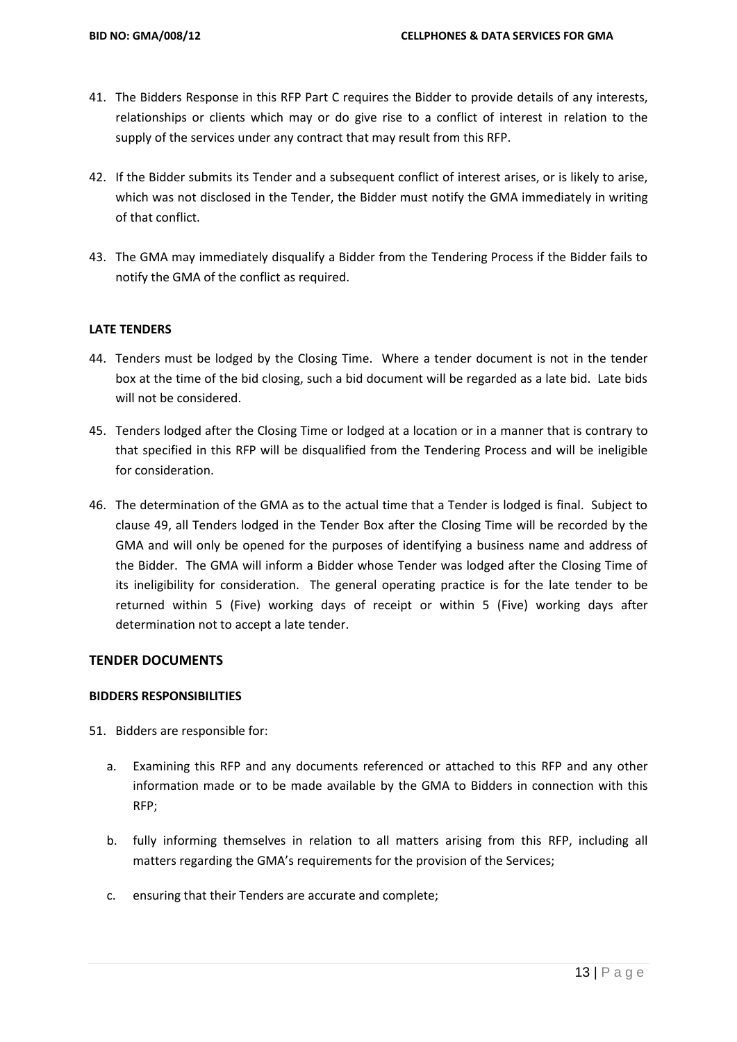41. The Bidders Response in this RFP Part C requires the Bidder to provide details of any interests, relationships or clients which may or do give rise to a conflict of interest in relation to the supply of the services under any contract that may result from this RFP.

42. If the Bidder submits its Tender and a subsequent conflict of interest arises, or is likely to arise, which was not disclosed in the Tender, the Bidder must notify the GMA immediately in writing of that conflict.

43. The GMA may immediately disqualify a Bidder from the Tendering Process if the Bidder fails to notify the GMA of the conflict as required.

**LATE TENDERS**

44. Tenders must be lodged by the Closing Time. Where a tender document is not in the tender box at the time of the bid closing, such a bid document will be regarded as a late bid. Late bids will not be considered.

45. Tenders lodged after the Closing Time or lodged at a location or in a manner that is contrary to that specified in this RFP will be disqualified from the Tendering Process and will be ineligible for consideration.

46. The determination of the GMA as to the actual time that a Tender is lodged is final. Subject to clause 49, all Tenders lodged in the Tender Box after the Closing Time will be recorded by the GMA and will only be opened for the purposes of identifying a business name and address of the Bidder. The GMA will inform a Bidder whose Tender was lodged after the Closing Time of its ineligibility for consideration. The general operating practice is for the late tender to be returned within 5 (Five) working days of receipt or within 5 (Five) working days after determination not to accept a late tender.

## TENDER DOCUMENTS

**BIDDERS RESPONSIBILITIES**

51. Bidders are responsible for:

    a. Examining this RFP and any documents referenced or attached to this RFP and any other information made or to be made available by the GMA to Bidders in connection with this RFP;

    b. fully informing themselves in relation to all matters arising from this RFP, including all matters regarding the GMA's requirements for the provision of the Services;

    c. ensuring that their Tenders are accurate and complete;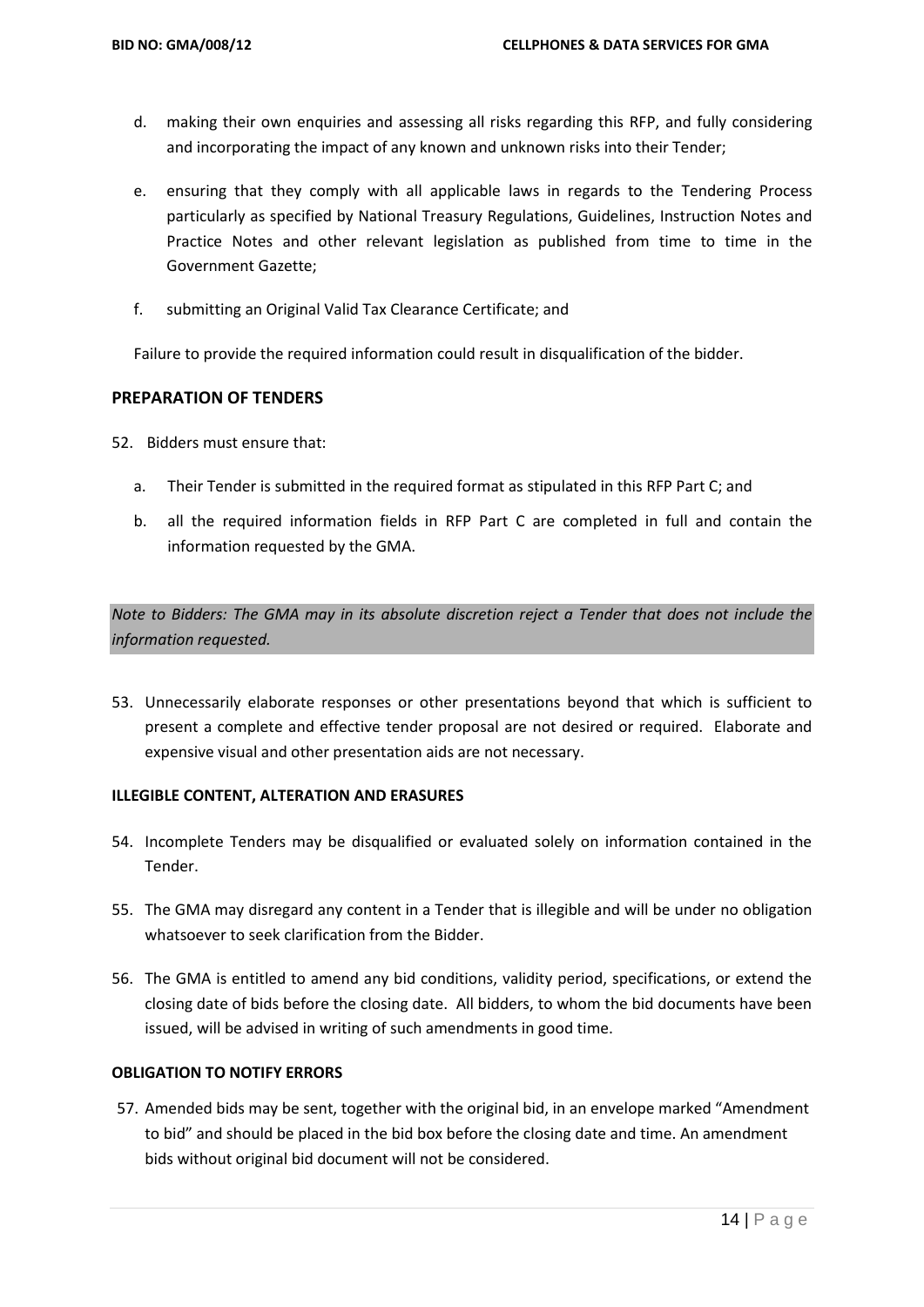d. making their own enquiries and assessing all risks regarding this RFP, and fully considering and incorporating the impact of any known and unknown risks into their Tender;

e. ensuring that they comply with all applicable laws in regards to the Tendering Process particularly as specified by National Treasury Regulations, Guidelines, Instruction Notes and Practice Notes and other relevant legislation as published from time to time in the Government Gazette;

f. submitting an Original Valid Tax Clearance Certificate; and

Failure to provide the required information could result in disqualification of the bidder.

## PREPARATION OF TENDERS

52. Bidders must ensure that:

    a. Their Tender is submitted in the required format as stipulated in this RFP Part C; and

    b. all the required information fields in RFP Part C are completed in full and contain the information requested by the GMA.

*Note to Bidders: The GMA may in its absolute discretion reject a Tender that does not include the information requested.*

53. Unnecessarily elaborate responses or other presentations beyond that which is sufficient to present a complete and effective tender proposal are not desired or required. Elaborate and expensive visual and other presentation aids are not necessary.

### ILLEGIBLE CONTENT, ALTERATION AND ERASURES

54. Incomplete Tenders may be disqualified or evaluated solely on information contained in the Tender.

55. The GMA may disregard any content in a Tender that is illegible and will be under no obligation whatsoever to seek clarification from the Bidder.

56. The GMA is entitled to amend any bid conditions, validity period, specifications, or extend the closing date of bids before the closing date. All bidders, to whom the bid documents have been issued, will be advised in writing of such amendments in good time.

### OBLIGATION TO NOTIFY ERRORS

57. Amended bids may be sent, together with the original bid, in an envelope marked "Amendment to bid" and should be placed in the bid box before the closing date and time. An amendment bids without original bid document will not be considered.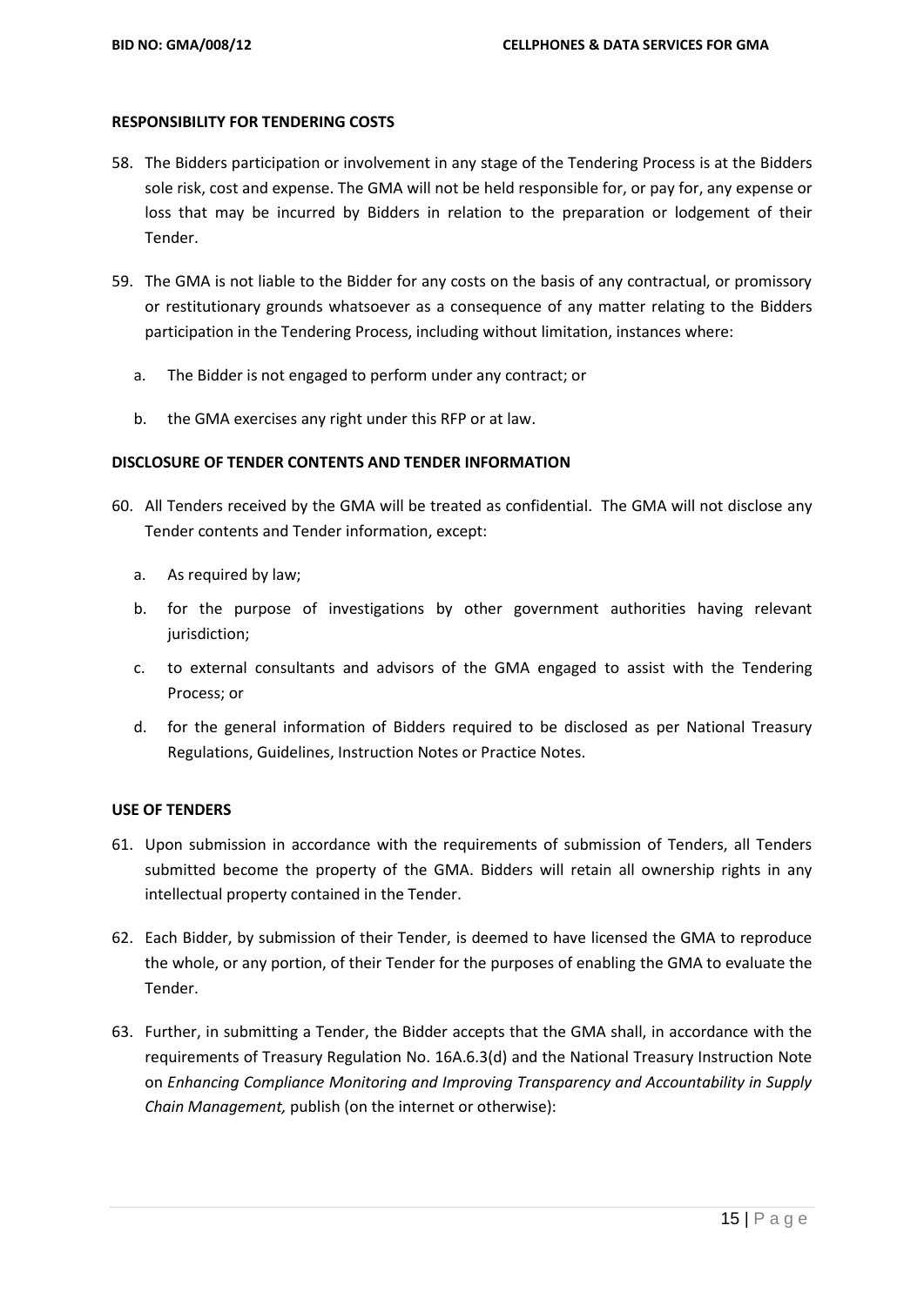## RESPONSIBILITY FOR TENDERING COSTS

58. The Bidders participation or involvement in any stage of the Tendering Process is at the Bidders sole risk, cost and expense. The GMA will not be held responsible for, or pay for, any expense or loss that may be incurred by Bidders in relation to the preparation or lodgement of their Tender.

59. The GMA is not liable to the Bidder for any costs on the basis of any contractual, or promissory or restitutionary grounds whatsoever as a consequence of any matter relating to the Bidders participation in the Tendering Process, including without limitation, instances where:

    a. The Bidder is not engaged to perform under any contract; or

    b. the GMA exercises any right under this RFP or at law.

## DISCLOSURE OF TENDER CONTENTS AND TENDER INFORMATION

60. All Tenders received by the GMA will be treated as confidential. The GMA will not disclose any Tender contents and Tender information, except:

    a. As required by law;

    b. for the purpose of investigations by other government authorities having relevant jurisdiction;

    c. to external consultants and advisors of the GMA engaged to assist with the Tendering Process; or

    d. for the general information of Bidders required to be disclosed as per National Treasury Regulations, Guidelines, Instruction Notes or Practice Notes.

## USE OF TENDERS

61. Upon submission in accordance with the requirements of submission of Tenders, all Tenders submitted become the property of the GMA. Bidders will retain all ownership rights in any intellectual property contained in the Tender.

62. Each Bidder, by submission of their Tender, is deemed to have licensed the GMA to reproduce the whole, or any portion, of their Tender for the purposes of enabling the GMA to evaluate the Tender.

63. Further, in submitting a Tender, the Bidder accepts that the GMA shall, in accordance with the requirements of Treasury Regulation No. 16A.6.3(d) and the National Treasury Instruction Note on *Enhancing Compliance Monitoring and Improving Transparency and Accountability in Supply Chain Management,* publish (on the internet or otherwise):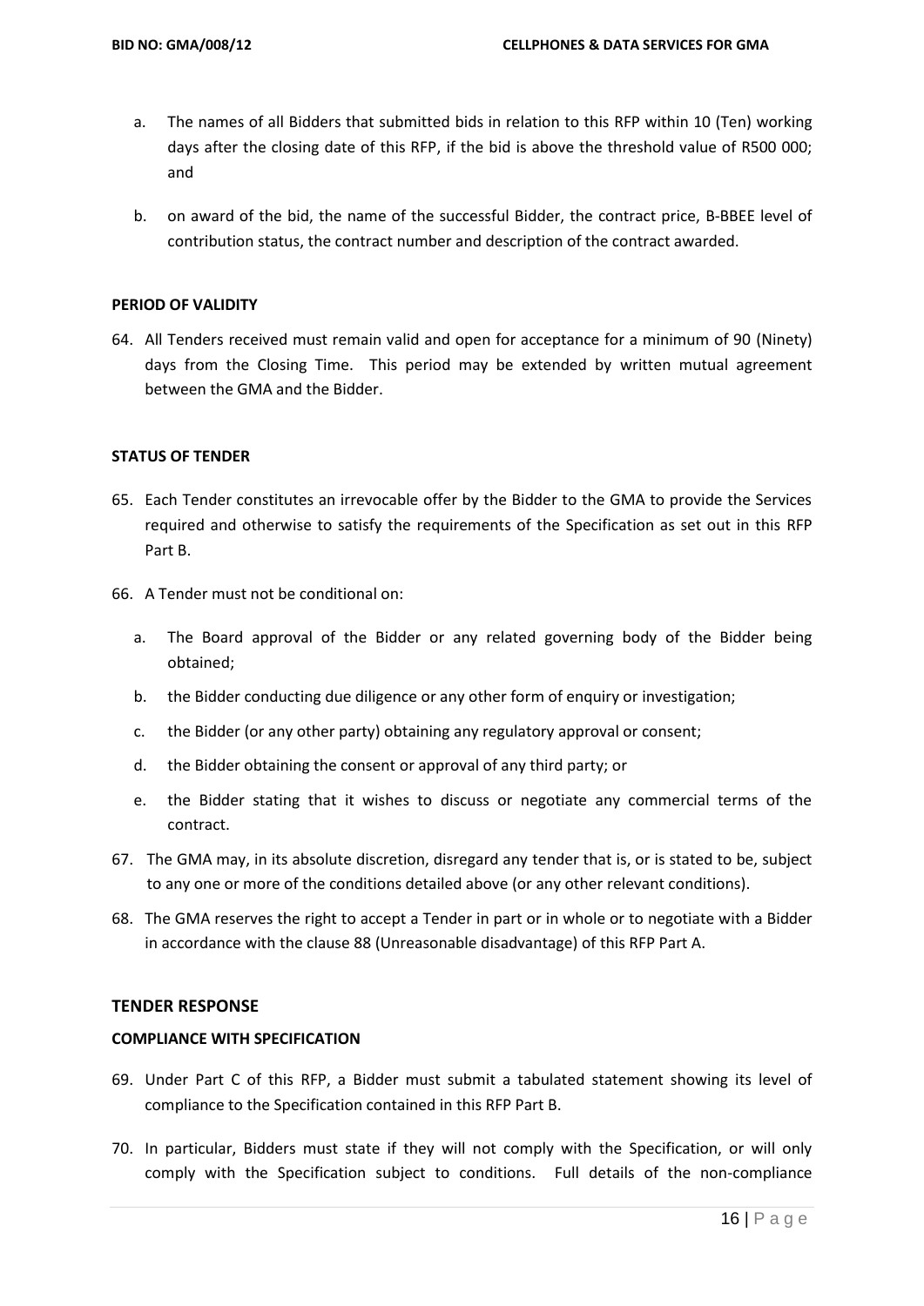a. The names of all Bidders that submitted bids in relation to this RFP within 10 (Ten) working days after the closing date of this RFP, if the bid is above the threshold value of R500 000; and

b. on award of the bid, the name of the successful Bidder, the contract price, B-BBEE level of contribution status, the contract number and description of the contract awarded.

**PERIOD OF VALIDITY**

64. All Tenders received must remain valid and open for acceptance for a minimum of 90 (Ninety) days from the Closing Time. This period may be extended by written mutual agreement between the GMA and the Bidder.

**STATUS OF TENDER**

65. Each Tender constitutes an irrevocable offer by the Bidder to the GMA to provide the Services required and otherwise to satisfy the requirements of the Specification as set out in this RFP Part B.

66. A Tender must not be conditional on:

    a. The Board approval of the Bidder or any related governing body of the Bidder being obtained;

    b. the Bidder conducting due diligence or any other form of enquiry or investigation;

    c. the Bidder (or any other party) obtaining any regulatory approval or consent;

    d. the Bidder obtaining the consent or approval of any third party; or

    e. the Bidder stating that it wishes to discuss or negotiate any commercial terms of the contract.

67. The GMA may, in its absolute discretion, disregard any tender that is, or is stated to be, subject to any one or more of the conditions detailed above (or any other relevant conditions).

68. The GMA reserves the right to accept a Tender in part or in whole or to negotiate with a Bidder in accordance with the clause 88 (Unreasonable disadvantage) of this RFP Part A.

## TENDER RESPONSE

**COMPLIANCE WITH SPECIFICATION**

69. Under Part C of this RFP, a Bidder must submit a tabulated statement showing its level of compliance to the Specification contained in this RFP Part B.

70. In particular, Bidders must state if they will not comply with the Specification, or will only comply with the Specification subject to conditions. Full details of the non-compliance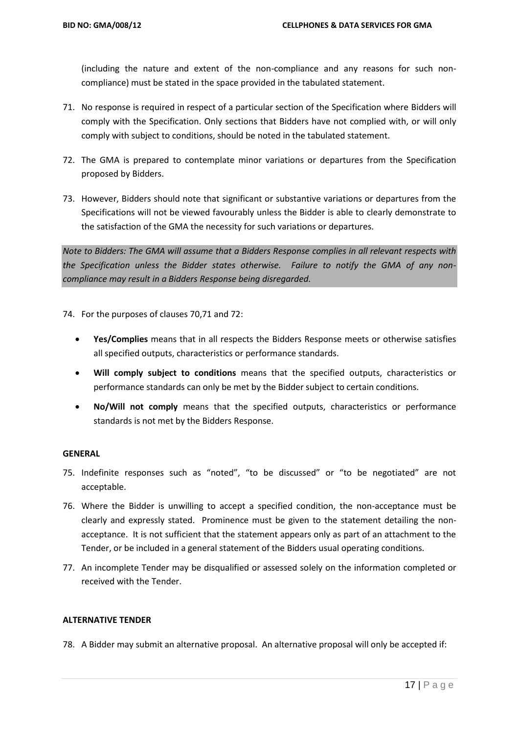(including the nature and extent of the non-compliance and any reasons for such non-compliance) must be stated in the space provided in the tabulated statement.

71. No response is required in respect of a particular section of the Specification where Bidders will comply with the Specification. Only sections that Bidders have not complied with, or will only comply with subject to conditions, should be noted in the tabulated statement.

72. The GMA is prepared to contemplate minor variations or departures from the Specification proposed by Bidders.

73. However, Bidders should note that significant or substantive variations or departures from the Specifications will not be viewed favourably unless the Bidder is able to clearly demonstrate to the satisfaction of the GMA the necessity for such variations or departures.

*Note to Bidders: The GMA will assume that a Bidders Response complies in all relevant respects with the Specification unless the Bidder states otherwise. Failure to notify the GMA of any non-compliance may result in a Bidders Response being disregarded.*

74. For the purposes of clauses 70,71 and 72:

- **Yes/Complies** means that in all respects the Bidders Response meets or otherwise satisfies all specified outputs, characteristics or performance standards.
- **Will comply subject to conditions** means that the specified outputs, characteristics or performance standards can only be met by the Bidder subject to certain conditions.
- **No/Will not comply** means that the specified outputs, characteristics or performance standards is not met by the Bidders Response.

**GENERAL**

75. Indefinite responses such as "noted", "to be discussed" or "to be negotiated" are not acceptable.

76. Where the Bidder is unwilling to accept a specified condition, the non-acceptance must be clearly and expressly stated. Prominence must be given to the statement detailing the non-acceptance. It is not sufficient that the statement appears only as part of an attachment to the Tender, or be included in a general statement of the Bidders usual operating conditions.

77. An incomplete Tender may be disqualified or assessed solely on the information completed or received with the Tender.

**ALTERNATIVE TENDER**

78. A Bidder may submit an alternative proposal. An alternative proposal will only be accepted if: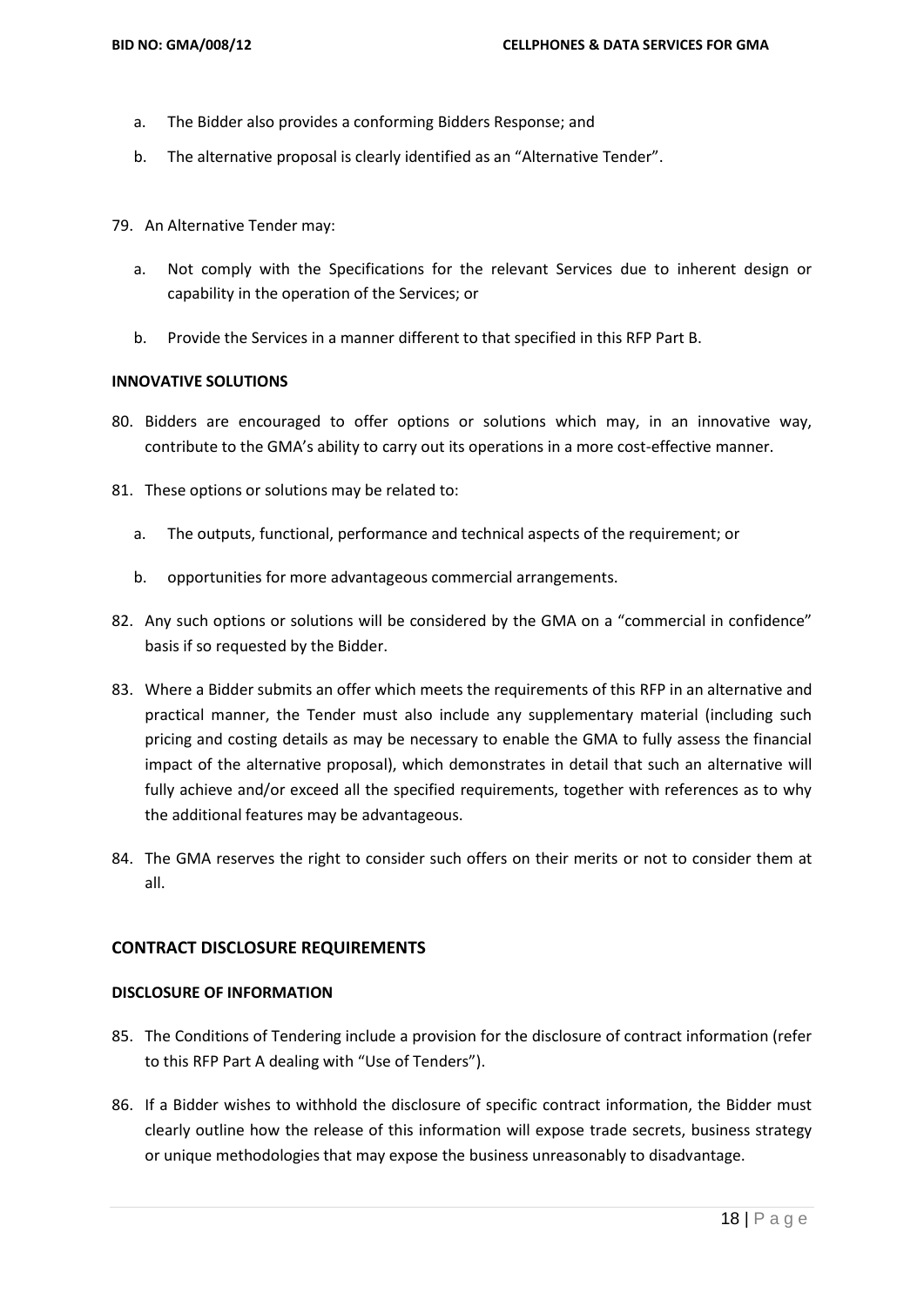a. The Bidder also provides a conforming Bidders Response; and

b. The alternative proposal is clearly identified as an "Alternative Tender".

79. An Alternative Tender may:

    a. Not comply with the Specifications for the relevant Services due to inherent design or capability in the operation of the Services; or

    b. Provide the Services in a manner different to that specified in this RFP Part B.

### INNOVATIVE SOLUTIONS

80. Bidders are encouraged to offer options or solutions which may, in an innovative way, contribute to the GMA's ability to carry out its operations in a more cost-effective manner.

81. These options or solutions may be related to:

    a. The outputs, functional, performance and technical aspects of the requirement; or

    b. opportunities for more advantageous commercial arrangements.

82. Any such options or solutions will be considered by the GMA on a "commercial in confidence" basis if so requested by the Bidder.

83. Where a Bidder submits an offer which meets the requirements of this RFP in an alternative and practical manner, the Tender must also include any supplementary material (including such pricing and costing details as may be necessary to enable the GMA to fully assess the financial impact of the alternative proposal), which demonstrates in detail that such an alternative will fully achieve and/or exceed all the specified requirements, together with references as to why the additional features may be advantageous.

84. The GMA reserves the right to consider such offers on their merits or not to consider them at all.

## CONTRACT DISCLOSURE REQUIREMENTS

### DISCLOSURE OF INFORMATION

85. The Conditions of Tendering include a provision for the disclosure of contract information (refer to this RFP Part A dealing with "Use of Tenders").

86. If a Bidder wishes to withhold the disclosure of specific contract information, the Bidder must clearly outline how the release of this information will expose trade secrets, business strategy or unique methodologies that may expose the business unreasonably to disadvantage.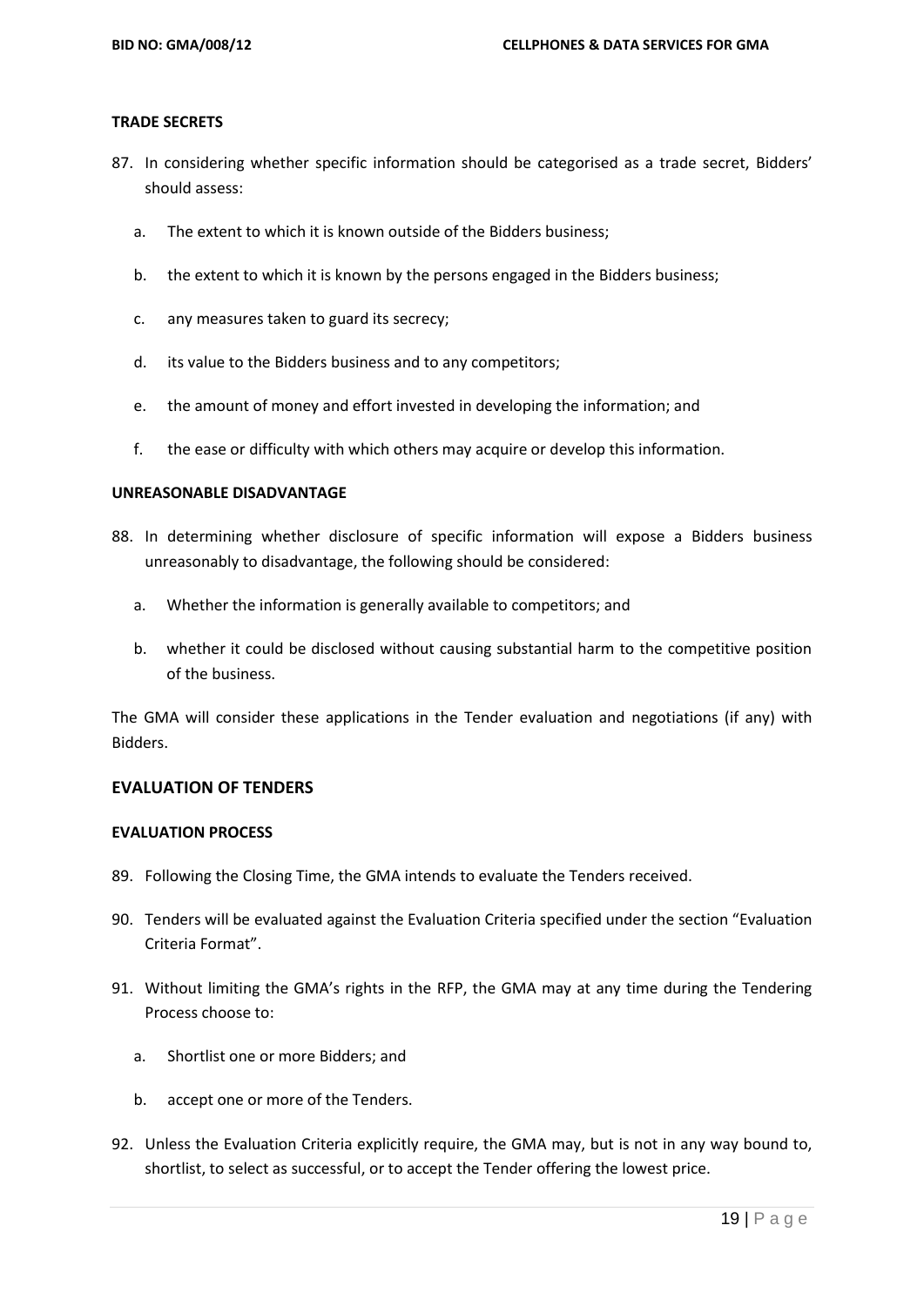#### TRADE SECRETS

87. In considering whether specific information should be categorised as a trade secret, Bidders' should assess:
    a. The extent to which it is known outside of the Bidders business;
    b. the extent to which it is known by the persons engaged in the Bidders business;
    c. any measures taken to guard its secrecy;
    d. its value to the Bidders business and to any competitors;
    e. the amount of money and effort invested in developing the information; and
    f. the ease or difficulty with which others may acquire or develop this information.

#### UNREASONABLE DISADVANTAGE

88. In determining whether disclosure of specific information will expose a Bidders business unreasonably to disadvantage, the following should be considered:
    a. Whether the information is generally available to competitors; and
    b. whether it could be disclosed without causing substantial harm to the competitive position of the business.

The GMA will consider these applications in the Tender evaluation and negotiations (if any) with Bidders.

### EVALUATION OF TENDERS

#### EVALUATION PROCESS

89. Following the Closing Time, the GMA intends to evaluate the Tenders received.
90. Tenders will be evaluated against the Evaluation Criteria specified under the section "Evaluation Criteria Format".
91. Without limiting the GMA's rights in the RFP, the GMA may at any time during the Tendering Process choose to:
    a. Shortlist one or more Bidders; and
    b. accept one or more of the Tenders.
92. Unless the Evaluation Criteria explicitly require, the GMA may, but is not in any way bound to, shortlist, to select as successful, or to accept the Tender offering the lowest price.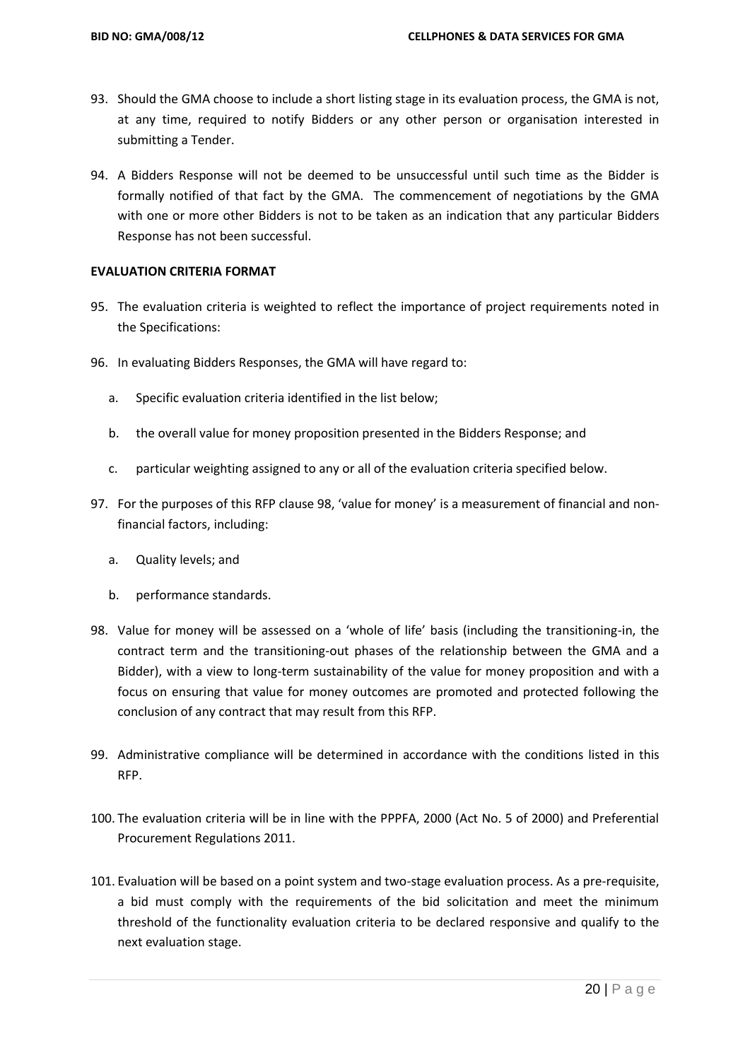93. Should the GMA choose to include a short listing stage in its evaluation process, the GMA is not, at any time, required to notify Bidders or any other person or organisation interested in submitting a Tender.

94. A Bidders Response will not be deemed to be unsuccessful until such time as the Bidder is formally notified of that fact by the GMA. The commencement of negotiations by the GMA with one or more other Bidders is not to be taken as an indication that any particular Bidders Response has not been successful.

**EVALUATION CRITERIA FORMAT**

95. The evaluation criteria is weighted to reflect the importance of project requirements noted in the Specifications:

96. In evaluating Bidders Responses, the GMA will have regard to:

    a. Specific evaluation criteria identified in the list below;

    b. the overall value for money proposition presented in the Bidders Response; and

    c. particular weighting assigned to any or all of the evaluation criteria specified below.

97. For the purposes of this RFP clause 98, 'value for money' is a measurement of financial and non-financial factors, including:

    a. Quality levels; and

    b. performance standards.

98. Value for money will be assessed on a 'whole of life' basis (including the transitioning-in, the contract term and the transitioning-out phases of the relationship between the GMA and a Bidder), with a view to long-term sustainability of the value for money proposition and with a focus on ensuring that value for money outcomes are promoted and protected following the conclusion of any contract that may result from this RFP.

99. Administrative compliance will be determined in accordance with the conditions listed in this RFP.

100. The evaluation criteria will be in line with the PPPFA, 2000 (Act No. 5 of 2000) and Preferential Procurement Regulations 2011.

101. Evaluation will be based on a point system and two-stage evaluation process. As a pre-requisite, a bid must comply with the requirements of the bid solicitation and meet the minimum threshold of the functionality evaluation criteria to be declared responsive and qualify to the next evaluation stage.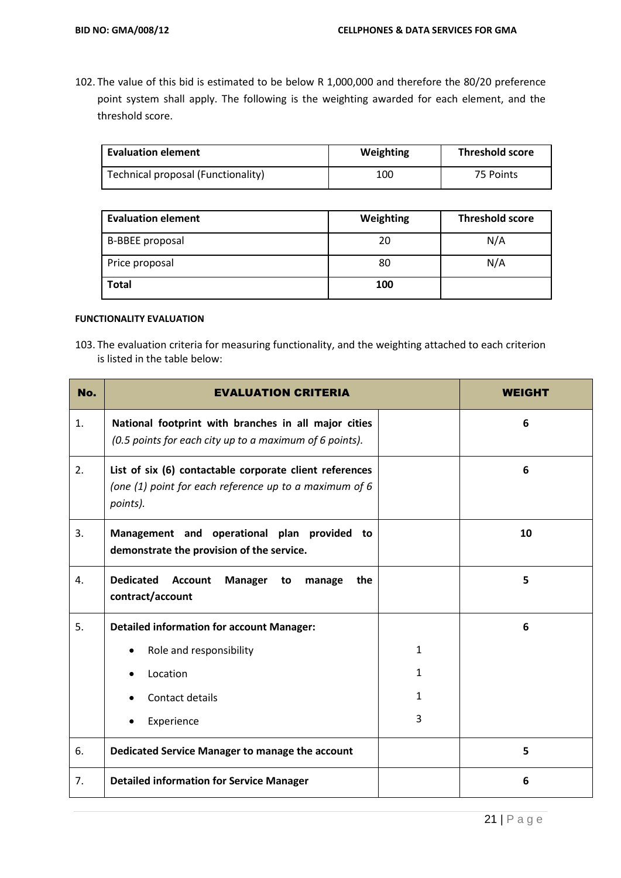102. The value of this bid is estimated to be below R 1,000,000 and therefore the 80/20 preference point system shall apply. The following is the weighting awarded for each element, and the threshold score.

| Evaluation element | Weighting | Threshold score |
|---|---|---|
| Technical proposal (Functionality) | 100 | 75 Points |

| Evaluation element | Weighting | Threshold score |
|---|---|---|
| B-BBEE proposal | 20 | N/A |
| Price proposal | 80 | N/A |
| **Total** | **100** | |

#### FUNCTIONALITY EVALUATION

103. The evaluation criteria for measuring functionality, and the weighting attached to each criterion is listed in the table below:

| No. | EVALUATION CRITERIA | | WEIGHT |
|---|---|---|---|
| 1. | **National footprint with branches in all major cities** *(0.5 points for each city up to a maximum of 6 points).* | | **6** |
| 2. | **List of six (6) contactable corporate client references** *(one (1) point for each reference up to a maximum of 6 points).* | | **6** |
| 3. | **Management and operational plan provided to demonstrate the provision of the service.** | | **10** |
| 4. | **Dedicated Account Manager to manage the contract/account** | | **5** |
| 5. | **Detailed information for account Manager:** | | **6** |
| | • Role and responsibility | 1 | |
| | • Location | 1 | |
| | • Contact details | 1 | |
| | • Experience | 3 | |
| 6. | **Dedicated Service Manager to manage the account** | | **5** |
| 7. | **Detailed information for Service Manager** | | **6** |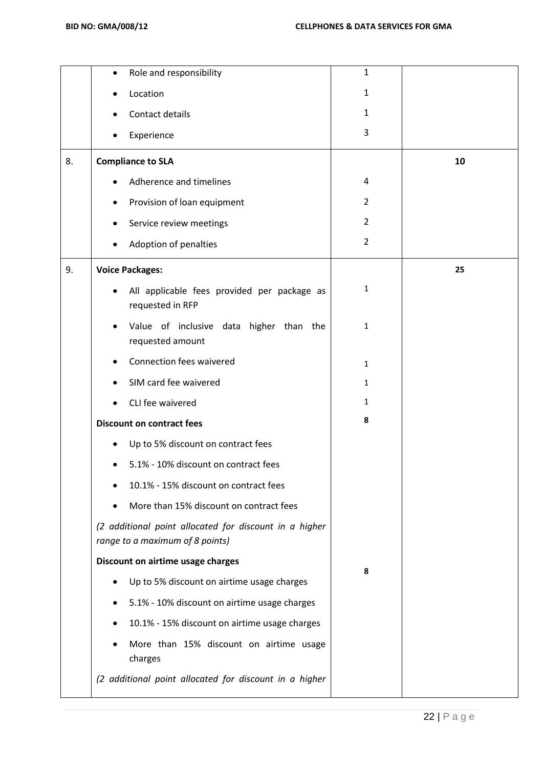| | | | |
|---|---|---|---|
| | • Role and responsibility | 1 | |
| | • Location | 1 | |
| | • Contact details | 1 | |
| | • Experience | 3 | |
| 8. | **Compliance to SLA** | | **10** |
| | • Adherence and timelines | 4 | |
| | • Provision of loan equipment | 2 | |
| | • Service review meetings | 2 | |
| | • Adoption of penalties | 2 | |
| 9. | **Voice Packages:** | | **25** |
| | • All applicable fees provided per package as requested in RFP | 1 | |
| | • Value of inclusive data higher than the requested amount | 1 | |
| | • Connection fees waivered | 1 | |
| | • SIM card fee waivered | 1 | |
| | • CLI fee waivered | 1 | |
| | **Discount on contract fees** | **8** | |
| | • Up to 5% discount on contract fees | | |
| | • 5.1% - 10% discount on contract fees | | |
| | • 10.1% - 15% discount on contract fees | | |
| | • More than 15% discount on contract fees | | |
| | *(2 additional point allocated for discount in a higher range to a maximum of 8 points)* | | |
| | **Discount on airtime usage charges** | **8** | |
| | • Up to 5% discount on airtime usage charges | | |
| | • 5.1% - 10% discount on airtime usage charges | | |
| | • 10.1% - 15% discount on airtime usage charges | | |
| | • More than 15% discount on airtime usage charges | | |
| | *(2 additional point allocated for discount in a higher* | | |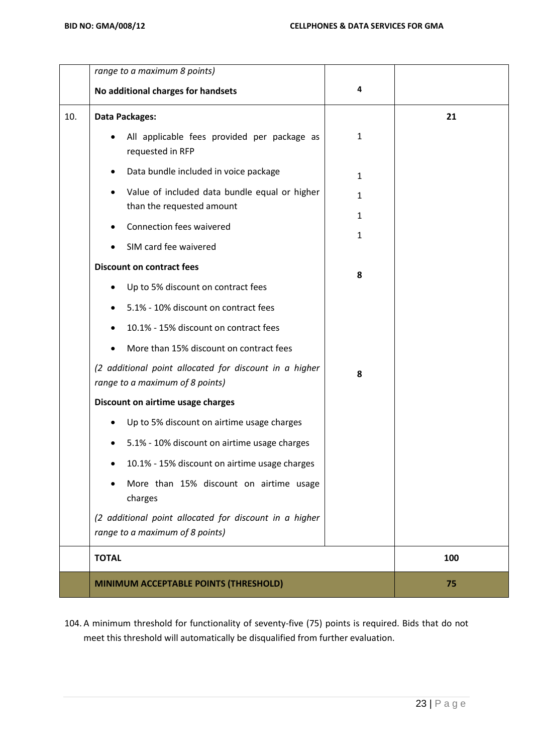|  | *range to a maximum 8 points)*<br><br>**No additional charges for handsets** | 4 |  |
|---|---|---|---|
| 10. | **Data Packages:**<br><br>• All applicable fees provided per package as requested in RFP<br>• Data bundle included in voice package<br>• Value of included data bundle equal or higher than the requested amount<br>• Connection fees waivered<br>• SIM card fee waivered<br><br>**Discount on contract fees**<br><br>• Up to 5% discount on contract fees<br>• 5.1% - 10% discount on contract fees<br>• 10.1% - 15% discount on contract fees<br>• More than 15% discount on contract fees<br><br>*(2 additional point allocated for discount in a higher range to a maximum of 8 points)*<br><br>**Discount on airtime usage charges**<br><br>• Up to 5% discount on airtime usage charges<br>• 5.1% - 10% discount on airtime usage charges<br>• 10.1% - 15% discount on airtime usage charges<br>• More than 15% discount on airtime usage charges<br><br>*(2 additional point allocated for discount in a higher range to a maximum of 8 points)* | 1<br><br>1<br><br>1<br><br>1<br><br>1<br><br>8<br><br>8 | 21 |
|  | **TOTAL** |  | 100 |
|  | **MINIMUM ACCEPTABLE POINTS (THRESHOLD)** |  | **75** |

104. A minimum threshold for functionality of seventy-five (75) points is required. Bids that do not meet this threshold will automatically be disqualified from further evaluation.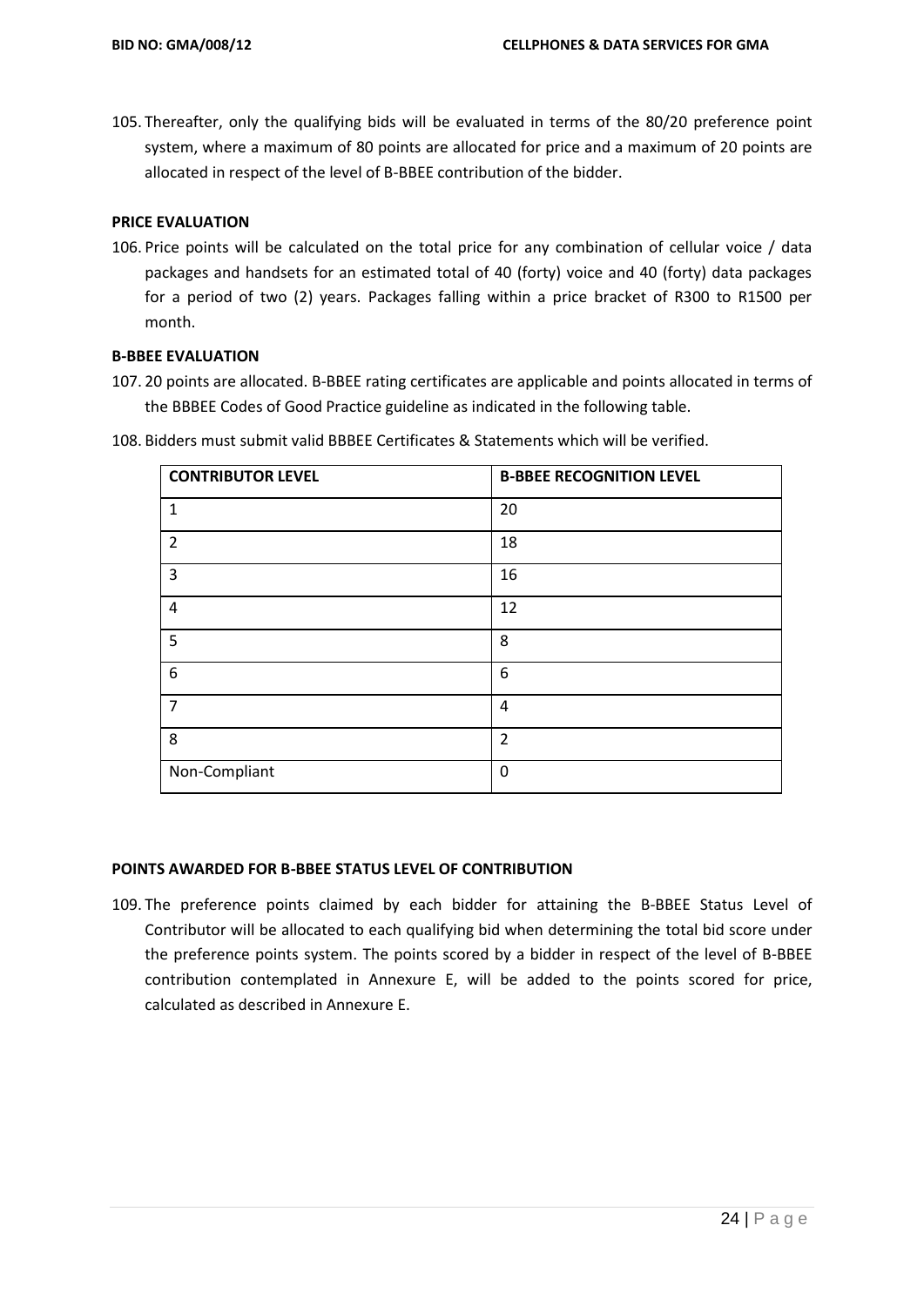105. Thereafter, only the qualifying bids will be evaluated in terms of the 80/20 preference point system, where a maximum of 80 points are allocated for price and a maximum of 20 points are allocated in respect of the level of B-BBEE contribution of the bidder.

**PRICE EVALUATION**

106. Price points will be calculated on the total price for any combination of cellular voice / data packages and handsets for an estimated total of 40 (forty) voice and 40 (forty) data packages for a period of two (2) years. Packages falling within a price bracket of R300 to R1500 per month.

**B-BBEE EVALUATION**

107. 20 points are allocated. B-BBEE rating certificates are applicable and points allocated in terms of the BBBEE Codes of Good Practice guideline as indicated in the following table.

108. Bidders must submit valid BBBEE Certificates & Statements which will be verified.

| CONTRIBUTOR LEVEL | B-BBEE RECOGNITION LEVEL |
|---|---|
| 1 | 20 |
| 2 | 18 |
| 3 | 16 |
| 4 | 12 |
| 5 | 8 |
| 6 | 6 |
| 7 | 4 |
| 8 | 2 |
| Non-Compliant | 0 |

**POINTS AWARDED FOR B-BBEE STATUS LEVEL OF CONTRIBUTION**

109. The preference points claimed by each bidder for attaining the B-BBEE Status Level of Contributor will be allocated to each qualifying bid when determining the total bid score under the preference points system. The points scored by a bidder in respect of the level of B-BBEE contribution contemplated in Annexure E, will be added to the points scored for price, calculated as described in Annexure E.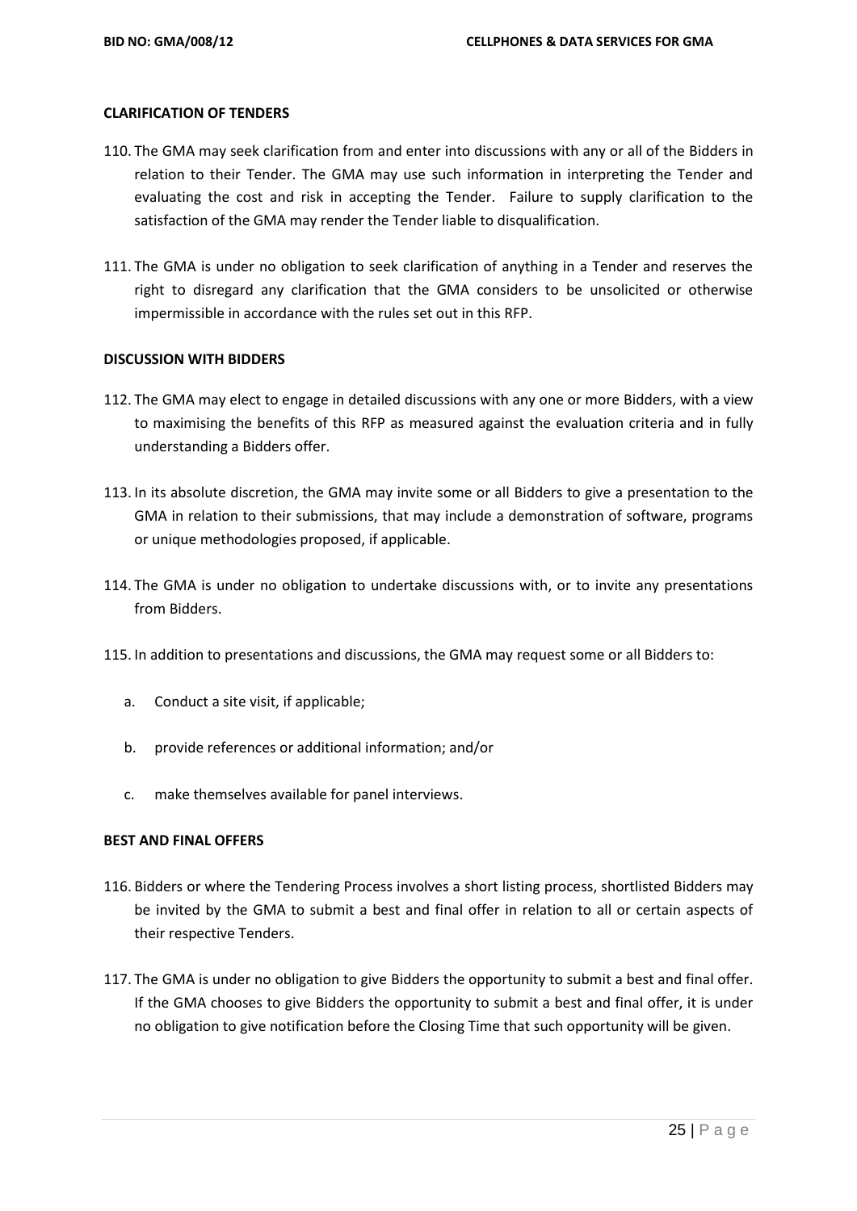**CLARIFICATION OF TENDERS**

110. The GMA may seek clarification from and enter into discussions with any or all of the Bidders in relation to their Tender. The GMA may use such information in interpreting the Tender and evaluating the cost and risk in accepting the Tender. Failure to supply clarification to the satisfaction of the GMA may render the Tender liable to disqualification.

111. The GMA is under no obligation to seek clarification of anything in a Tender and reserves the right to disregard any clarification that the GMA considers to be unsolicited or otherwise impermissible in accordance with the rules set out in this RFP.

**DISCUSSION WITH BIDDERS**

112. The GMA may elect to engage in detailed discussions with any one or more Bidders, with a view to maximising the benefits of this RFP as measured against the evaluation criteria and in fully understanding a Bidders offer.

113. In its absolute discretion, the GMA may invite some or all Bidders to give a presentation to the GMA in relation to their submissions, that may include a demonstration of software, programs or unique methodologies proposed, if applicable.

114. The GMA is under no obligation to undertake discussions with, or to invite any presentations from Bidders.

115. In addition to presentations and discussions, the GMA may request some or all Bidders to:

   a. Conduct a site visit, if applicable;

   b. provide references or additional information; and/or

   c. make themselves available for panel interviews.

**BEST AND FINAL OFFERS**

116. Bidders or where the Tendering Process involves a short listing process, shortlisted Bidders may be invited by the GMA to submit a best and final offer in relation to all or certain aspects of their respective Tenders.

117. The GMA is under no obligation to give Bidders the opportunity to submit a best and final offer. If the GMA chooses to give Bidders the opportunity to submit a best and final offer, it is under no obligation to give notification before the Closing Time that such opportunity will be given.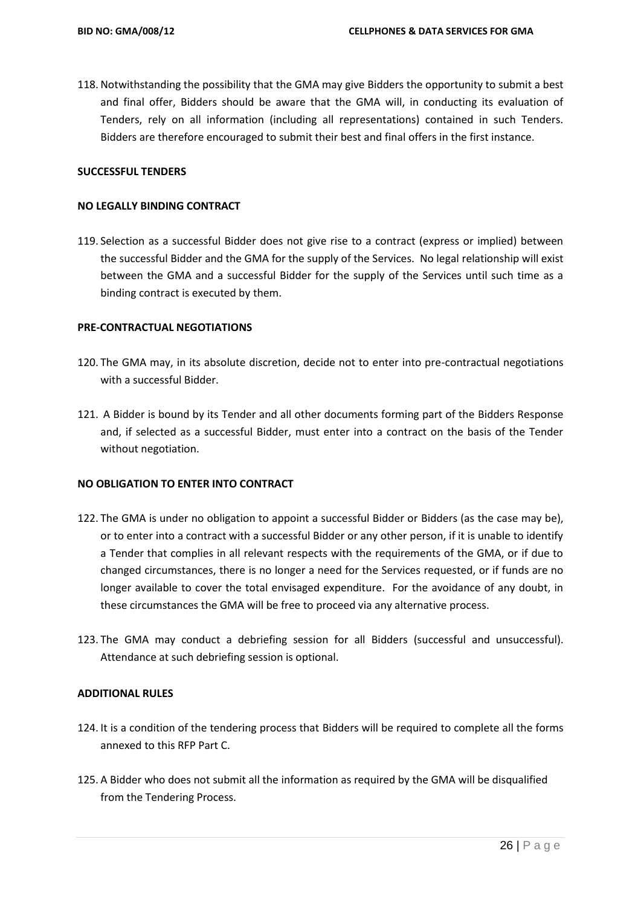118. Notwithstanding the possibility that the GMA may give Bidders the opportunity to submit a best and final offer, Bidders should be aware that the GMA will, in conducting its evaluation of Tenders, rely on all information (including all representations) contained in such Tenders. Bidders are therefore encouraged to submit their best and final offers in the first instance.

**SUCCESSFUL TENDERS**

**NO LEGALLY BINDING CONTRACT**

119. Selection as a successful Bidder does not give rise to a contract (express or implied) between the successful Bidder and the GMA for the supply of the Services. No legal relationship will exist between the GMA and a successful Bidder for the supply of the Services until such time as a binding contract is executed by them.

**PRE-CONTRACTUAL NEGOTIATIONS**

120. The GMA may, in its absolute discretion, decide not to enter into pre-contractual negotiations with a successful Bidder.

121. A Bidder is bound by its Tender and all other documents forming part of the Bidders Response and, if selected as a successful Bidder, must enter into a contract on the basis of the Tender without negotiation.

**NO OBLIGATION TO ENTER INTO CONTRACT**

122. The GMA is under no obligation to appoint a successful Bidder or Bidders (as the case may be), or to enter into a contract with a successful Bidder or any other person, if it is unable to identify a Tender that complies in all relevant respects with the requirements of the GMA, or if due to changed circumstances, there is no longer a need for the Services requested, or if funds are no longer available to cover the total envisaged expenditure. For the avoidance of any doubt, in these circumstances the GMA will be free to proceed via any alternative process.

123. The GMA may conduct a debriefing session for all Bidders (successful and unsuccessful). Attendance at such debriefing session is optional.

**ADDITIONAL RULES**

124. It is a condition of the tendering process that Bidders will be required to complete all the forms annexed to this RFP Part C.

125. A Bidder who does not submit all the information as required by the GMA will be disqualified from the Tendering Process.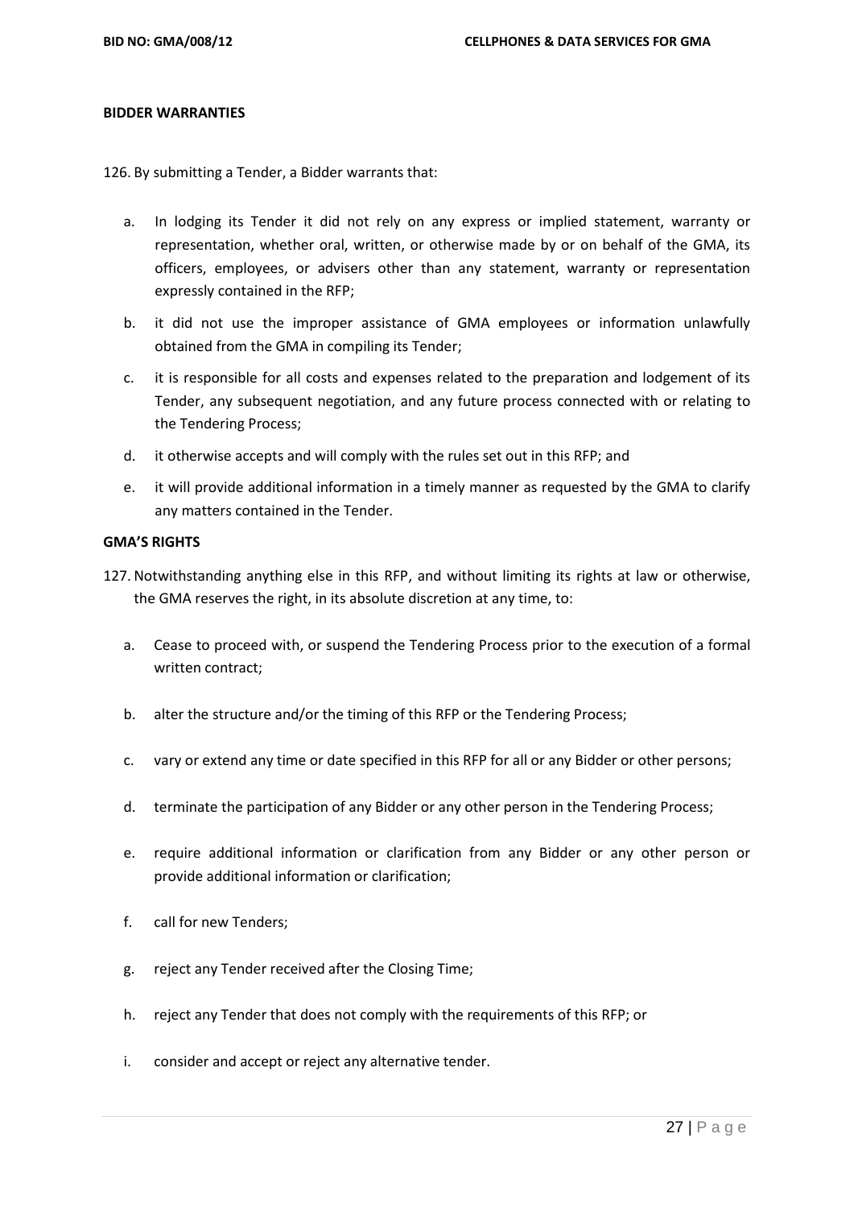**BIDDER WARRANTIES**

126. By submitting a Tender, a Bidder warrants that:

a. In lodging its Tender it did not rely on any express or implied statement, warranty or representation, whether oral, written, or otherwise made by or on behalf of the GMA, its officers, employees, or advisers other than any statement, warranty or representation expressly contained in the RFP;

b. it did not use the improper assistance of GMA employees or information unlawfully obtained from the GMA in compiling its Tender;

c. it is responsible for all costs and expenses related to the preparation and lodgement of its Tender, any subsequent negotiation, and any future process connected with or relating to the Tendering Process;

d. it otherwise accepts and will comply with the rules set out in this RFP; and

e. it will provide additional information in a timely manner as requested by the GMA to clarify any matters contained in the Tender.

**GMA'S RIGHTS**

127. Notwithstanding anything else in this RFP, and without limiting its rights at law or otherwise, the GMA reserves the right, in its absolute discretion at any time, to:

a. Cease to proceed with, or suspend the Tendering Process prior to the execution of a formal written contract;

b. alter the structure and/or the timing of this RFP or the Tendering Process;

c. vary or extend any time or date specified in this RFP for all or any Bidder or other persons;

d. terminate the participation of any Bidder or any other person in the Tendering Process;

e. require additional information or clarification from any Bidder or any other person or provide additional information or clarification;

f. call for new Tenders;

g. reject any Tender received after the Closing Time;

h. reject any Tender that does not comply with the requirements of this RFP; or

i. consider and accept or reject any alternative tender.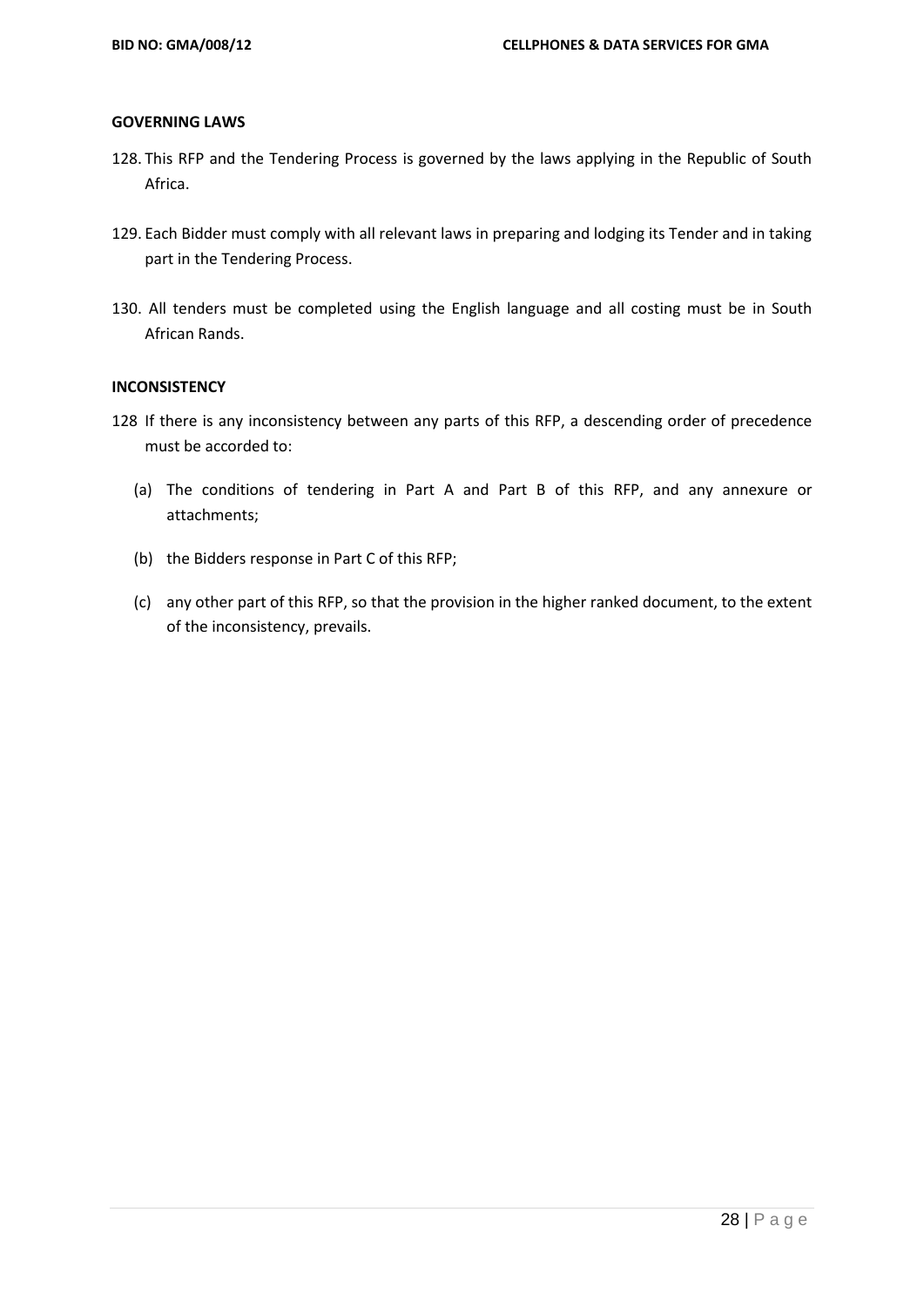**GOVERNING LAWS**

128. This RFP and the Tendering Process is governed by the laws applying in the Republic of South Africa.

129. Each Bidder must comply with all relevant laws in preparing and lodging its Tender and in taking part in the Tendering Process.

130. All tenders must be completed using the English language and all costing must be in South African Rands.

**INCONSISTENCY**

128 If there is any inconsistency between any parts of this RFP, a descending order of precedence must be accorded to:

(a) The conditions of tendering in Part A and Part B of this RFP, and any annexure or attachments;

(b) the Bidders response in Part C of this RFP;

(c) any other part of this RFP, so that the provision in the higher ranked document, to the extent of the inconsistency, prevails.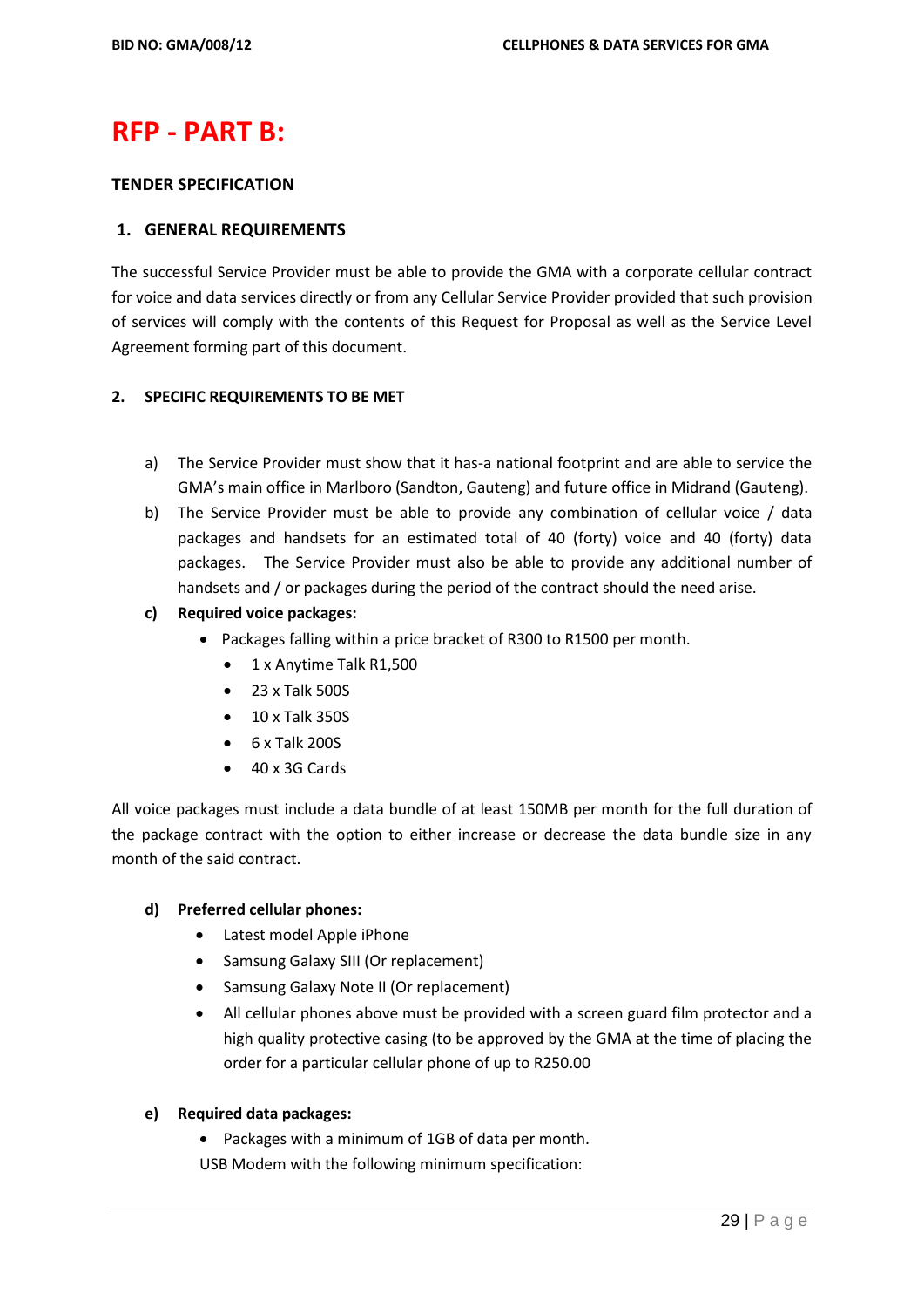# RFP - PART B:

**TENDER SPECIFICATION**

## 1. GENERAL REQUIREMENTS

The successful Service Provider must be able to provide the GMA with a corporate cellular contract for voice and data services directly or from any Cellular Service Provider provided that such provision of services will comply with the contents of this Request for Proposal as well as the Service Level Agreement forming part of this document.

## 2. SPECIFIC REQUIREMENTS TO BE MET

a) The Service Provider must show that it has-a national footprint and are able to service the GMA's main office in Marlboro (Sandton, Gauteng) and future office in Midrand (Gauteng).

b) The Service Provider must be able to provide any combination of cellular voice / data packages and handsets for an estimated total of 40 (forty) voice and 40 (forty) data packages. The Service Provider must also be able to provide any additional number of handsets and / or packages during the period of the contract should the need arise.

**c) Required voice packages:**

- Packages falling within a price bracket of R300 to R1500 per month.
  - 1 x Anytime Talk R1,500
  - 23 x Talk 500S
  - 10 x Talk 350S
  - 6 x Talk 200S
  - 40 x 3G Cards

All voice packages must include a data bundle of at least 150MB per month for the full duration of the package contract with the option to either increase or decrease the data bundle size in any month of the said contract.

**d) Preferred cellular phones:**

- Latest model Apple iPhone
- Samsung Galaxy SIII (Or replacement)
- Samsung Galaxy Note II (Or replacement)
- All cellular phones above must be provided with a screen guard film protector and a high quality protective casing (to be approved by the GMA at the time of placing the order for a particular cellular phone of up to R250.00

**e) Required data packages:**

- Packages with a minimum of 1GB of data per month.

USB Modem with the following minimum specification: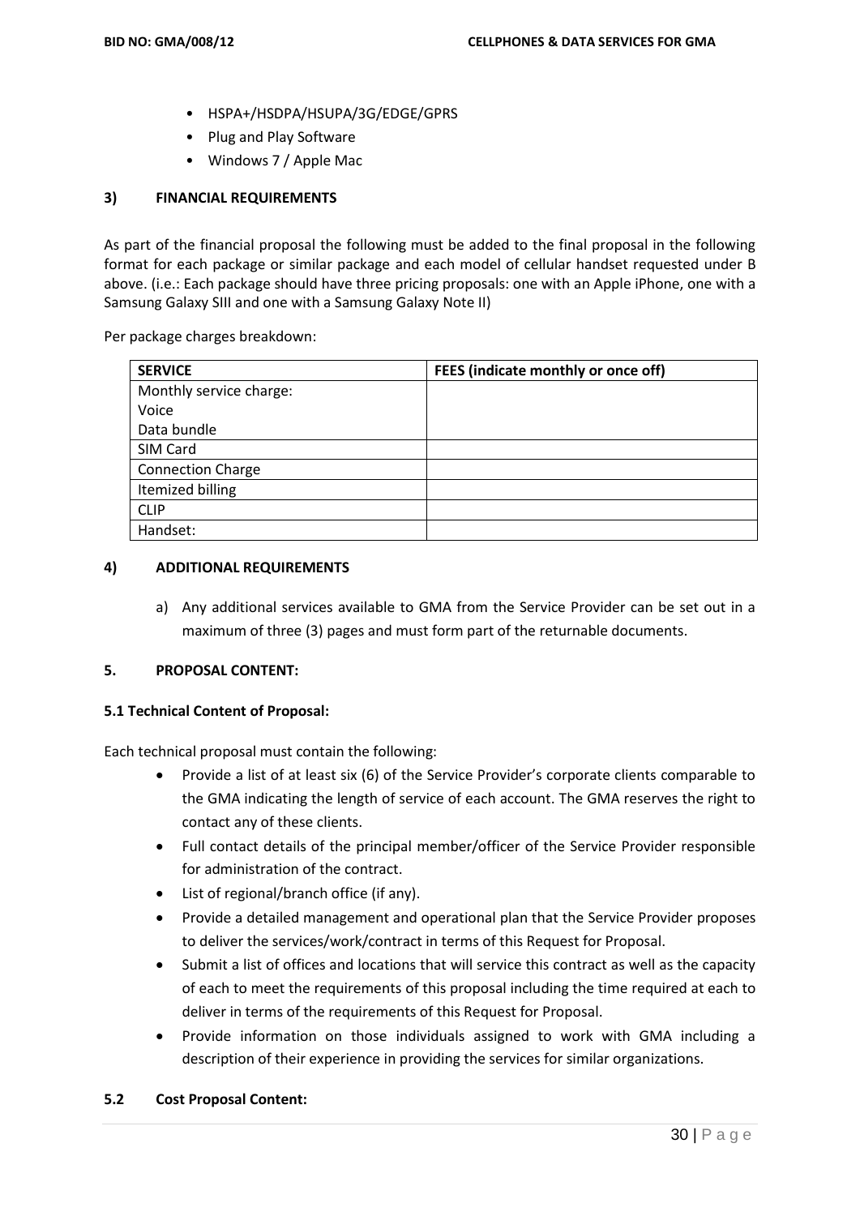- HSPA+/HSDPA/HSUPA/3G/EDGE/GPRS
- Plug and Play Software
- Windows 7 / Apple Mac

### 3) FINANCIAL REQUIREMENTS

As part of the financial proposal the following must be added to the final proposal in the following format for each package or similar package and each model of cellular handset requested under B above. (i.e.: Each package should have three pricing proposals: one with an Apple iPhone, one with a Samsung Galaxy SIII and one with a Samsung Galaxy Note II)

Per package charges breakdown:

| SERVICE | FEES (indicate monthly or once off) |
|---|---|
| Monthly service charge:<br>Voice<br>Data bundle | |
| SIM Card | |
| Connection Charge | |
| Itemized billing | |
| CLIP | |
| Handset: | |

### 4) ADDITIONAL REQUIREMENTS

a) Any additional services available to GMA from the Service Provider can be set out in a maximum of three (3) pages and must form part of the returnable documents.

### 5. PROPOSAL CONTENT:

#### 5.1 Technical Content of Proposal:

Each technical proposal must contain the following:

- Provide a list of at least six (6) of the Service Provider's corporate clients comparable to the GMA indicating the length of service of each account. The GMA reserves the right to contact any of these clients.
- Full contact details of the principal member/officer of the Service Provider responsible for administration of the contract.
- List of regional/branch office (if any).
- Provide a detailed management and operational plan that the Service Provider proposes to deliver the services/work/contract in terms of this Request for Proposal.
- Submit a list of offices and locations that will service this contract as well as the capacity of each to meet the requirements of this proposal including the time required at each to deliver in terms of the requirements of this Request for Proposal.
- Provide information on those individuals assigned to work with GMA including a description of their experience in providing the services for similar organizations.

#### 5.2 Cost Proposal Content: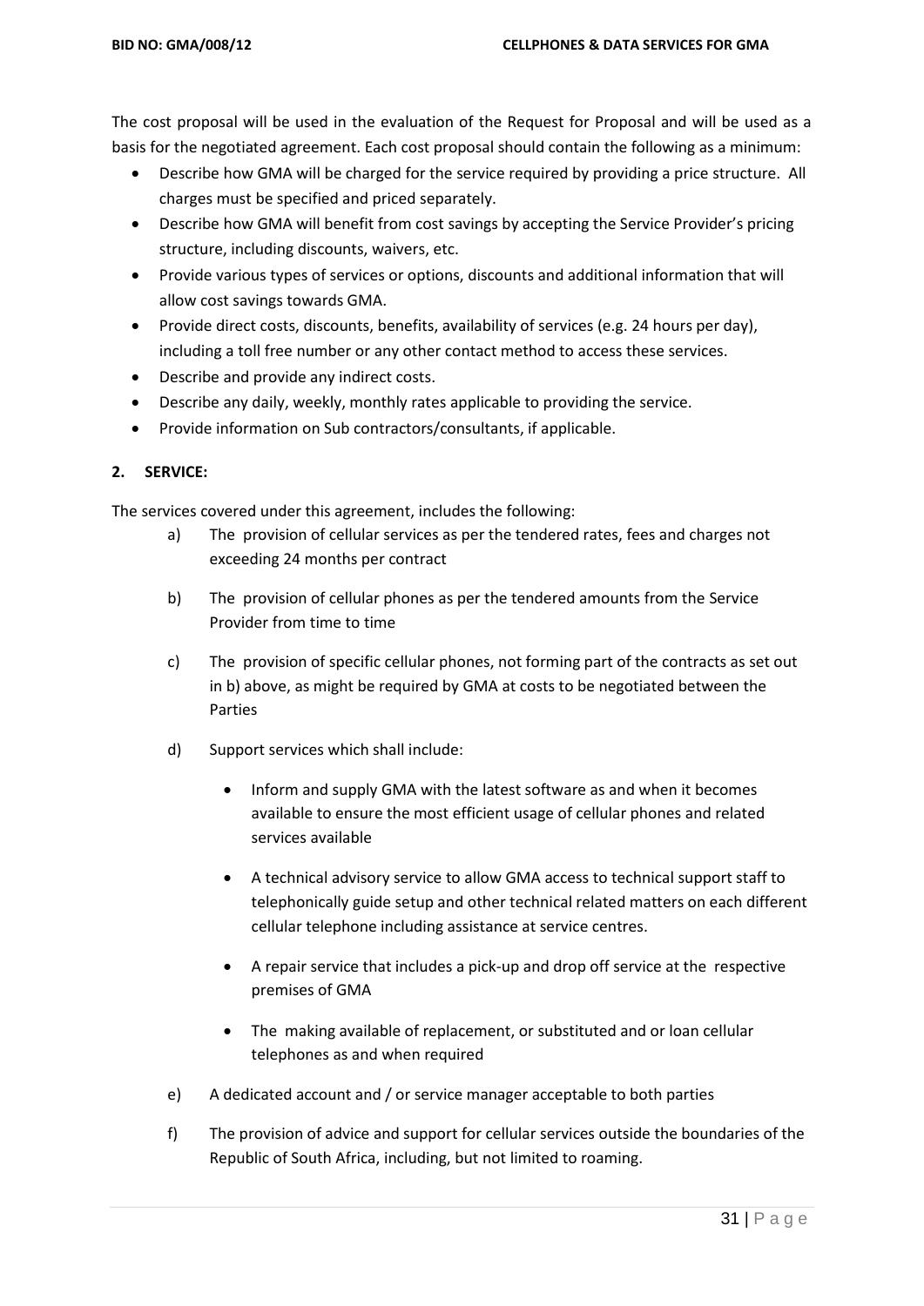The cost proposal will be used in the evaluation of the Request for Proposal and will be used as a basis for the negotiated agreement. Each cost proposal should contain the following as a minimum:

- Describe how GMA will be charged for the service required by providing a price structure. All charges must be specified and priced separately.
- Describe how GMA will benefit from cost savings by accepting the Service Provider's pricing structure, including discounts, waivers, etc.
- Provide various types of services or options, discounts and additional information that will allow cost savings towards GMA.
- Provide direct costs, discounts, benefits, availability of services (e.g. 24 hours per day), including a toll free number or any other contact method to access these services.
- Describe and provide any indirect costs.
- Describe any daily, weekly, monthly rates applicable to providing the service.
- Provide information on Sub contractors/consultants, if applicable.

**2. SERVICE:**

The services covered under this agreement, includes the following:

a) The provision of cellular services as per the tendered rates, fees and charges not exceeding 24 months per contract

b) The provision of cellular phones as per the tendered amounts from the Service Provider from time to time

c) The provision of specific cellular phones, not forming part of the contracts as set out in b) above, as might be required by GMA at costs to be negotiated between the Parties

d) Support services which shall include:

   - Inform and supply GMA with the latest software as and when it becomes available to ensure the most efficient usage of cellular phones and related services available
   - A technical advisory service to allow GMA access to technical support staff to telephonically guide setup and other technical related matters on each different cellular telephone including assistance at service centres.
   - A repair service that includes a pick-up and drop off service at the respective premises of GMA
   - The making available of replacement, or substituted and or loan cellular telephones as and when required

e) A dedicated account and / or service manager acceptable to both parties

f) The provision of advice and support for cellular services outside the boundaries of the Republic of South Africa, including, but not limited to roaming.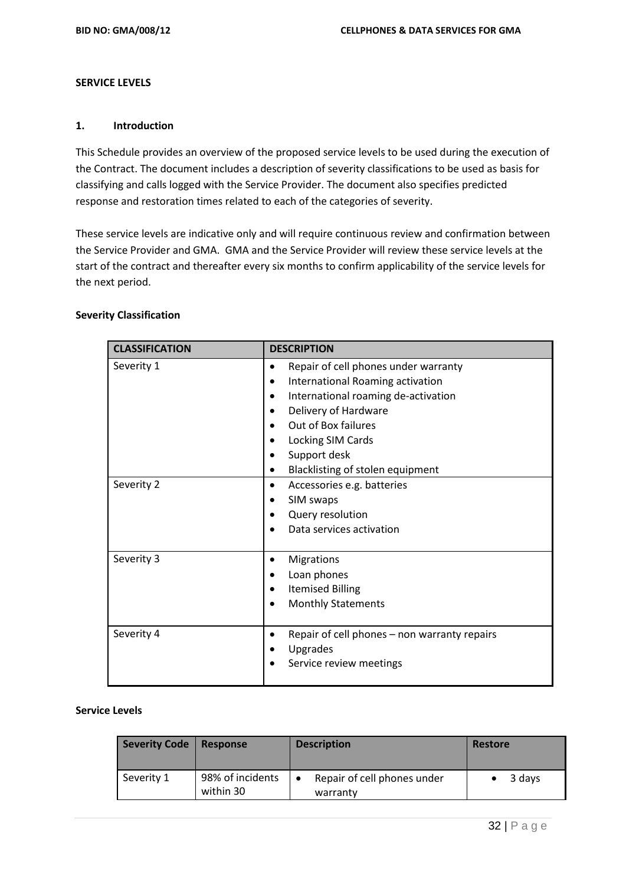**SERVICE LEVELS**

**1. Introduction**

This Schedule provides an overview of the proposed service levels to be used during the execution of the Contract. The document includes a description of severity classifications to be used as basis for classifying and calls logged with the Service Provider. The document also specifies predicted response and restoration times related to each of the categories of severity.

These service levels are indicative only and will require continuous review and confirmation between the Service Provider and GMA. GMA and the Service Provider will review these service levels at the start of the contract and thereafter every six months to confirm applicability of the service levels for the next period.

**Severity Classification**

| CLASSIFICATION | DESCRIPTION |
|---|---|
| Severity 1 | • Repair of cell phones under warranty<br>• International Roaming activation<br>• International roaming de-activation<br>• Delivery of Hardware<br>• Out of Box failures<br>• Locking SIM Cards<br>• Support desk<br>• Blacklisting of stolen equipment |
| Severity 2 | • Accessories e.g. batteries<br>• SIM swaps<br>• Query resolution<br>• Data services activation |
| Severity 3 | • Migrations<br>• Loan phones<br>• Itemised Billing<br>• Monthly Statements |
| Severity 4 | • Repair of cell phones – non warranty repairs<br>• Upgrades<br>• Service review meetings |

**Service Levels**

| Severity Code | Response | Description | Restore |
|---|---|---|---|
| Severity 1 | 98% of incidents within 30 | • Repair of cell phones under warranty | • 3 days |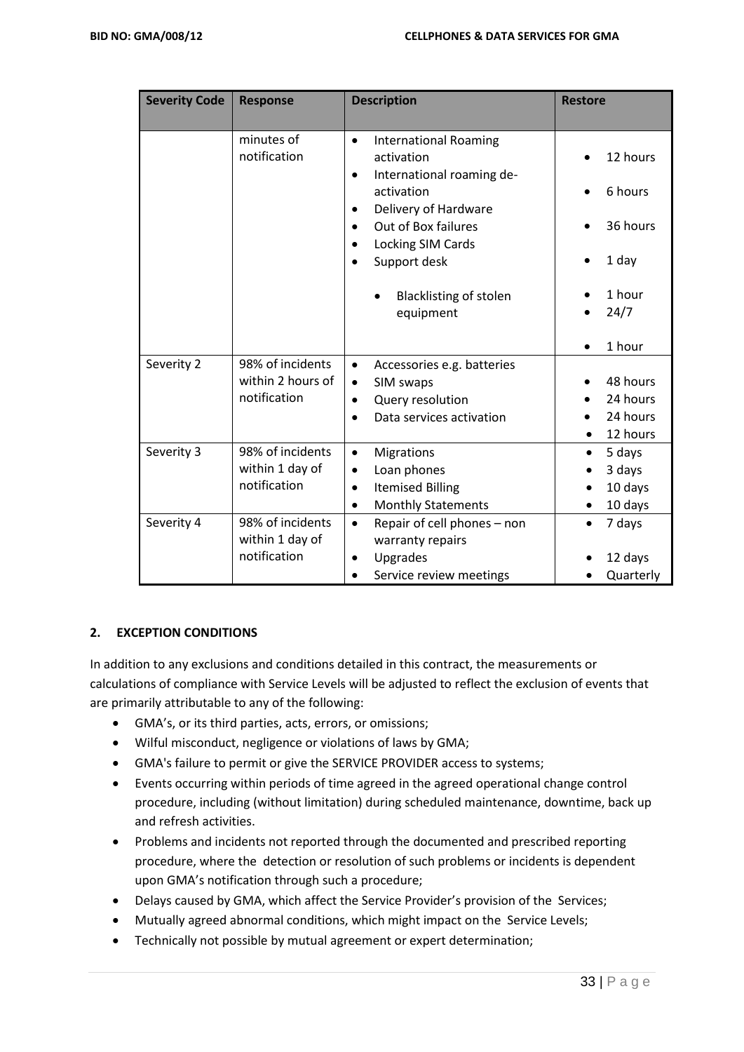| Severity Code | Response | Description | Restore |
|---|---|---|---|
| | minutes of notification | • International Roaming activation<br>• International roaming de-activation<br>• Delivery of Hardware<br>• Out of Box failures<br>• Locking SIM Cards<br>• Support desk<br>• Blacklisting of stolen equipment | • 12 hours<br>• 6 hours<br>• 36 hours<br>• 1 day<br>• 1 hour<br>• 24/7<br>• 1 hour |
| Severity 2 | 98% of incidents within 2 hours of notification | • Accessories e.g. batteries<br>• SIM swaps<br>• Query resolution<br>• Data services activation | • 48 hours<br>• 24 hours<br>• 24 hours<br>• 12 hours |
| Severity 3 | 98% of incidents within 1 day of notification | • Migrations<br>• Loan phones<br>• Itemised Billing<br>• Monthly Statements | • 5 days<br>• 3 days<br>• 10 days<br>• 10 days |
| Severity 4 | 98% of incidents within 1 day of notification | • Repair of cell phones – non warranty repairs<br>• Upgrades<br>• Service review meetings | • 7 days<br>• 12 days<br>• Quarterly |

## 2. EXCEPTION CONDITIONS

In addition to any exclusions and conditions detailed in this contract, the measurements or calculations of compliance with Service Levels will be adjusted to reflect the exclusion of events that are primarily attributable to any of the following:

- GMA's, or its third parties, acts, errors, or omissions;
- Wilful misconduct, negligence or violations of laws by GMA;
- GMA's failure to permit or give the SERVICE PROVIDER access to systems;
- Events occurring within periods of time agreed in the agreed operational change control procedure, including (without limitation) during scheduled maintenance, downtime, back up and refresh activities.
- Problems and incidents not reported through the documented and prescribed reporting procedure, where the detection or resolution of such problems or incidents is dependent upon GMA's notification through such a procedure;
- Delays caused by GMA, which affect the Service Provider's provision of the Services;
- Mutually agreed abnormal conditions, which might impact on the Service Levels;
- Technically not possible by mutual agreement or expert determination;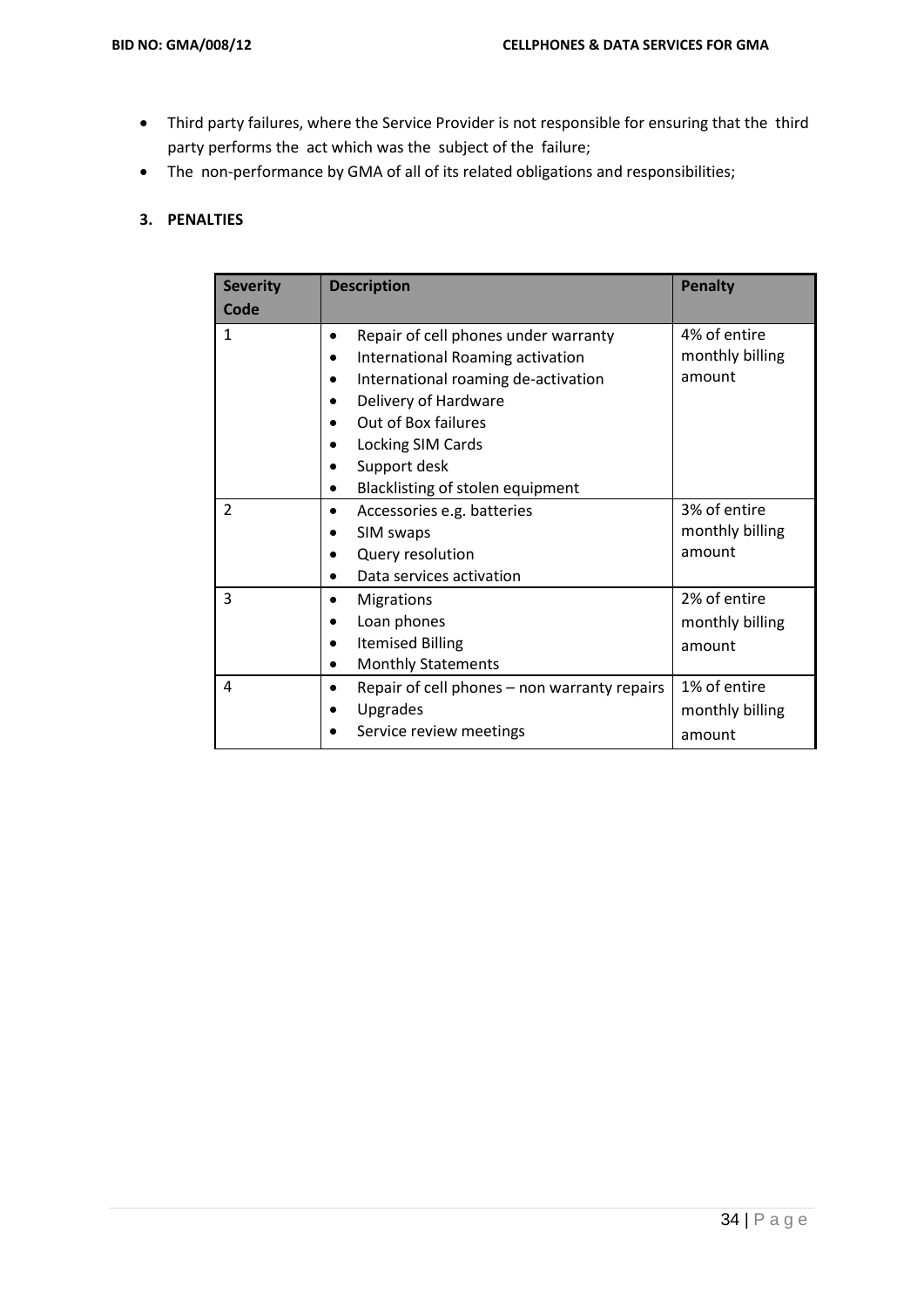- Third party failures, where the Service Provider is not responsible for ensuring that the third party performs the act which was the subject of the failure;
- The non-performance by GMA of all of its related obligations and responsibilities;

## 3. PENALTIES

| Severity Code | Description | Penalty |
|---|---|---|
| 1 | • Repair of cell phones under warranty<br>• International Roaming activation<br>• International roaming de-activation<br>• Delivery of Hardware<br>• Out of Box failures<br>• Locking SIM Cards<br>• Support desk<br>• Blacklisting of stolen equipment | 4% of entire monthly billing amount |
| 2 | • Accessories e.g. batteries<br>• SIM swaps<br>• Query resolution<br>• Data services activation | 3% of entire monthly billing amount |
| 3 | • Migrations<br>• Loan phones<br>• Itemised Billing<br>• Monthly Statements | 2% of entire monthly billing amount |
| 4 | • Repair of cell phones – non warranty repairs<br>• Upgrades<br>• Service review meetings | 1% of entire monthly billing amount |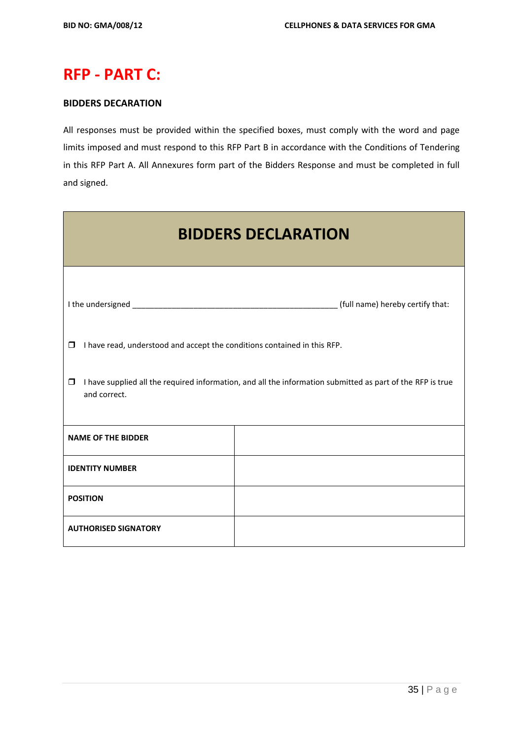# RFP - PART C:

**BIDDERS DECARATION**

All responses must be provided within the specified boxes, must comply with the word and page limits imposed and must respond to this RFP Part B in accordance with the Conditions of Tendering in this RFP Part A. All Annexures form part of the Bidders Response and must be completed in full and signed.

## BIDDERS DECLARATION

I the undersigned ______________________________________________ (full name) hereby certify that:

- ❒ I have read, understood and accept the conditions contained in this RFP.
- ❒ I have supplied all the required information, and all the information submitted as part of the RFP is true and correct.

| | |
|---|---|
| **NAME OF THE BIDDER** | |
| **IDENTITY NUMBER** | |
| **POSITION** | |
| **AUTHORISED SIGNATORY** | |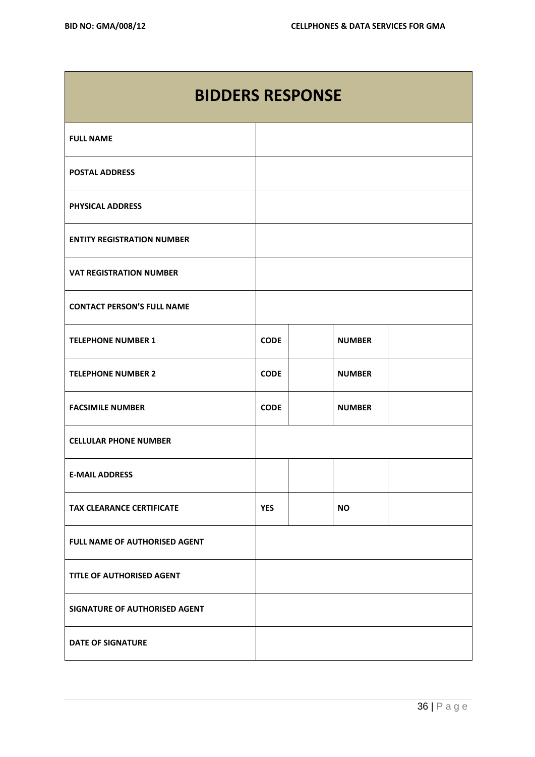| BIDDERS RESPONSE | | | | |
|---|---|---|---|---|
| **FULL NAME** | | | | |
| **POSTAL ADDRESS** | | | | |
| **PHYSICAL ADDRESS** | | | | |
| **ENTITY REGISTRATION NUMBER** | | | | |
| **VAT REGISTRATION NUMBER** | | | | |
| **CONTACT PERSON'S FULL NAME** | | | | |
| **TELEPHONE NUMBER 1** | **CODE** | | **NUMBER** | |
| **TELEPHONE NUMBER 2** | **CODE** | | **NUMBER** | |
| **FACSIMILE NUMBER** | **CODE** | | **NUMBER** | |
| **CELLULAR PHONE NUMBER** | | | | |
| **E-MAIL ADDRESS** | | | | |
| **TAX CLEARANCE CERTIFICATE** | **YES** | | **NO** | |
| **FULL NAME OF AUTHORISED AGENT** | | | | |
| **TITLE OF AUTHORISED AGENT** | | | | |
| **SIGNATURE OF AUTHORISED AGENT** | | | | |
| **DATE OF SIGNATURE** | | | | |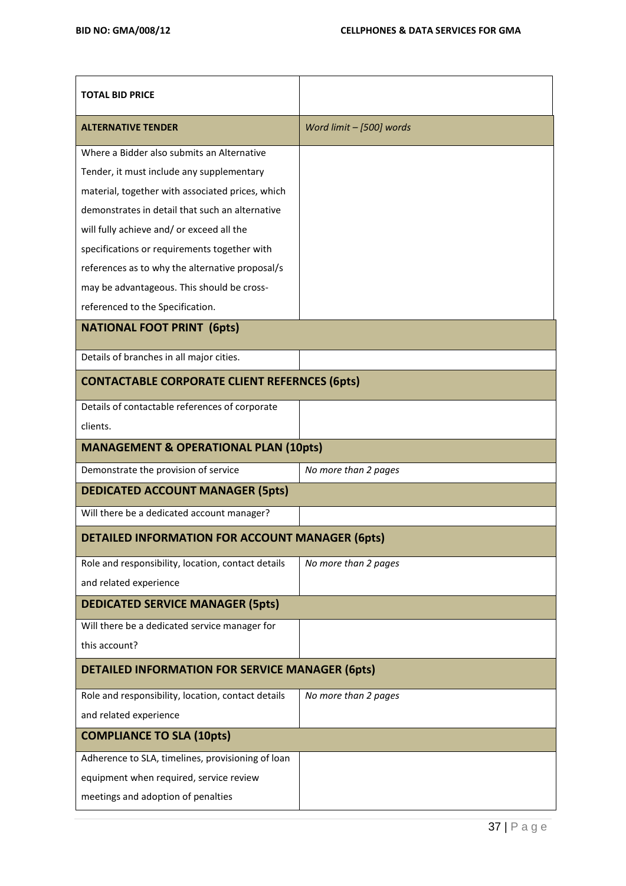| **TOTAL BID PRICE** | |
|---|---|
| **ALTERNATIVE TENDER** | *Word limit – [500] words* |
| Where a Bidder also submits an Alternative Tender, it must include any supplementary material, together with associated prices, which demonstrates in detail that such an alternative will fully achieve and/ or exceed all the specifications or requirements together with references as to why the alternative proposal/s may be advantageous. This should be cross-referenced to the Specification. | |
| **NATIONAL FOOT PRINT (6pts)** | |
| Details of branches in all major cities. | |
| **CONTACTABLE CORPORATE CLIENT REFERNCES (6pts)** | |
| Details of contactable references of corporate clients. | |
| **MANAGEMENT & OPERATIONAL PLAN (10pts)** | |
| Demonstrate the provision of service | *No more than 2 pages* |
| **DEDICATED ACCOUNT MANAGER (5pts)** | |
| Will there be a dedicated account manager? | |
| **DETAILED INFORMATION FOR ACCOUNT MANAGER (6pts)** | |
| Role and responsibility, location, contact details and related experience | *No more than 2 pages* |
| **DEDICATED SERVICE MANAGER (5pts)** | |
| Will there be a dedicated service manager for this account? | |
| **DETAILED INFORMATION FOR SERVICE MANAGER (6pts)** | |
| Role and responsibility, location, contact details and related experience | *No more than 2 pages* |
| **COMPLIANCE TO SLA (10pts)** | |
| Adherence to SLA, timelines, provisioning of loan equipment when required, service review meetings and adoption of penalties | |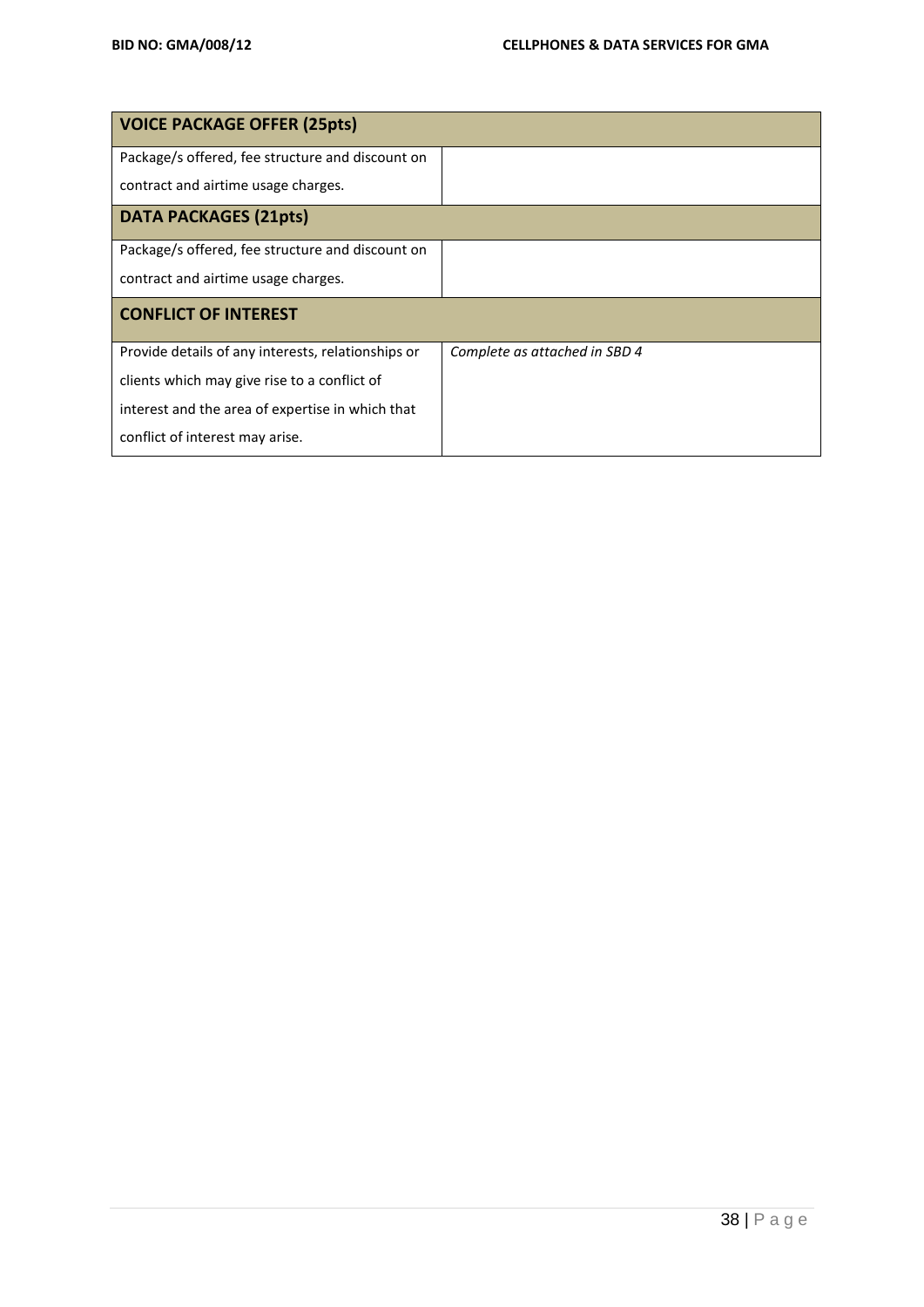| **VOICE PACKAGE OFFER (25pts)** | |
| --- | --- |
| Package/s offered, fee structure and discount on contract and airtime usage charges. | |
| **DATA PACKAGES (21pts)** | |
| Package/s offered, fee structure and discount on contract and airtime usage charges. | |
| **CONFLICT OF INTEREST** | |
| Provide details of any interests, relationships or clients which may give rise to a conflict of interest and the area of expertise in which that conflict of interest may arise. | *Complete as attached in SBD 4* |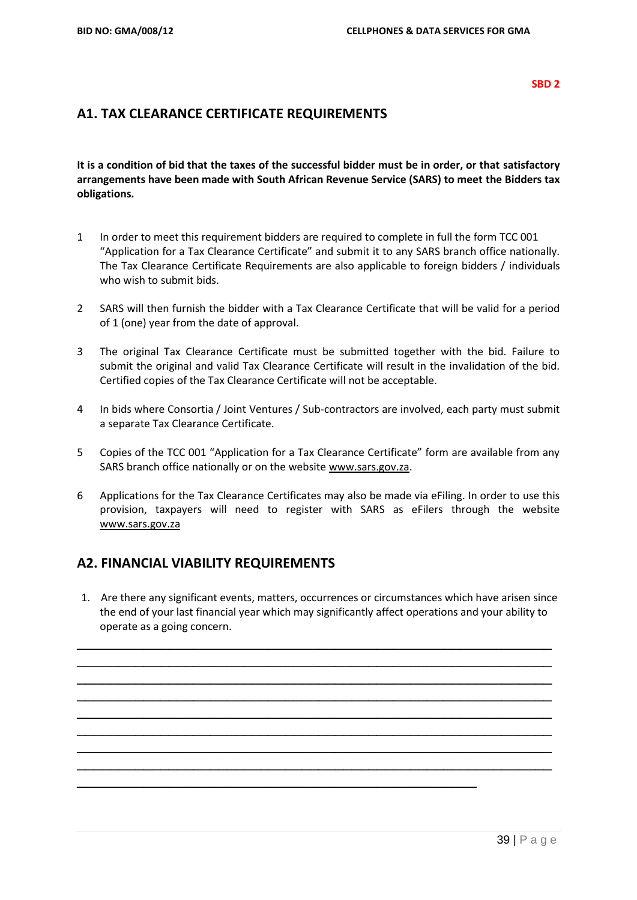SBD 2

## A1. TAX CLEARANCE CERTIFICATE REQUIREMENTS

**It is a condition of bid that the taxes of the successful bidder must be in order, or that satisfactory arrangements have been made with South African Revenue Service (SARS) to meet the Bidders tax obligations.**

1. In order to meet this requirement bidders are required to complete in full the form TCC 001 "Application for a Tax Clearance Certificate" and submit it to any SARS branch office nationally. The Tax Clearance Certificate Requirements are also applicable to foreign bidders / individuals who wish to submit bids.

2. SARS will then furnish the bidder with a Tax Clearance Certificate that will be valid for a period of 1 (one) year from the date of approval.

3. The original Tax Clearance Certificate must be submitted together with the bid. Failure to submit the original and valid Tax Clearance Certificate will result in the invalidation of the bid. Certified copies of the Tax Clearance Certificate will not be acceptable.

4. In bids where Consortia / Joint Ventures / Sub-contractors are involved, each party must submit a separate Tax Clearance Certificate.

5. Copies of the TCC 001 "Application for a Tax Clearance Certificate" form are available from any SARS branch office nationally or on the website www.sars.gov.za.

6. Applications for the Tax Clearance Certificates may also be made via eFiling. In order to use this provision, taxpayers will need to register with SARS as eFilers through the website www.sars.gov.za

## A2. FINANCIAL VIABILITY REQUIREMENTS

1. Are there any significant events, matters, occurrences or circumstances which have arisen since the end of your last financial year which may significantly affect operations and your ability to operate as a going concern.

_____________________________________________________________________________
_____________________________________________________________________________
_____________________________________________________________________________
_____________________________________________________________________________
_____________________________________________________________________________
_____________________________________________________________________________
_____________________________________________________________________________
_____________________________________________________________________________
_________________________________________________________________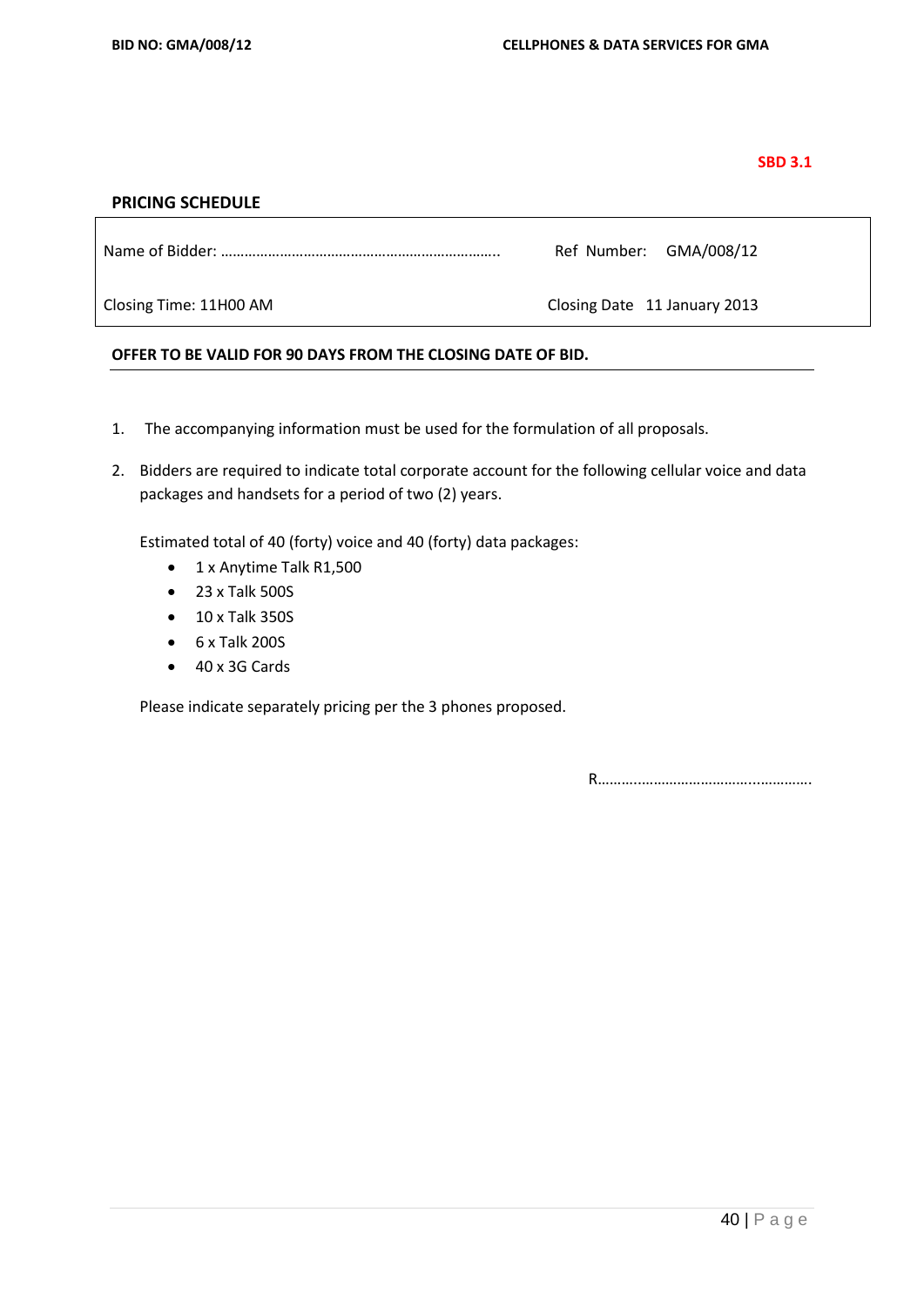SBD 3.1

## PRICING SCHEDULE

| Name of Bidder: ……………………………………………………………….. | Ref Number: GMA/008/12 |
| --- | --- |
| Closing Time: 11H00 AM | Closing Date 11 January 2013 |

**OFFER TO BE VALID FOR 90 DAYS FROM THE CLOSING DATE OF BID.**

1. The accompanying information must be used for the formulation of all proposals.

2. Bidders are required to indicate total corporate account for the following cellular voice and data packages and handsets for a period of two (2) years.

   Estimated total of 40 (forty) voice and 40 (forty) data packages:

   - 1 x Anytime Talk R1,500
   - 23 x Talk 500S
   - 10 x Talk 350S
   - 6 x Talk 200S
   - 40 x 3G Cards

   Please indicate separately pricing per the 3 phones proposed.

R……..………………………..…………….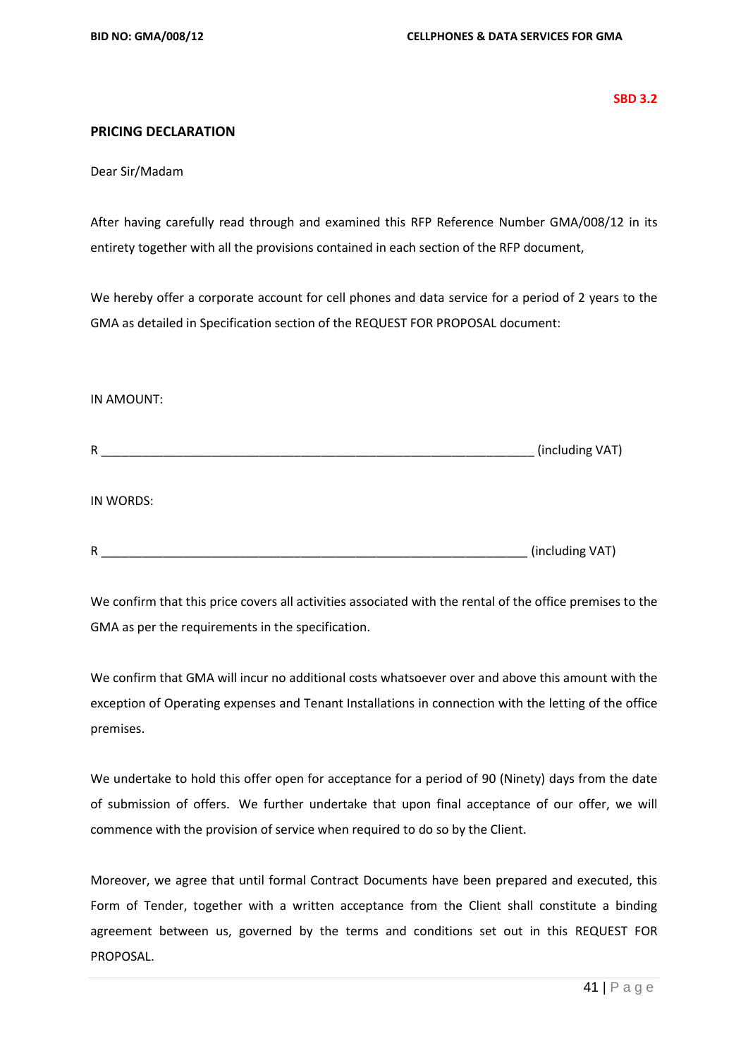SBD 3.2

## PRICING DECLARATION

Dear Sir/Madam

After having carefully read through and examined this RFP Reference Number GMA/008/12 in its entirety together with all the provisions contained in each section of the RFP document,

We hereby offer a corporate account for cell phones and data service for a period of 2 years to the GMA as detailed in Specification section of the REQUEST FOR PROPOSAL document:

IN AMOUNT:

R _______________________________________________________________ (including VAT)

IN WORDS:

R _______________________________________________________________ (including VAT)

We confirm that this price covers all activities associated with the rental of the office premises to the GMA as per the requirements in the specification.

We confirm that GMA will incur no additional costs whatsoever over and above this amount with the exception of Operating expenses and Tenant Installations in connection with the letting of the office premises.

We undertake to hold this offer open for acceptance for a period of 90 (Ninety) days from the date of submission of offers. We further undertake that upon final acceptance of our offer, we will commence with the provision of service when required to do so by the Client.

Moreover, we agree that until formal Contract Documents have been prepared and executed, this Form of Tender, together with a written acceptance from the Client shall constitute a binding agreement between us, governed by the terms and conditions set out in this REQUEST FOR PROPOSAL.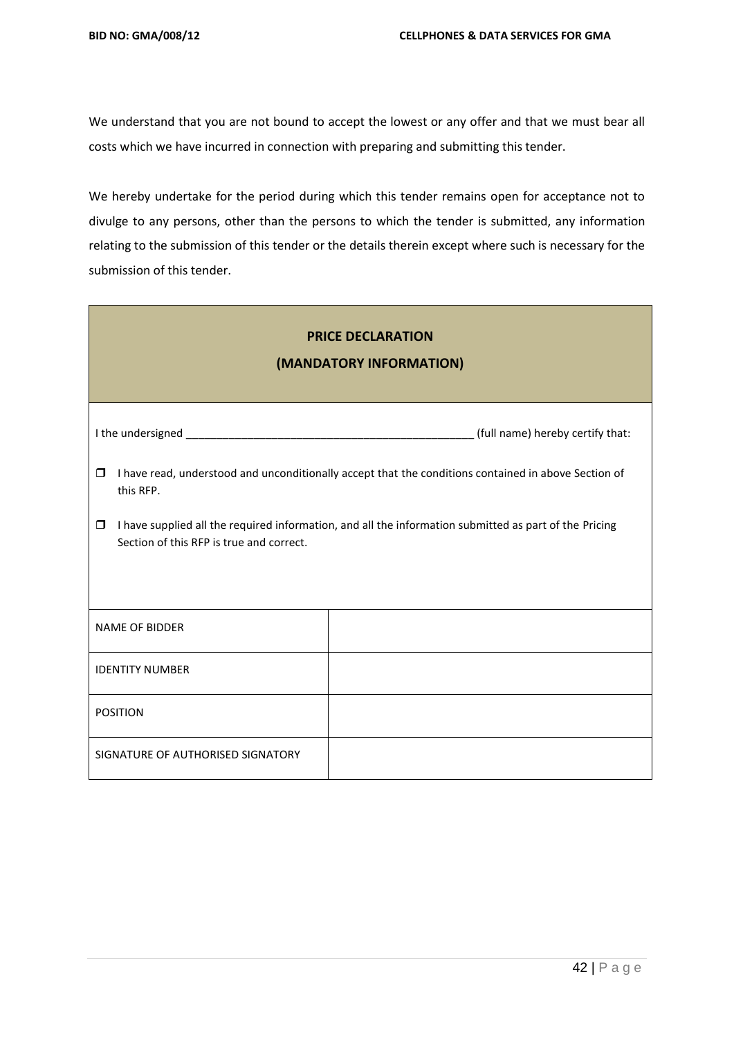We understand that you are not bound to accept the lowest or any offer and that we must bear all costs which we have incurred in connection with preparing and submitting this tender.

We hereby undertake for the period during which this tender remains open for acceptance not to divulge to any persons, other than the persons to which the tender is submitted, any information relating to the submission of this tender or the details therein except where such is necessary for the submission of this tender.

**PRICE DECLARATION**

**(MANDATORY INFORMATION)**

I the undersigned _______________________________________________ (full name) hereby certify that:

- ☐ I have read, understood and unconditionally accept that the conditions contained in above Section of this RFP.
- ☐ I have supplied all the required information, and all the information submitted as part of the Pricing Section of this RFP is true and correct.

| | |
|---|---|
| NAME OF BIDDER | |
| IDENTITY NUMBER | |
| POSITION | |
| SIGNATURE OF AUTHORISED SIGNATORY | |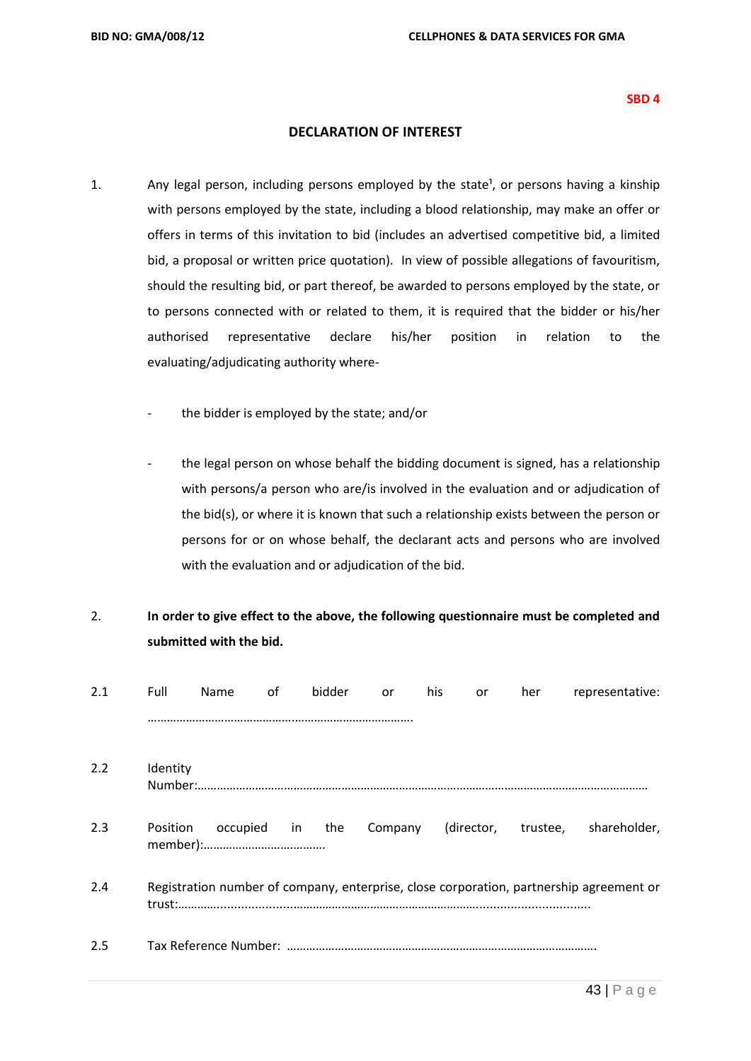**SBD 4**

## DECLARATION OF INTEREST

1. Any legal person, including persons employed by the state[1], or persons having a kinship with persons employed by the state, including a blood relationship, may make an offer or offers in terms of this invitation to bid (includes an advertised competitive bid, a limited bid, a proposal or written price quotation). In view of possible allegations of favouritism, should the resulting bid, or part thereof, be awarded to persons employed by the state, or to persons connected with or related to them, it is required that the bidder or his/her authorised representative declare his/her position in relation to the evaluating/adjudicating authority where-

   - the bidder is employed by the state; and/or

   - the legal person on whose behalf the bidding document is signed, has a relationship with persons/a person who are/is involved in the evaluation and or adjudication of the bid(s), or where it is known that such a relationship exists between the person or persons for or on whose behalf, the declarant acts and persons who are involved with the evaluation and or adjudication of the bid.

2. **In order to give effect to the above, the following questionnaire must be completed and submitted with the bid.**

2.1 Full Name of bidder or his or her representative: ……………………………………..…………………………….

2.2 Identity Number:………………………………………………………………………………………………………………

2.3 Position occupied in the Company (director, trustee, shareholder, member):……………………………….

2.4 Registration number of company, enterprise, close corporation, partnership agreement or trust:………….................………………………………………………………..............................

2.5 Tax Reference Number: …………………………………………………………………………………….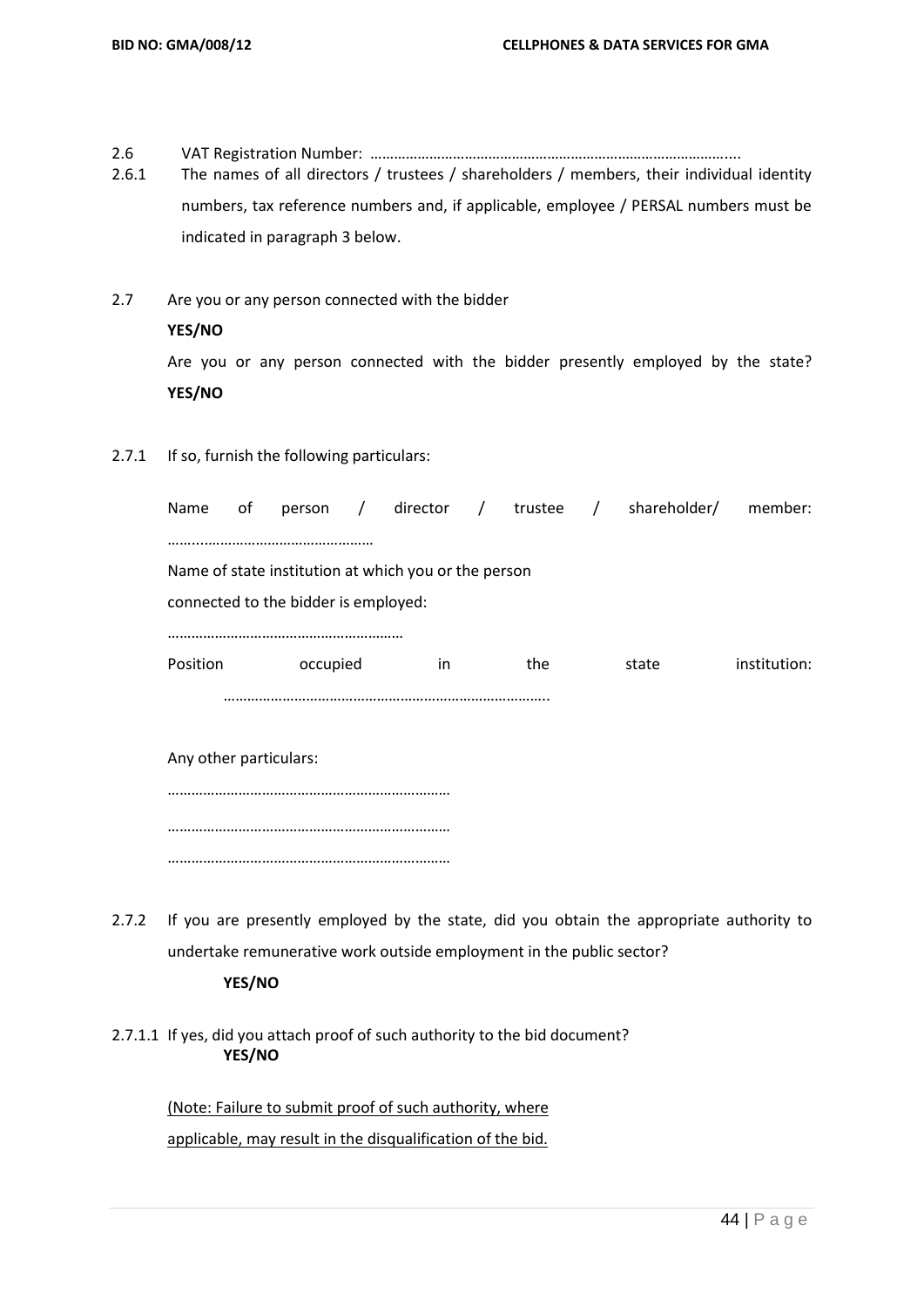2.6 VAT Registration Number: ………………………………………………………………………………....

2.6.1 The names of all directors / trustees / shareholders / members, their individual identity numbers, tax reference numbers and, if applicable, employee / PERSAL numbers must be indicated in paragraph 3 below.

2.7 Are you or any person connected with the bidder

**YES/NO**

Are you or any person connected with the bidder presently employed by the state? **YES/NO**

2.7.1 If so, furnish the following particulars:

Name of person / director / trustee / shareholder/ member: ……...……………………………………

Name of state institution at which you or the person connected to the bidder is employed:

……………………………………………………

Position occupied in the state institution: ………………………………………………………………………..

Any other particulars:

………………………………………………………………

………………………………………………………………

………………………………………………………………

2.7.2 If you are presently employed by the state, did you obtain the appropriate authority to undertake remunerative work outside employment in the public sector?

**YES/NO**

2.7.1.1 If yes, did you attach proof of such authority to the bid document?

**YES/NO**

(Note: Failure to submit proof of such authority, where applicable, may result in the disqualification of the bid.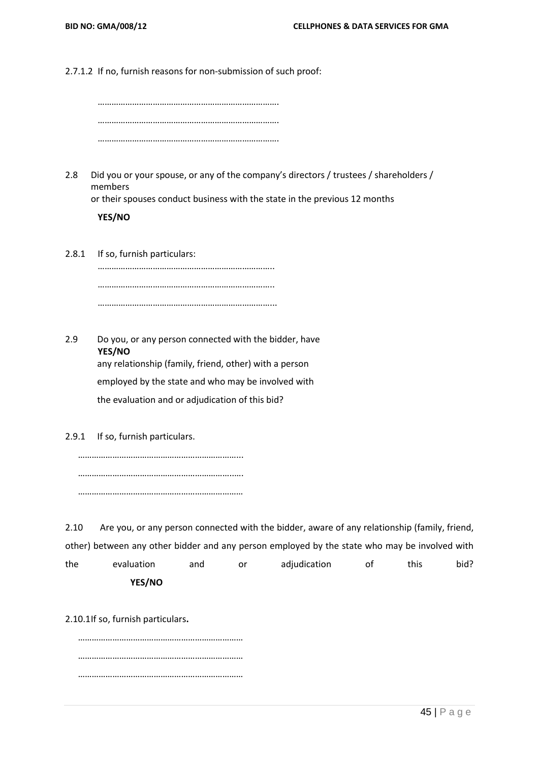2.7.1.2 If no, furnish reasons for non-submission of such proof:

…………………………………………………………………….

…………………………………………………………………….

…………………………………………………………………….

2.8 Did you or your spouse, or any of the company's directors / trustees / shareholders / members
or their spouses conduct business with the state in the previous 12 months

**YES/NO**

2.8.1 If so, furnish particulars:

…………………………………………………………………..

…………………………………………………………………..

…………………………………………………………………...

2.9 Do you, or any person connected with the bidder, have
**YES/NO**
any relationship (family, friend, other) with a person
employed by the state and who may be involved with
the evaluation and or adjudication of this bid?

2.9.1 If so, furnish particulars.

……………………………………………………………...

……………………………………………………………..

………………………………………………………………

2.10 Are you, or any person connected with the bidder, aware of any relationship (family, friend, other) between any other bidder and any person employed by the state who may be involved with the evaluation and or adjudication of this bid?
**YES/NO**

2.10.1 If so, furnish particulars**.**

………………………………………………………………

………………………………………………………………

………………………………………………………………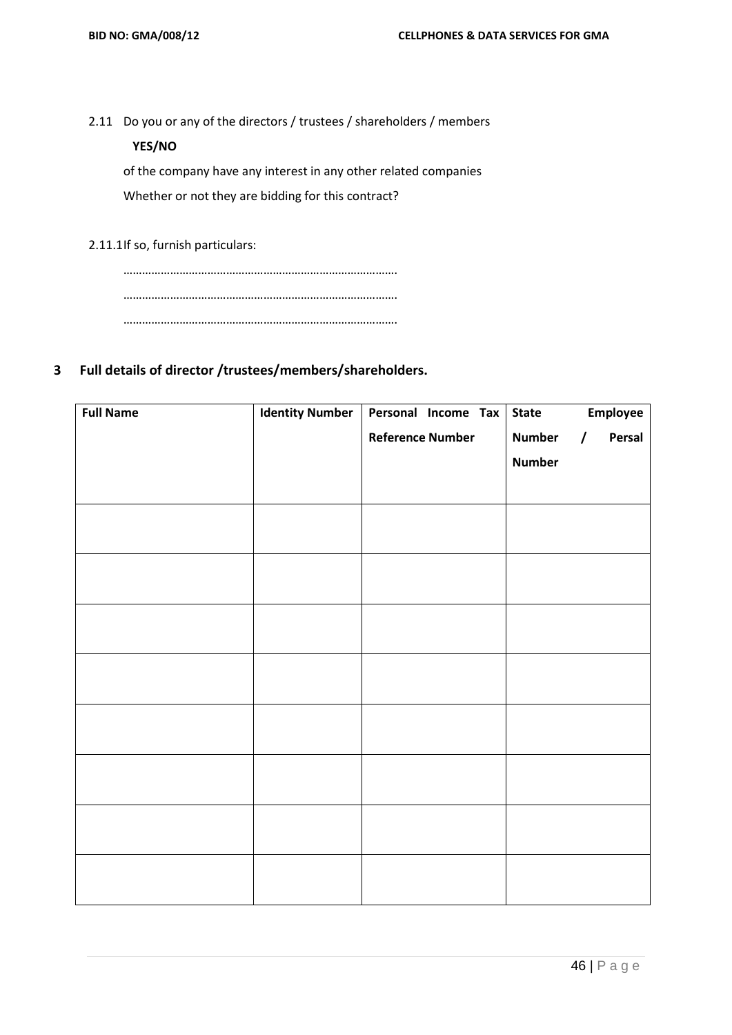2.11 Do you or any of the directors / trustees / shareholders / members

**YES/NO**

of the company have any interest in any other related companies

Whether or not they are bidding for this contract?

2.11.1 If so, furnish particulars:

……………………………………………………………………………

……………………………………………………………………………

……………………………………………………………………………

## 3 Full details of director /trustees/members/shareholders.

| Full Name | Identity Number | Personal Income Tax Reference Number | State Employee Number / Persal Number |
|---|---|---|---|
| | | | |
| | | | |
| | | | |
| | | | |
| | | | |
| | | | |
| | | | |
| | | | |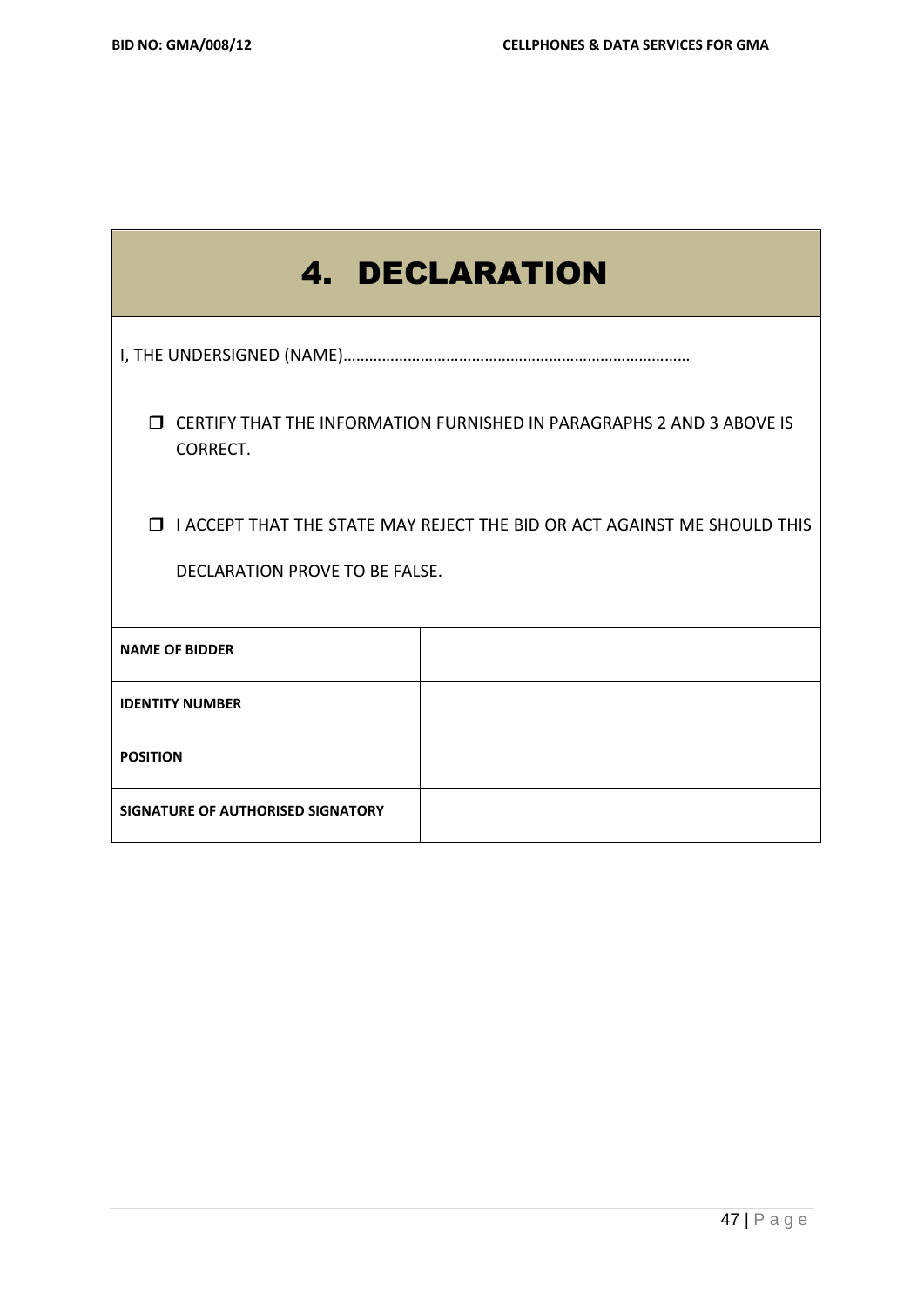# 4. DECLARATION

I, THE UNDERSIGNED (NAME)………………………………………………………………………

- ❒ CERTIFY THAT THE INFORMATION FURNISHED IN PARAGRAPHS 2 AND 3 ABOVE IS CORRECT.

- ❒ I ACCEPT THAT THE STATE MAY REJECT THE BID OR ACT AGAINST ME SHOULD THIS DECLARATION PROVE TO BE FALSE.

| | |
|---|---|
| **NAME OF BIDDER** | |
| **IDENTITY NUMBER** | |
| **POSITION** | |
| **SIGNATURE OF AUTHORISED SIGNATORY** | |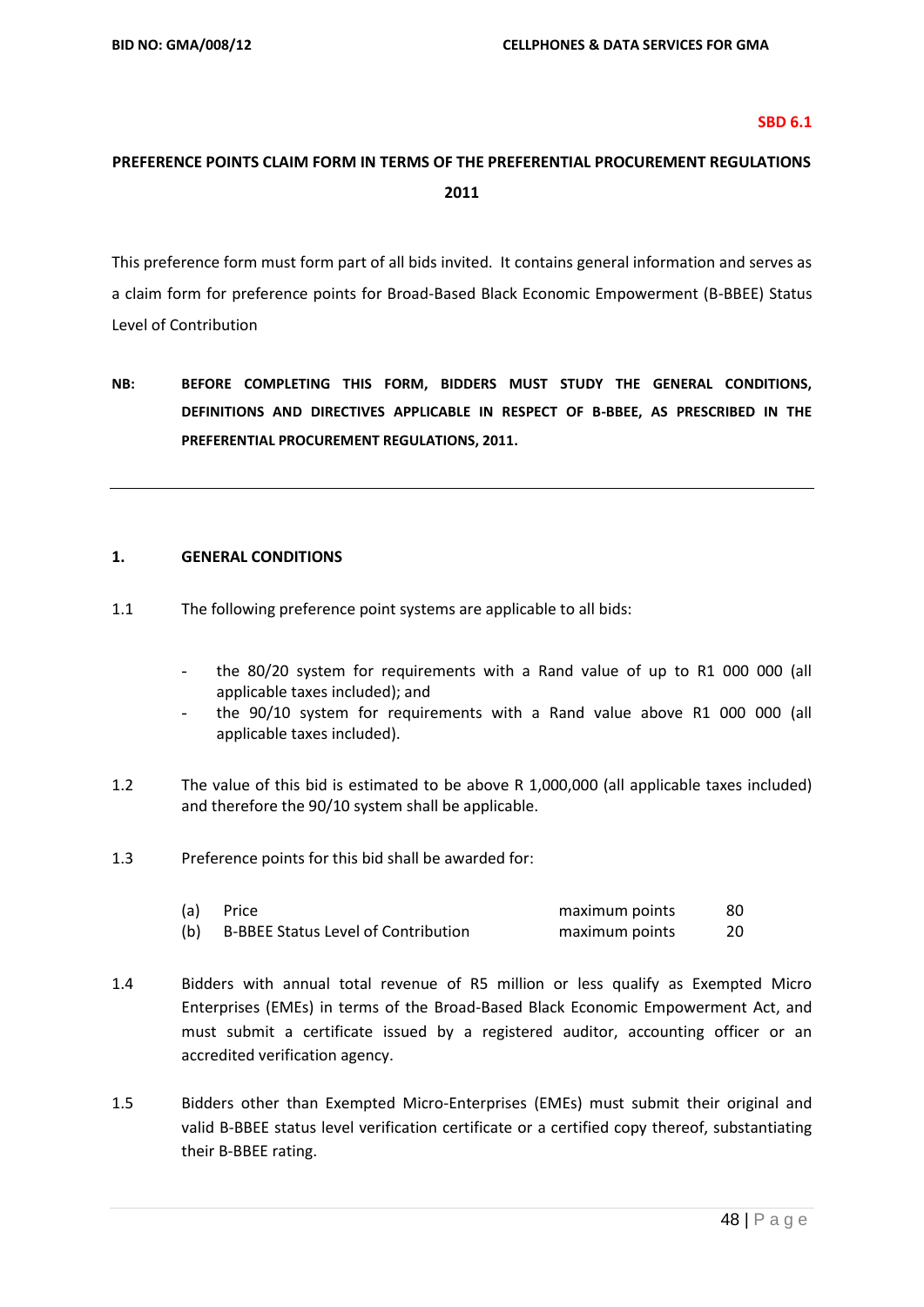**SBD 6.1**

# PREFERENCE POINTS CLAIM FORM IN TERMS OF THE PREFERENTIAL PROCUREMENT REGULATIONS 2011

This preference form must form part of all bids invited. It contains general information and serves as a claim form for preference points for Broad-Based Black Economic Empowerment (B-BBEE) Status Level of Contribution

**NB: BEFORE COMPLETING THIS FORM, BIDDERS MUST STUDY THE GENERAL CONDITIONS, DEFINITIONS AND DIRECTIVES APPLICABLE IN RESPECT OF B-BBEE, AS PRESCRIBED IN THE PREFERENTIAL PROCUREMENT REGULATIONS, 2011.**

---

## 1. GENERAL CONDITIONS

1.1 The following preference point systems are applicable to all bids:

- the 80/20 system for requirements with a Rand value of up to R1 000 000 (all applicable taxes included); and
- the 90/10 system for requirements with a Rand value above R1 000 000 (all applicable taxes included).

1.2 The value of this bid is estimated to be above R 1,000,000 (all applicable taxes included) and therefore the 90/10 system shall be applicable.

1.3 Preference points for this bid shall be awarded for:

| | | | |
|---|---|---|---|
| (a) | Price | maximum points | 80 |
| (b) | B-BBEE Status Level of Contribution | maximum points | 20 |

1.4 Bidders with annual total revenue of R5 million or less qualify as Exempted Micro Enterprises (EMEs) in terms of the Broad-Based Black Economic Empowerment Act, and must submit a certificate issued by a registered auditor, accounting officer or an accredited verification agency.

1.5 Bidders other than Exempted Micro-Enterprises (EMEs) must submit their original and valid B-BBEE status level verification certificate or a certified copy thereof, substantiating their B-BBEE rating.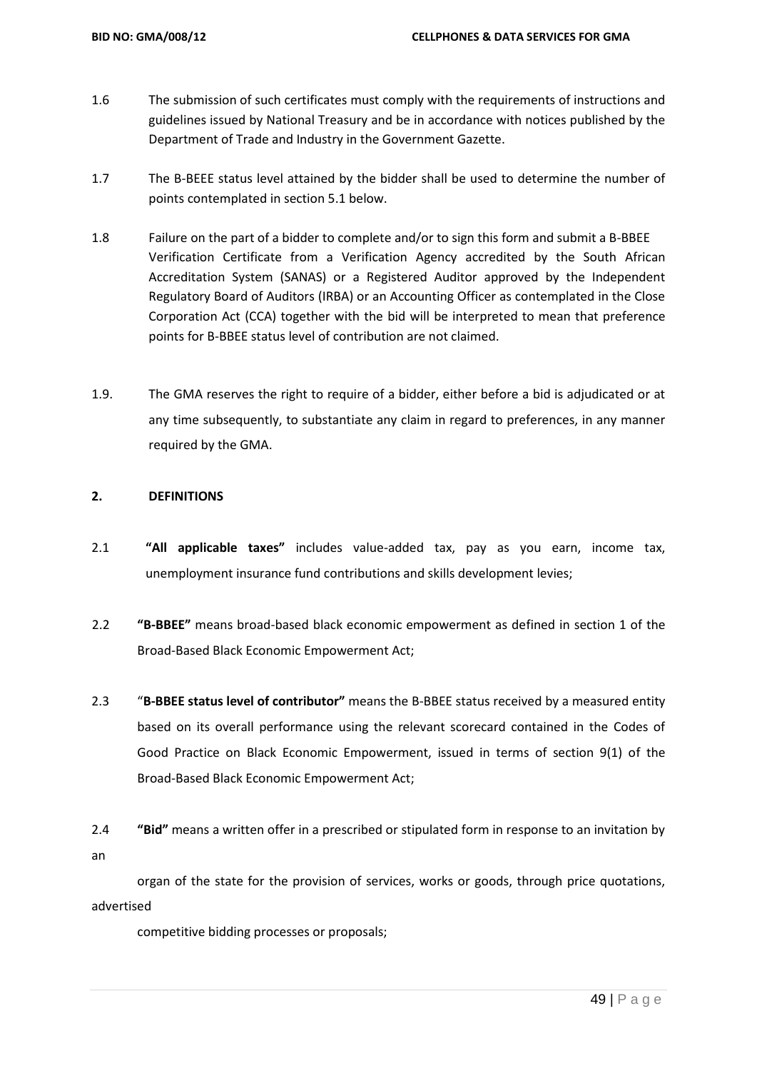1.6 The submission of such certificates must comply with the requirements of instructions and guidelines issued by National Treasury and be in accordance with notices published by the Department of Trade and Industry in the Government Gazette.

1.7 The B-BEEE status level attained by the bidder shall be used to determine the number of points contemplated in section 5.1 below.

1.8 Failure on the part of a bidder to complete and/or to sign this form and submit a B-BBEE Verification Certificate from a Verification Agency accredited by the South African Accreditation System (SANAS) or a Registered Auditor approved by the Independent Regulatory Board of Auditors (IRBA) or an Accounting Officer as contemplated in the Close Corporation Act (CCA) together with the bid will be interpreted to mean that preference points for B-BBEE status level of contribution are not claimed.

1.9. The GMA reserves the right to require of a bidder, either before a bid is adjudicated or at any time subsequently, to substantiate any claim in regard to preferences, in any manner required by the GMA.

## 2. DEFINITIONS

2.1 **"All applicable taxes"** includes value-added tax, pay as you earn, income tax, unemployment insurance fund contributions and skills development levies;

2.2 **"B-BBEE"** means broad-based black economic empowerment as defined in section 1 of the Broad-Based Black Economic Empowerment Act;

2.3 "**B-BBEE status level of contributor"** means the B-BBEE status received by a measured entity based on its overall performance using the relevant scorecard contained in the Codes of Good Practice on Black Economic Empowerment, issued in terms of section 9(1) of the Broad-Based Black Economic Empowerment Act;

2.4 **"Bid"** means a written offer in a prescribed or stipulated form in response to an invitation by an organ of the state for the provision of services, works or goods, through price quotations, advertised competitive bidding processes or proposals;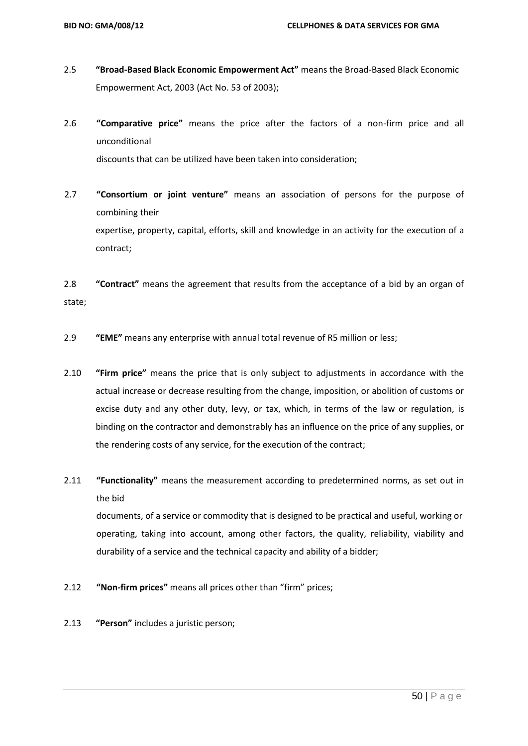2.5 **"Broad-Based Black Economic Empowerment Act"** means the Broad-Based Black Economic Empowerment Act, 2003 (Act No. 53 of 2003);

2.6 **"Comparative price"** means the price after the factors of a non-firm price and all unconditional discounts that can be utilized have been taken into consideration;

2.7 **"Consortium or joint venture"** means an association of persons for the purpose of combining their expertise, property, capital, efforts, skill and knowledge in an activity for the execution of a contract;

2.8 **"Contract"** means the agreement that results from the acceptance of a bid by an organ of state;

2.9 **"EME"** means any enterprise with annual total revenue of R5 million or less;

2.10 **"Firm price"** means the price that is only subject to adjustments in accordance with the actual increase or decrease resulting from the change, imposition, or abolition of customs or excise duty and any other duty, levy, or tax, which, in terms of the law or regulation, is binding on the contractor and demonstrably has an influence on the price of any supplies, or the rendering costs of any service, for the execution of the contract;

2.11 **"Functionality"** means the measurement according to predetermined norms, as set out in the bid documents, of a service or commodity that is designed to be practical and useful, working or operating, taking into account, among other factors, the quality, reliability, viability and durability of a service and the technical capacity and ability of a bidder;

2.12 **"Non-firm prices"** means all prices other than "firm" prices;

2.13 **"Person"** includes a juristic person;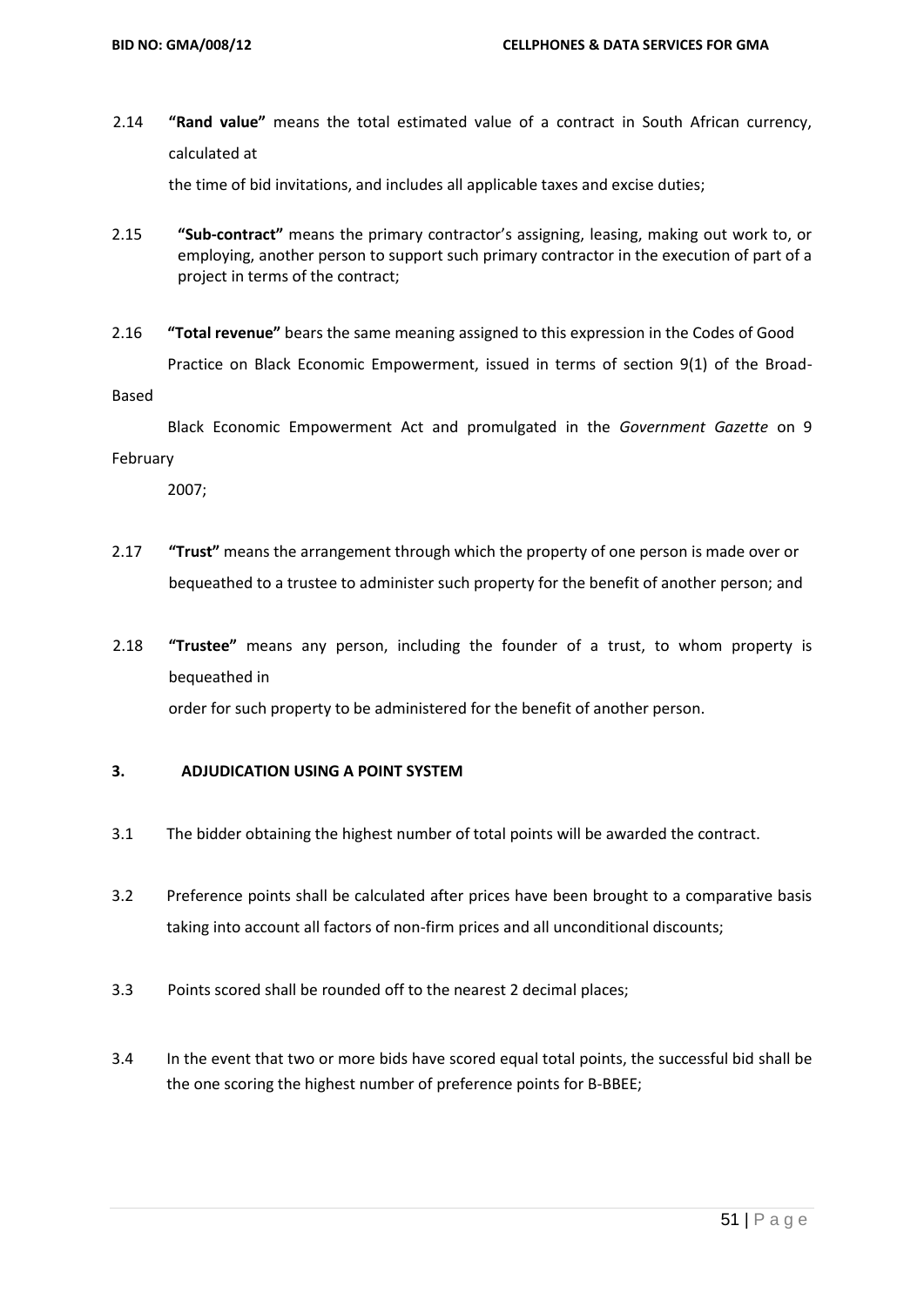2.14 **"Rand value"** means the total estimated value of a contract in South African currency, calculated at the time of bid invitations, and includes all applicable taxes and excise duties;

2.15 **"Sub-contract"** means the primary contractor's assigning, leasing, making out work to, or employing, another person to support such primary contractor in the execution of part of a project in terms of the contract;

2.16 **"Total revenue"** bears the same meaning assigned to this expression in the Codes of Good Practice on Black Economic Empowerment, issued in terms of section 9(1) of the Broad-Based Black Economic Empowerment Act and promulgated in the *Government Gazette* on 9 February 2007;

2.17 **"Trust"** means the arrangement through which the property of one person is made over or bequeathed to a trustee to administer such property for the benefit of another person; and

2.18 **"Trustee"** means any person, including the founder of a trust, to whom property is bequeathed in order for such property to be administered for the benefit of another person.

## 3. ADJUDICATION USING A POINT SYSTEM

3.1 The bidder obtaining the highest number of total points will be awarded the contract.

3.2 Preference points shall be calculated after prices have been brought to a comparative basis taking into account all factors of non-firm prices and all unconditional discounts;

3.3 Points scored shall be rounded off to the nearest 2 decimal places;

3.4 In the event that two or more bids have scored equal total points, the successful bid shall be the one scoring the highest number of preference points for B-BBEE;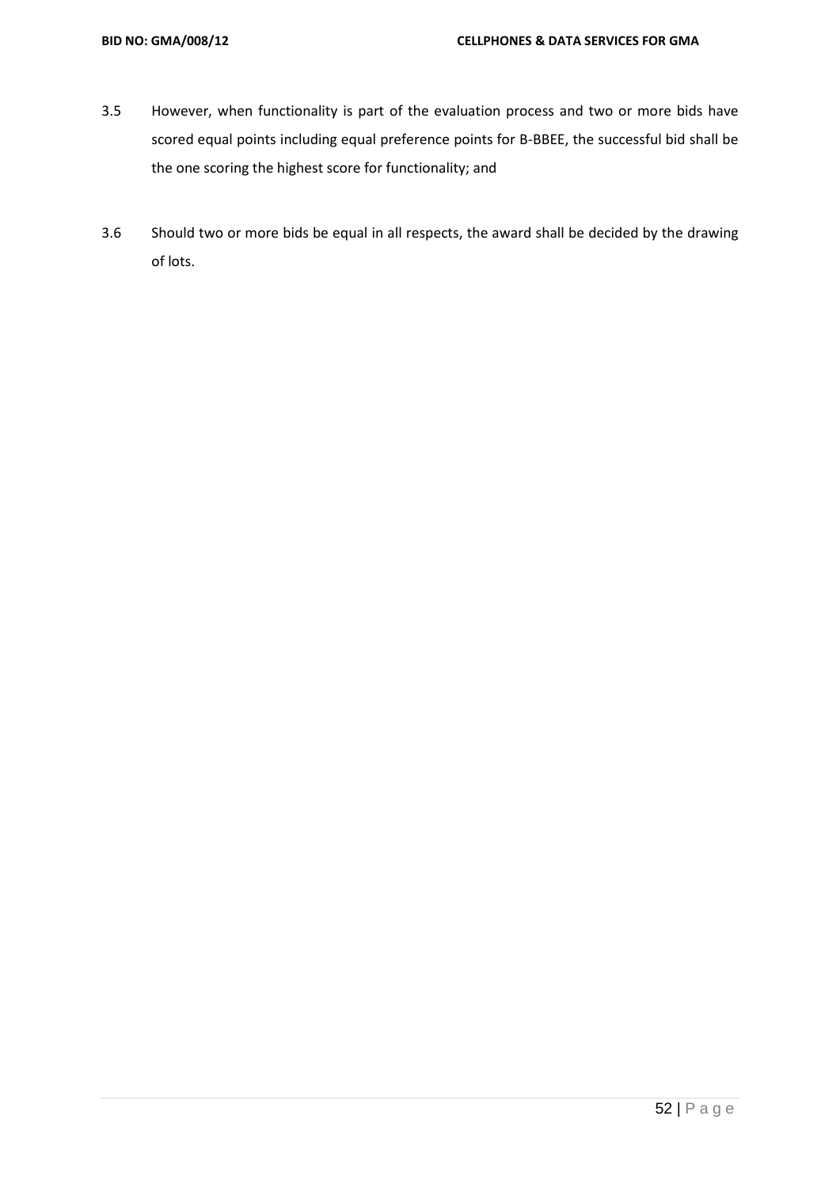3.5 However, when functionality is part of the evaluation process and two or more bids have scored equal points including equal preference points for B-BBEE, the successful bid shall be the one scoring the highest score for functionality; and

3.6 Should two or more bids be equal in all respects, the award shall be decided by the drawing of lots.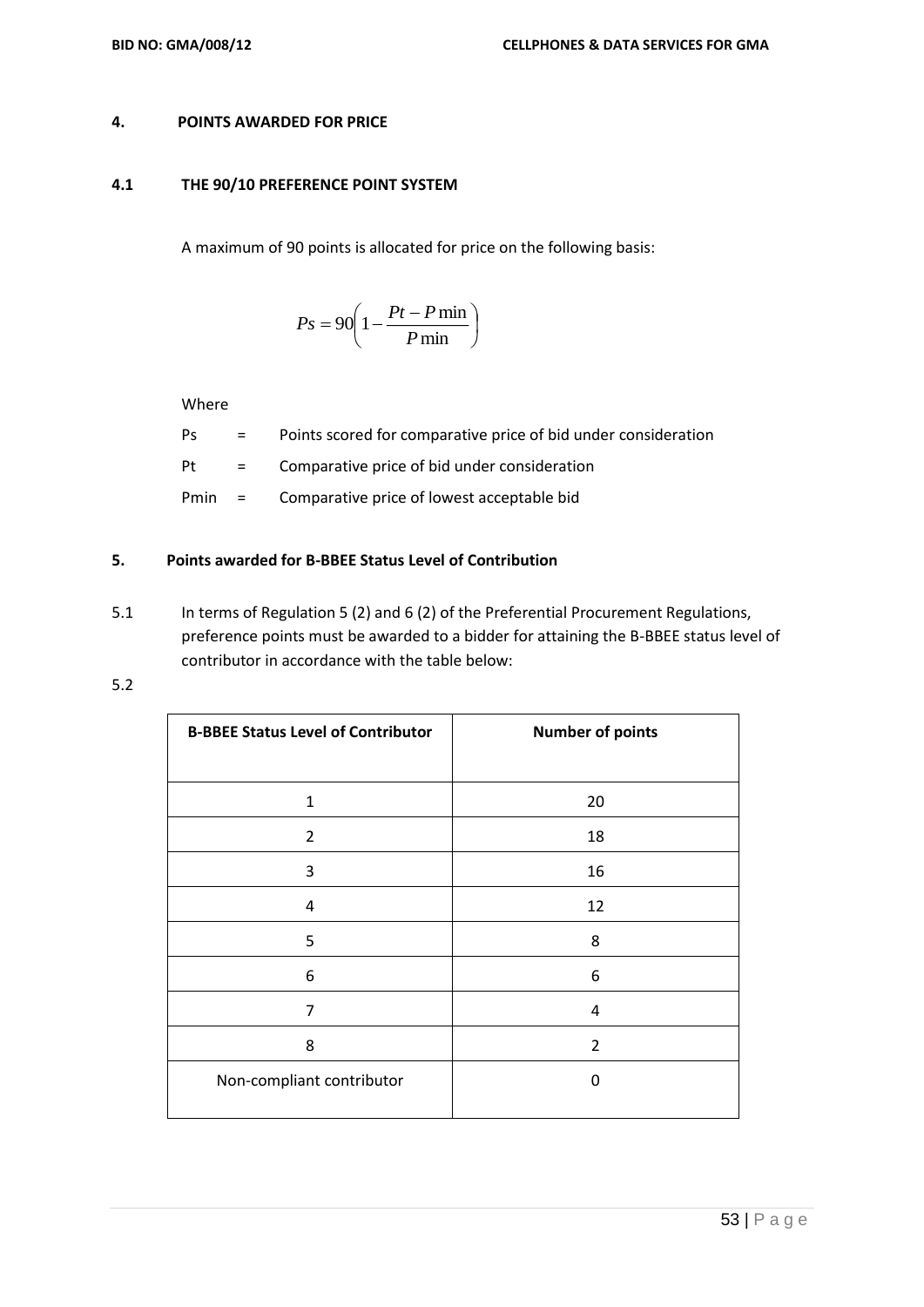## 4. POINTS AWARDED FOR PRICE

### 4.1 THE 90/10 PREFERENCE POINT SYSTEM

A maximum of 90 points is allocated for price on the following basis:

$$Ps = 90\left(1 - \frac{Pt - P\min}{P\min}\right)$$

Where

Ps = Points scored for comparative price of bid under consideration

Pt = Comparative price of bid under consideration

Pmin = Comparative price of lowest acceptable bid

## 5. Points awarded for B-BBEE Status Level of Contribution

5.1 In terms of Regulation 5 (2) and 6 (2) of the Preferential Procurement Regulations, preference points must be awarded to a bidder for attaining the B-BBEE status level of contributor in accordance with the table below:

5.2

| B-BBEE Status Level of Contributor | Number of points |
|---|---|
| 1 | 20 |
| 2 | 18 |
| 3 | 16 |
| 4 | 12 |
| 5 | 8 |
| 6 | 6 |
| 7 | 4 |
| 8 | 2 |
| Non-compliant contributor | 0 |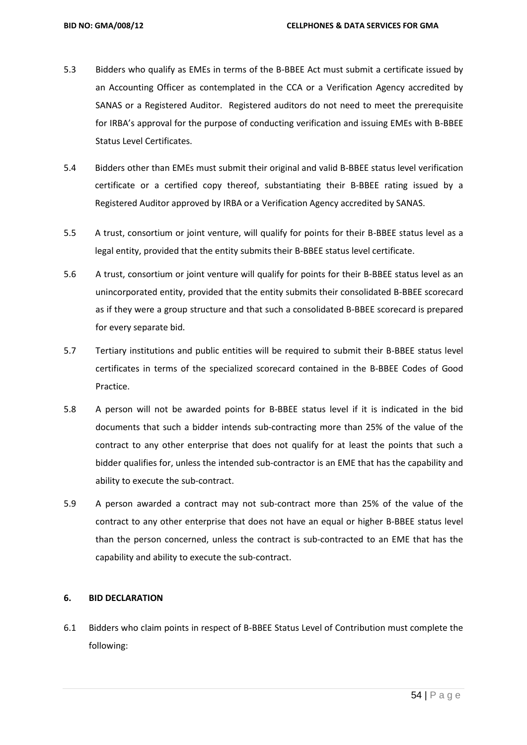5.3 Bidders who qualify as EMEs in terms of the B-BBEE Act must submit a certificate issued by an Accounting Officer as contemplated in the CCA or a Verification Agency accredited by SANAS or a Registered Auditor. Registered auditors do not need to meet the prerequisite for IRBA's approval for the purpose of conducting verification and issuing EMEs with B-BBEE Status Level Certificates.

5.4 Bidders other than EMEs must submit their original and valid B-BBEE status level verification certificate or a certified copy thereof, substantiating their B-BBEE rating issued by a Registered Auditor approved by IRBA or a Verification Agency accredited by SANAS.

5.5 A trust, consortium or joint venture, will qualify for points for their B-BBEE status level as a legal entity, provided that the entity submits their B-BBEE status level certificate.

5.6 A trust, consortium or joint venture will qualify for points for their B-BBEE status level as an unincorporated entity, provided that the entity submits their consolidated B-BBEE scorecard as if they were a group structure and that such a consolidated B-BBEE scorecard is prepared for every separate bid.

5.7 Tertiary institutions and public entities will be required to submit their B-BBEE status level certificates in terms of the specialized scorecard contained in the B-BBEE Codes of Good Practice.

5.8 A person will not be awarded points for B-BBEE status level if it is indicated in the bid documents that such a bidder intends sub-contracting more than 25% of the value of the contract to any other enterprise that does not qualify for at least the points that such a bidder qualifies for, unless the intended sub-contractor is an EME that has the capability and ability to execute the sub-contract.

5.9 A person awarded a contract may not sub-contract more than 25% of the value of the contract to any other enterprise that does not have an equal or higher B-BBEE status level than the person concerned, unless the contract is sub-contracted to an EME that has the capability and ability to execute the sub-contract.

**6. BID DECLARATION**

6.1 Bidders who claim points in respect of B-BBEE Status Level of Contribution must complete the following: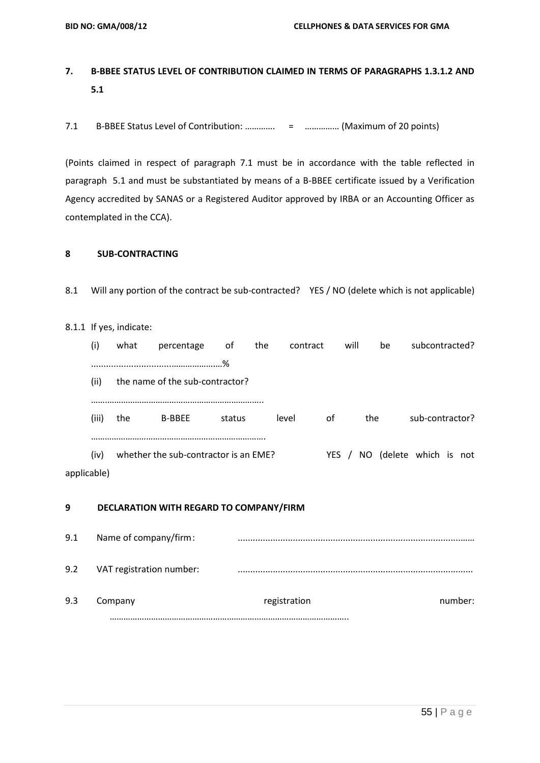## 7. B-BBEE STATUS LEVEL OF CONTRIBUTION CLAIMED IN TERMS OF PARAGRAPHS 1.3.1.2 AND 5.1

7.1 B-BBEE Status Level of Contribution: …………. = …………… (Maximum of 20 points)

(Points claimed in respect of paragraph 7.1 must be in accordance with the table reflected in paragraph 5.1 and must be substantiated by means of a B-BBEE certificate issued by a Verification Agency accredited by SANAS or a Registered Auditor approved by IRBA or an Accounting Officer as contemplated in the CCA).

## 8 SUB-CONTRACTING

8.1 Will any portion of the contract be sub-contracted? YES / NO (delete which is not applicable)

8.1.1 If yes, indicate:

(i) what percentage of the contract will be subcontracted? ...................................………………%

(ii) the name of the sub-contractor?

…..……………………………………………………………..

(iii) the B-BBEE status level of the sub-contractor?

……………………………………………………………….

(iv) whether the sub-contractor is an EME? YES / NO (delete which is not applicable)

## 9 DECLARATION WITH REGARD TO COMPANY/FIRM

9.1 Name of company/firm: ……………………………………………………………………………………

9.2 VAT registration number: ……………………………………………………………………………………

9.3 Company registration number: ………………………………………………………………………………………….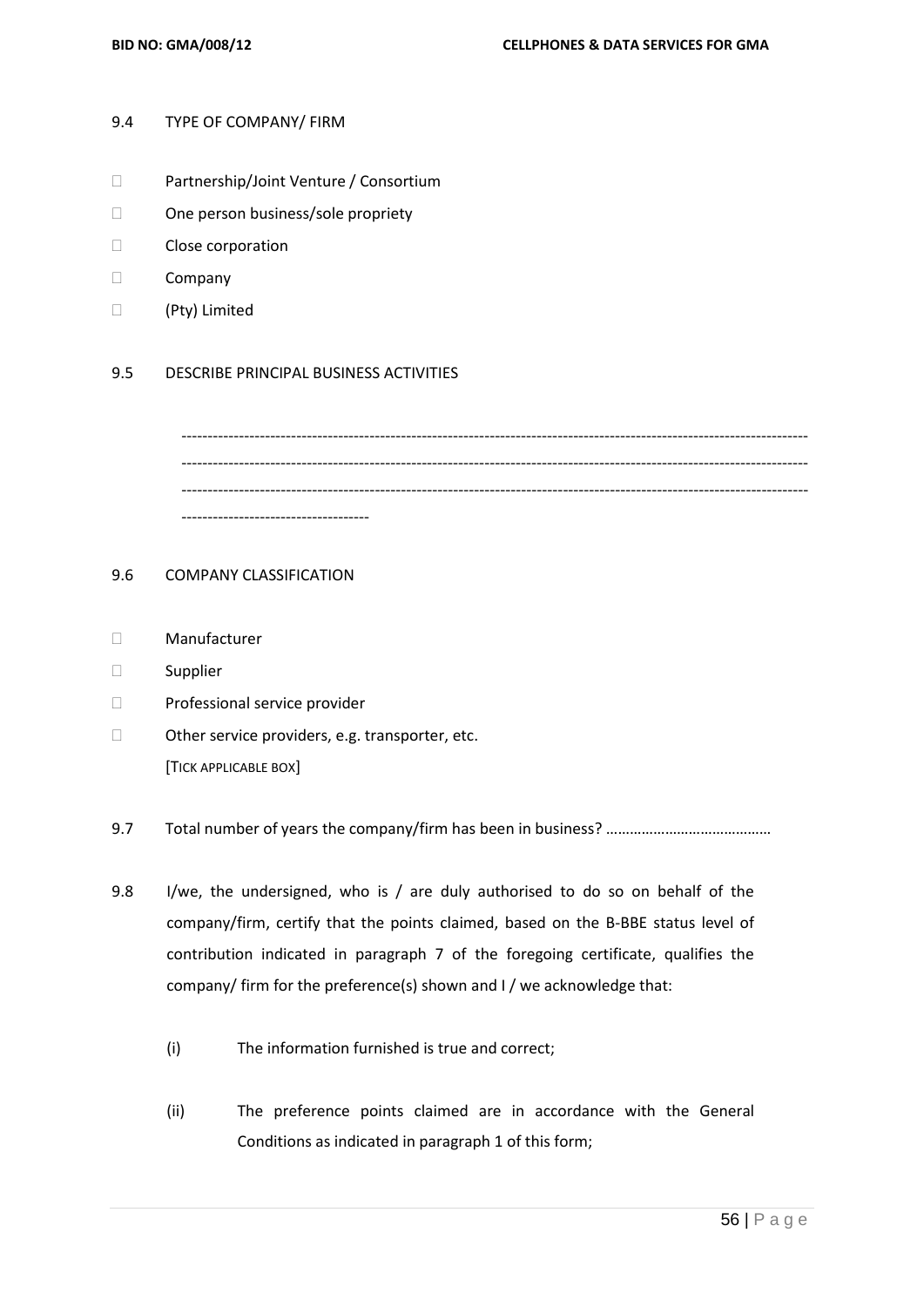9.4 TYPE OF COMPANY/ FIRM

- ☐ Partnership/Joint Venture / Consortium
- ☐ One person business/sole propriety
- ☐ Close corporation
- ☐ Company
- ☐ (Pty) Limited

9.5 DESCRIBE PRINCIPAL BUSINESS ACTIVITIES

------------------------------------------------------------------------------------------------------------------------
------------------------------------------------------------------------------------------------------------------------
------------------------------------------------------------------------------------------------------------------------
-----------------------------------

9.6 COMPANY CLASSIFICATION

- ☐ Manufacturer
- ☐ Supplier
- ☐ Professional service provider
- ☐ Other service providers, e.g. transporter, etc.

[TICK APPLICABLE BOX]

9.7 Total number of years the company/firm has been in business? …………………………………

9.8 I/we, the undersigned, who is / are duly authorised to do so on behalf of the company/firm, certify that the points claimed, based on the B-BBE status level of contribution indicated in paragraph 7 of the foregoing certificate, qualifies the company/ firm for the preference(s) shown and I / we acknowledge that:

(i) The information furnished is true and correct;

(ii) The preference points claimed are in accordance with the General Conditions as indicated in paragraph 1 of this form;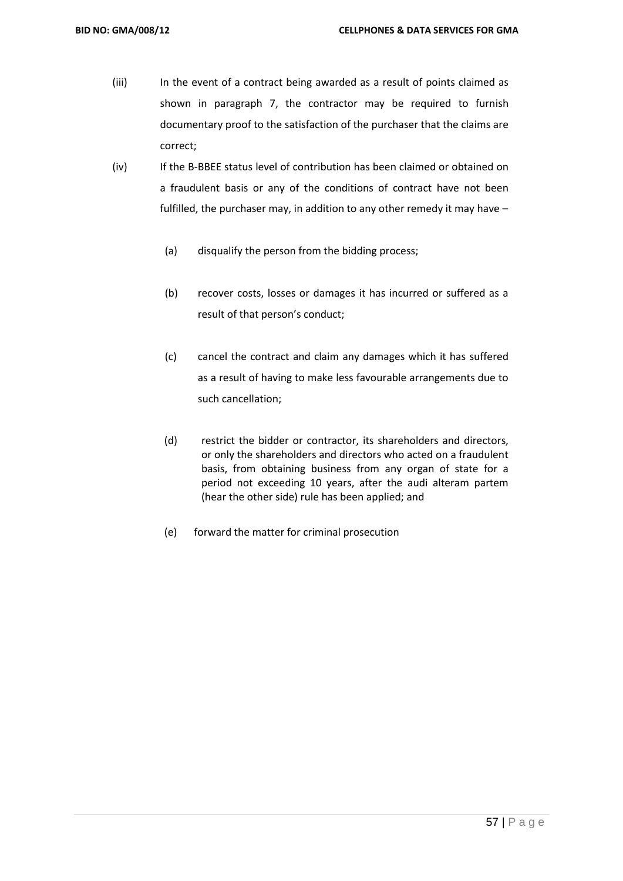(iii) In the event of a contract being awarded as a result of points claimed as shown in paragraph 7, the contractor may be required to furnish documentary proof to the satisfaction of the purchaser that the claims are correct;

(iv) If the B-BBEE status level of contribution has been claimed or obtained on a fraudulent basis or any of the conditions of contract have not been fulfilled, the purchaser may, in addition to any other remedy it may have –

  (a) disqualify the person from the bidding process;

  (b) recover costs, losses or damages it has incurred or suffered as a result of that person's conduct;

  (c) cancel the contract and claim any damages which it has suffered as a result of having to make less favourable arrangements due to such cancellation;

  (d) restrict the bidder or contractor, its shareholders and directors, or only the shareholders and directors who acted on a fraudulent basis, from obtaining business from any organ of state for a period not exceeding 10 years, after the audi alteram partem (hear the other side) rule has been applied; and

  (e) forward the matter for criminal prosecution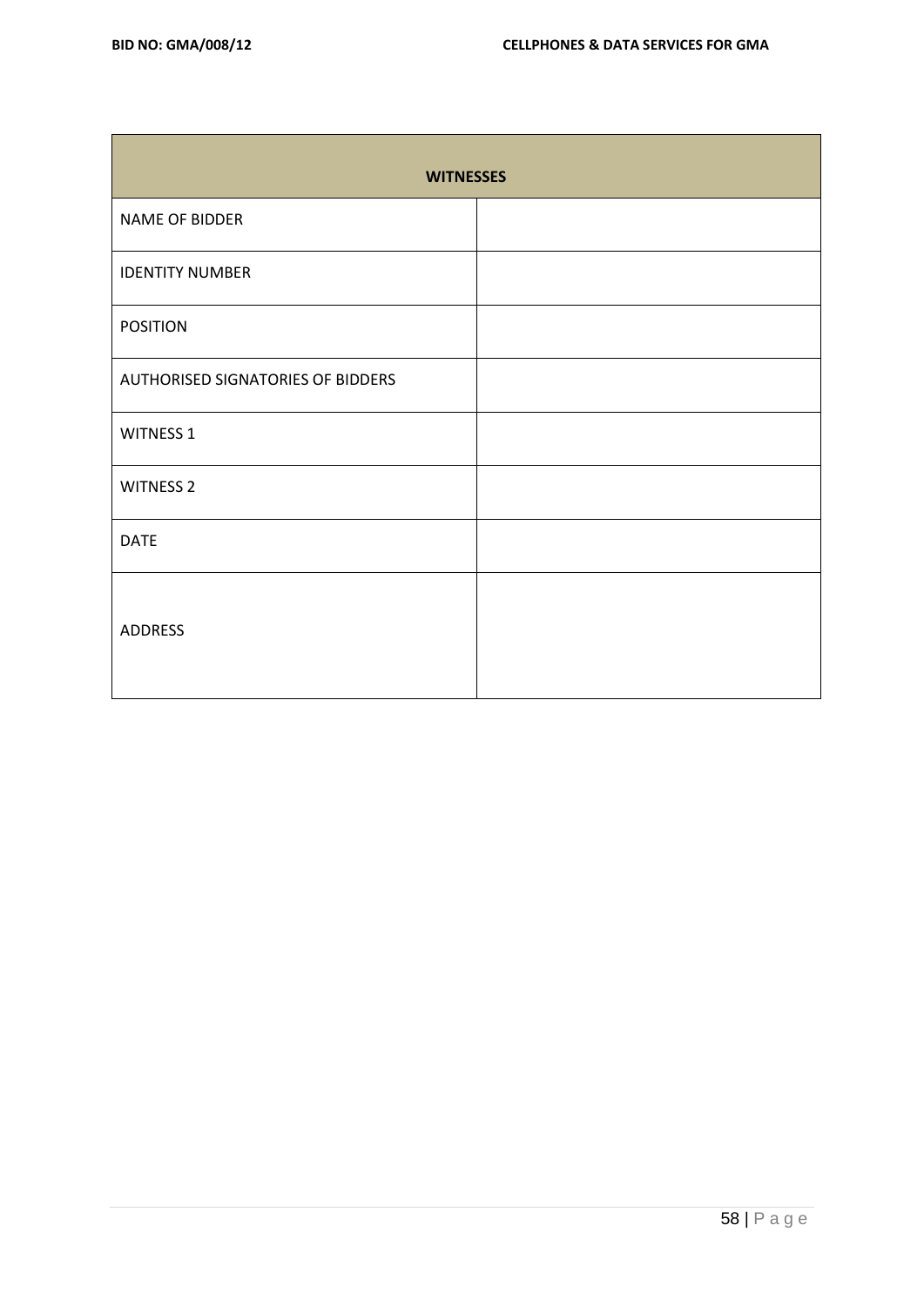| WITNESSES | |
|---|---|
| NAME OF BIDDER | |
| IDENTITY NUMBER | |
| POSITION | |
| AUTHORISED SIGNATORIES OF BIDDERS | |
| WITNESS 1 | |
| WITNESS 2 | |
| DATE | |
| ADDRESS | |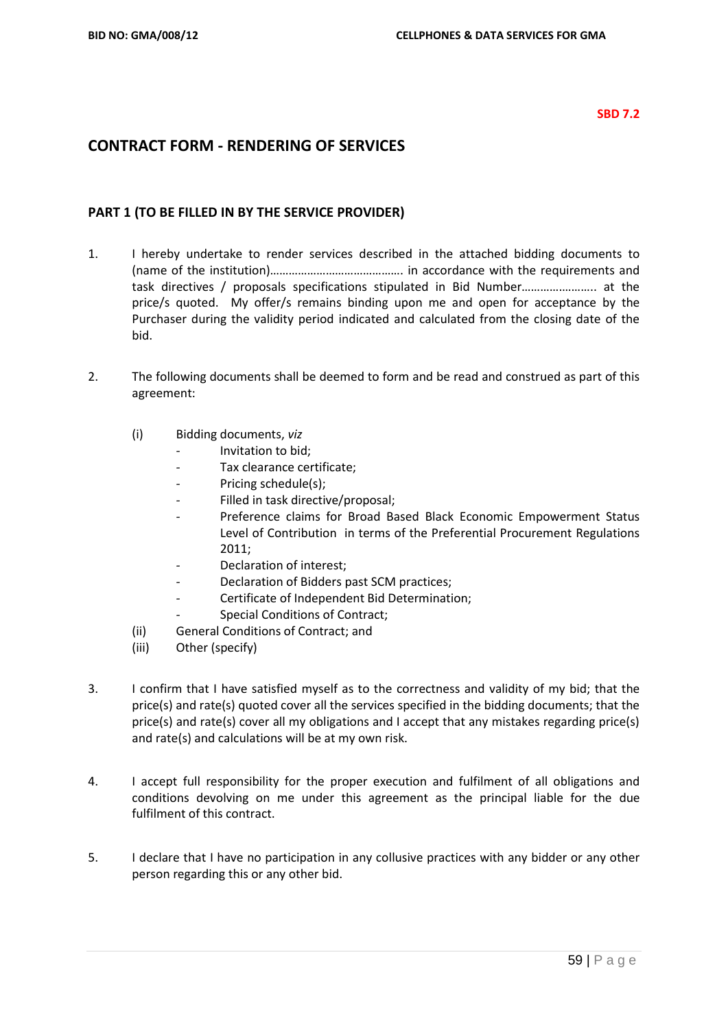**SBD 7.2**

## CONTRACT FORM - RENDERING OF SERVICES

### PART 1 (TO BE FILLED IN BY THE SERVICE PROVIDER)

1. I hereby undertake to render services described in the attached bidding documents to (name of the institution)……………………………………. in accordance with the requirements and task directives / proposals specifications stipulated in Bid Number………………….. at the price/s quoted. My offer/s remains binding upon me and open for acceptance by the Purchaser during the validity period indicated and calculated from the closing date of the bid.

2. The following documents shall be deemed to form and be read and construed as part of this agreement:

   (i) Bidding documents, *viz*
      - Invitation to bid;
      - Tax clearance certificate;
      - Pricing schedule(s);
      - Filled in task directive/proposal;
      - Preference claims for Broad Based Black Economic Empowerment Status Level of Contribution in terms of the Preferential Procurement Regulations 2011;
      - Declaration of interest;
      - Declaration of Bidders past SCM practices;
      - Certificate of Independent Bid Determination;
      - Special Conditions of Contract;

   (ii) General Conditions of Contract; and

   (iii) Other (specify)

3. I confirm that I have satisfied myself as to the correctness and validity of my bid; that the price(s) and rate(s) quoted cover all the services specified in the bidding documents; that the price(s) and rate(s) cover all my obligations and I accept that any mistakes regarding price(s) and rate(s) and calculations will be at my own risk.

4. I accept full responsibility for the proper execution and fulfilment of all obligations and conditions devolving on me under this agreement as the principal liable for the due fulfilment of this contract.

5. I declare that I have no participation in any collusive practices with any bidder or any other person regarding this or any other bid.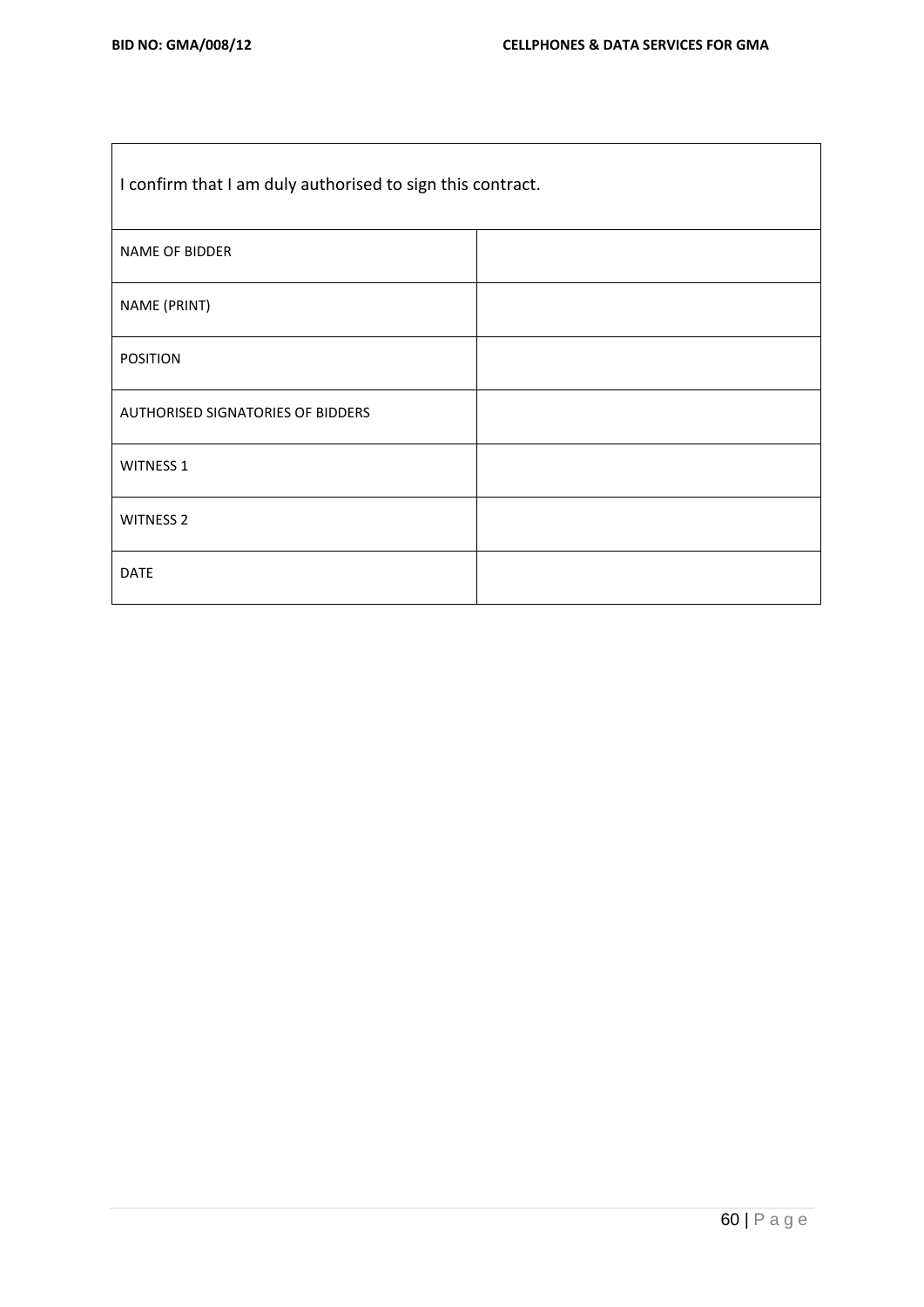| I confirm that I am duly authorised to sign this contract. | |
|---|---|
| NAME OF BIDDER | |
| NAME (PRINT) | |
| POSITION | |
| AUTHORISED SIGNATORIES OF BIDDERS | |
| WITNESS 1 | |
| WITNESS 2 | |
| DATE | |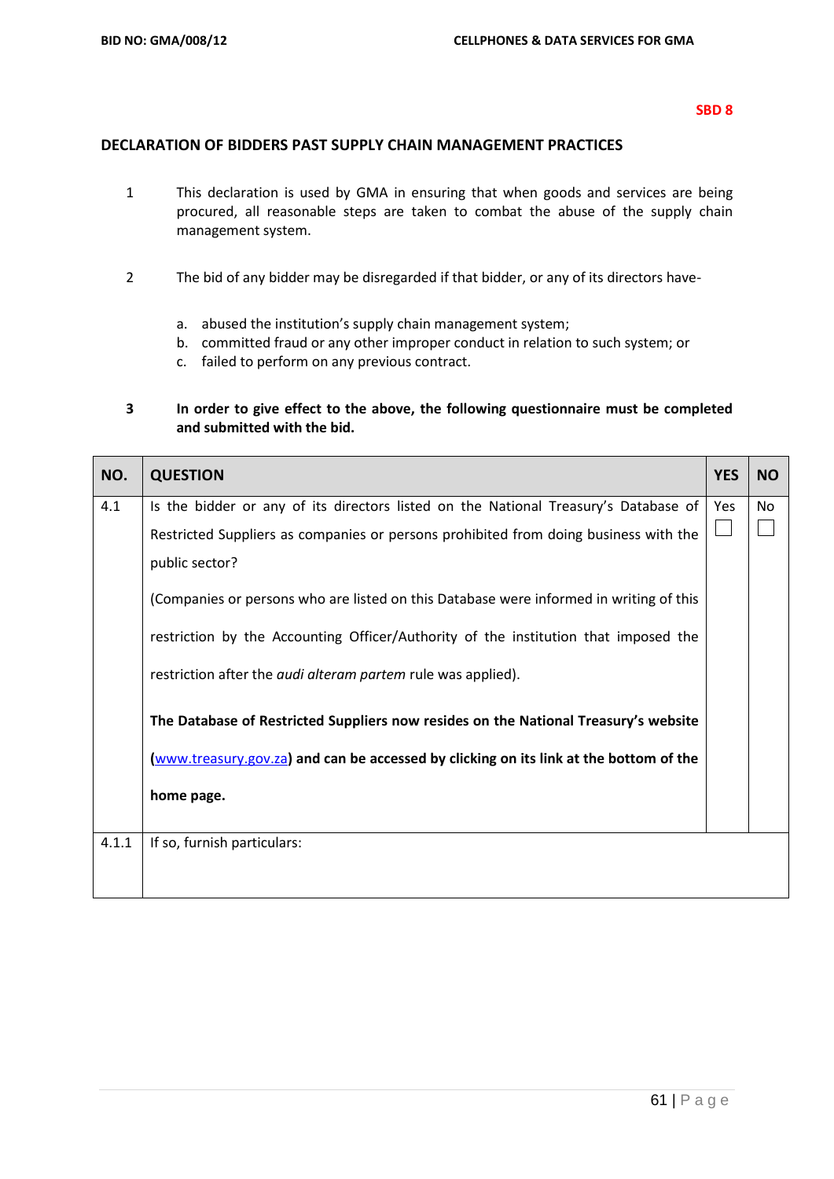**SBD 8**

## DECLARATION OF BIDDERS PAST SUPPLY CHAIN MANAGEMENT PRACTICES

1. This declaration is used by GMA in ensuring that when goods and services are being procured, all reasonable steps are taken to combat the abuse of the supply chain management system.

2. The bid of any bidder may be disregarded if that bidder, or any of its directors have-

   a. abused the institution's supply chain management system;
   b. committed fraud or any other improper conduct in relation to such system; or
   c. failed to perform on any previous contract.

3. **In order to give effect to the above, the following questionnaire must be completed and submitted with the bid.**

| NO. | QUESTION | YES | NO |
|---|---|---|---|
| 4.1 | Is the bidder or any of its directors listed on the National Treasury's Database of Restricted Suppliers as companies or persons prohibited from doing business with the public sector?<br><br>(Companies or persons who are listed on this Database were informed in writing of this restriction by the Accounting Officer/Authority of the institution that imposed the restriction after the *audi alteram partem* rule was applied).<br><br>**The Database of Restricted Suppliers now resides on the National Treasury's website (www.treasury.gov.za) and can be accessed by clicking on its link at the bottom of the home page.** | Yes ☐ | No ☐ |
| 4.1.1 | If so, furnish particulars: | | |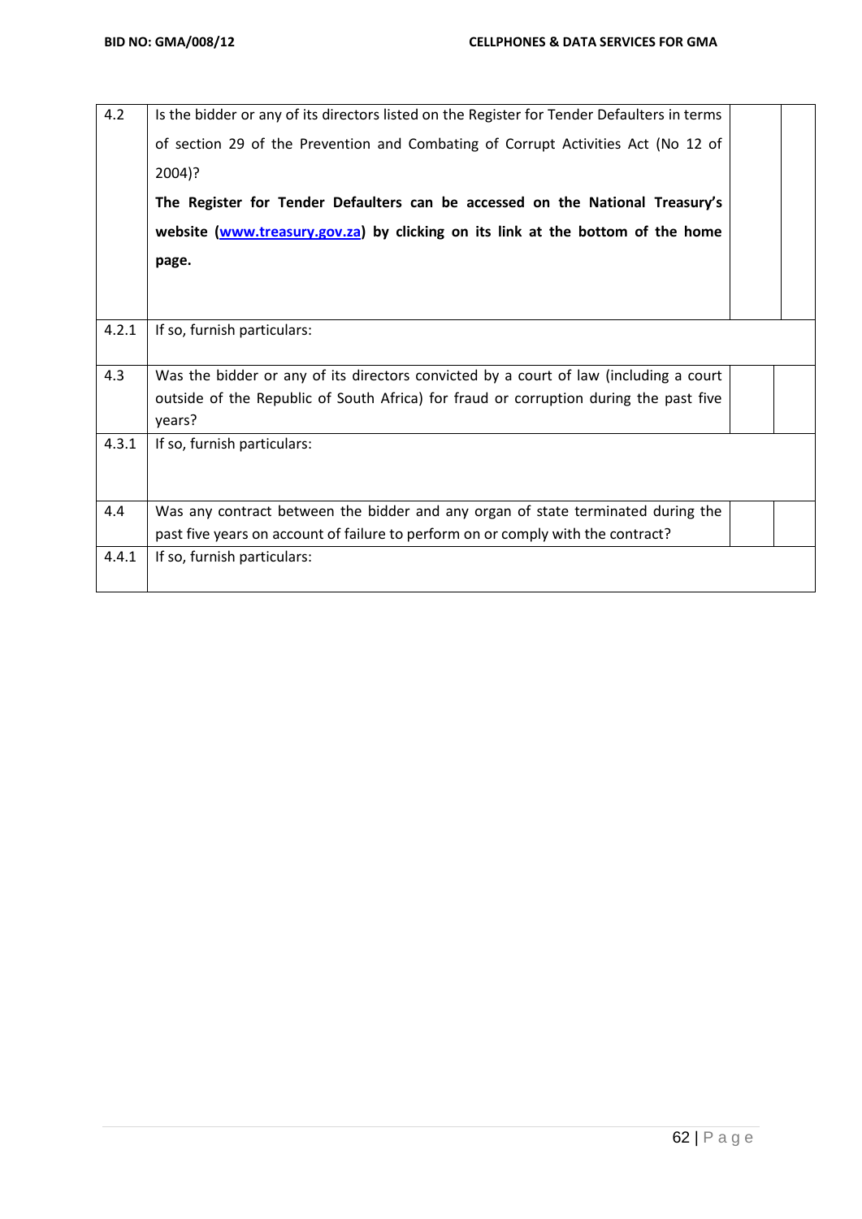| | | | |
|---|---|---|---|
| 4.2 | Is the bidder or any of its directors listed on the Register for Tender Defaulters in terms of section 29 of the Prevention and Combating of Corrupt Activities Act (No 12 of 2004)?<br>**The Register for Tender Defaulters can be accessed on the National Treasury's website (www.treasury.gov.za) by clicking on its link at the bottom of the home page.** | | |
| 4.2.1 | If so, furnish particulars: | | |
| 4.3 | Was the bidder or any of its directors convicted by a court of law (including a court outside of the Republic of South Africa) for fraud or corruption during the past five years? | | |
| 4.3.1 | If so, furnish particulars: | | |
| 4.4 | Was any contract between the bidder and any organ of state terminated during the past five years on account of failure to perform on or comply with the contract? | | |
| 4.4.1 | If so, furnish particulars: | | |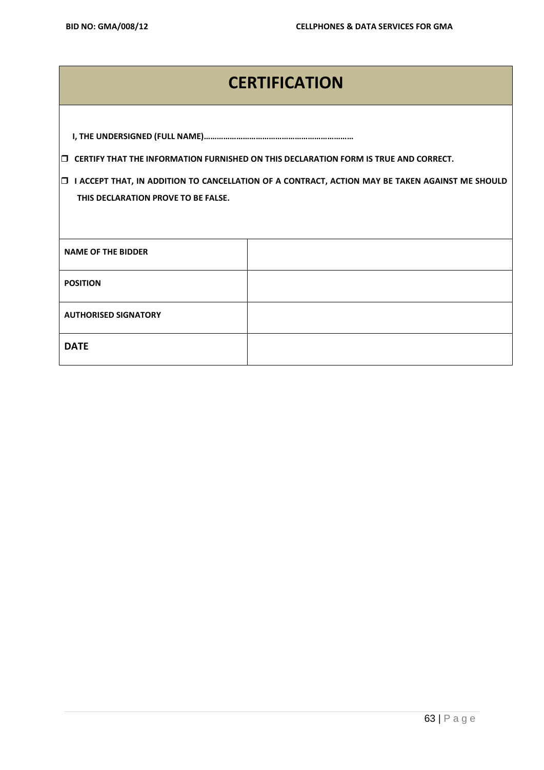# CERTIFICATION

**I, THE UNDERSIGNED (FULL NAME)…………………………………………………………**

- ☐ **CERTIFY THAT THE INFORMATION FURNISHED ON THIS DECLARATION FORM IS TRUE AND CORRECT.**
- ☐ **I ACCEPT THAT, IN ADDITION TO CANCELLATION OF A CONTRACT, ACTION MAY BE TAKEN AGAINST ME SHOULD THIS DECLARATION PROVE TO BE FALSE.**

| | |
|---|---|
| **NAME OF THE BIDDER** | |
| **POSITION** | |
| **AUTHORISED SIGNATORY** | |
| **DATE** | |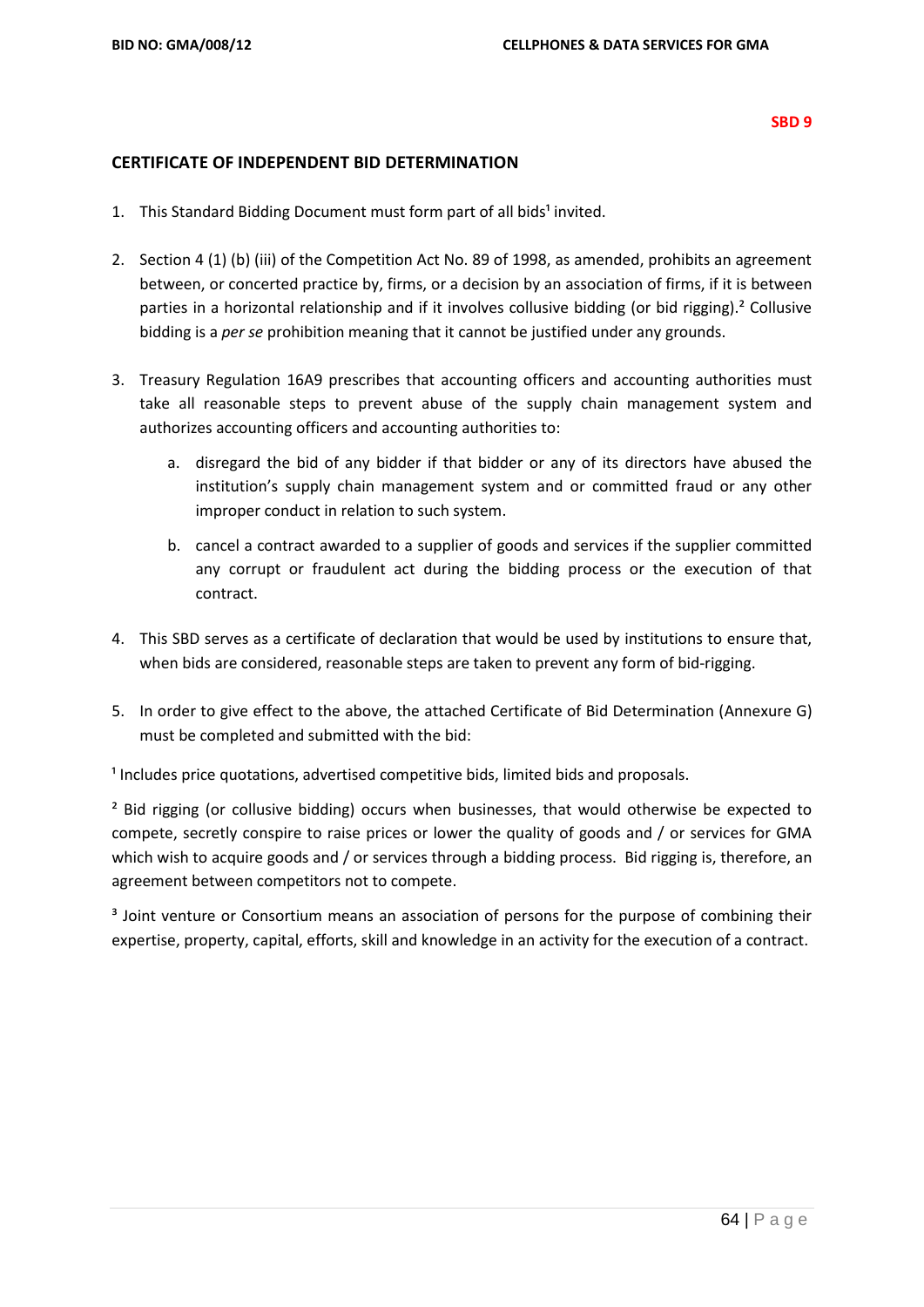**SBD 9**

## CERTIFICATE OF INDEPENDENT BID DETERMINATION

1. This Standard Bidding Document must form part of all bids[1] invited.

2. Section 4 (1) (b) (iii) of the Competition Act No. 89 of 1998, as amended, prohibits an agreement between, or concerted practice by, firms, or a decision by an association of firms, if it is between parties in a horizontal relationship and if it involves collusive bidding (or bid rigging).[2] Collusive bidding is a *per se* prohibition meaning that it cannot be justified under any grounds.

3. Treasury Regulation 16A9 prescribes that accounting officers and accounting authorities must take all reasonable steps to prevent abuse of the supply chain management system and authorizes accounting officers and accounting authorities to:

   a. disregard the bid of any bidder if that bidder or any of its directors have abused the institution's supply chain management system and or committed fraud or any other improper conduct in relation to such system.

   b. cancel a contract awarded to a supplier of goods and services if the supplier committed any corrupt or fraudulent act during the bidding process or the execution of that contract.

4. This SBD serves as a certificate of declaration that would be used by institutions to ensure that, when bids are considered, reasonable steps are taken to prevent any form of bid-rigging.

5. In order to give effect to the above, the attached Certificate of Bid Determination (Annexure G) must be completed and submitted with the bid:

[1] Includes price quotations, advertised competitive bids, limited bids and proposals.

[2] Bid rigging (or collusive bidding) occurs when businesses, that would otherwise be expected to compete, secretly conspire to raise prices or lower the quality of goods and / or services for GMA which wish to acquire goods and / or services through a bidding process. Bid rigging is, therefore, an agreement between competitors not to compete.

[3] Joint venture or Consortium means an association of persons for the purpose of combining their expertise, property, capital, efforts, skill and knowledge in an activity for the execution of a contract.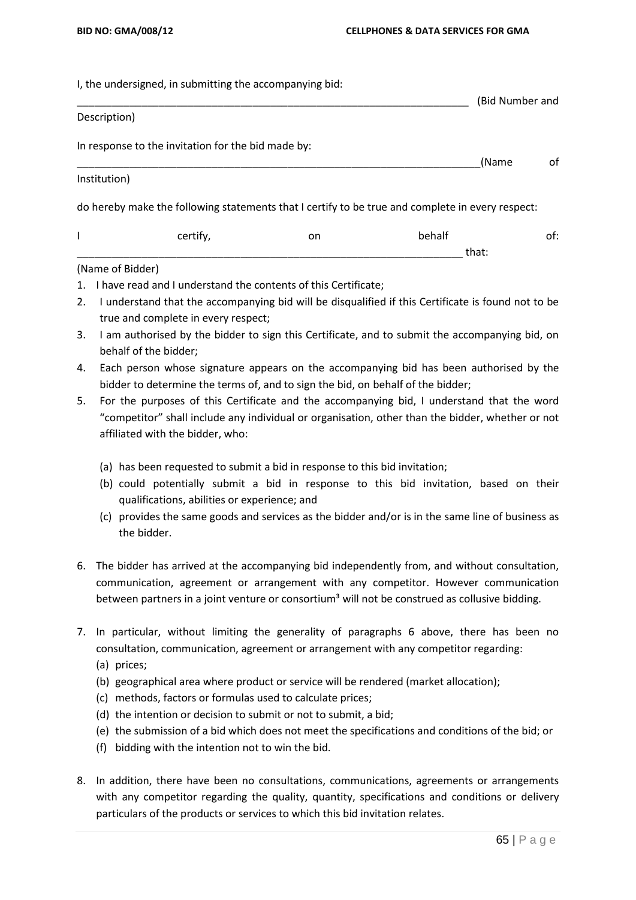I, the undersigned, in submitting the accompanying bid:

_____________________________________________________________________ (Bid Number and Description)

In response to the invitation for the bid made by:

_______________________________________________________________________(Name of Institution)

do hereby make the following statements that I certify to be true and complete in every respect:

I certify, on behalf of: _________________________________________________________________ that:

(Name of Bidder)

1. I have read and I understand the contents of this Certificate;
2. I understand that the accompanying bid will be disqualified if this Certificate is found not to be true and complete in every respect;
3. I am authorised by the bidder to sign this Certificate, and to submit the accompanying bid, on behalf of the bidder;
4. Each person whose signature appears on the accompanying bid has been authorised by the bidder to determine the terms of, and to sign the bid, on behalf of the bidder;
5. For the purposes of this Certificate and the accompanying bid, I understand that the word "competitor" shall include any individual or organisation, other than the bidder, whether or not affiliated with the bidder, who:

   (a) has been requested to submit a bid in response to this bid invitation;
   (b) could potentially submit a bid in response to this bid invitation, based on their qualifications, abilities or experience; and
   (c) provides the same goods and services as the bidder and/or is in the same line of business as the bidder.

6. The bidder has arrived at the accompanying bid independently from, and without consultation, communication, agreement or arrangement with any competitor. However communication between partners in a joint venture or consortium[3] will not be construed as collusive bidding.

7. In particular, without limiting the generality of paragraphs 6 above, there has been no consultation, communication, agreement or arrangement with any competitor regarding:
   (a) prices;
   (b) geographical area where product or service will be rendered (market allocation);
   (c) methods, factors or formulas used to calculate prices;
   (d) the intention or decision to submit or not to submit, a bid;
   (e) the submission of a bid which does not meet the specifications and conditions of the bid; or
   (f) bidding with the intention not to win the bid.

8. In addition, there have been no consultations, communications, agreements or arrangements with any competitor regarding the quality, quantity, specifications and conditions or delivery particulars of the products or services to which this bid invitation relates.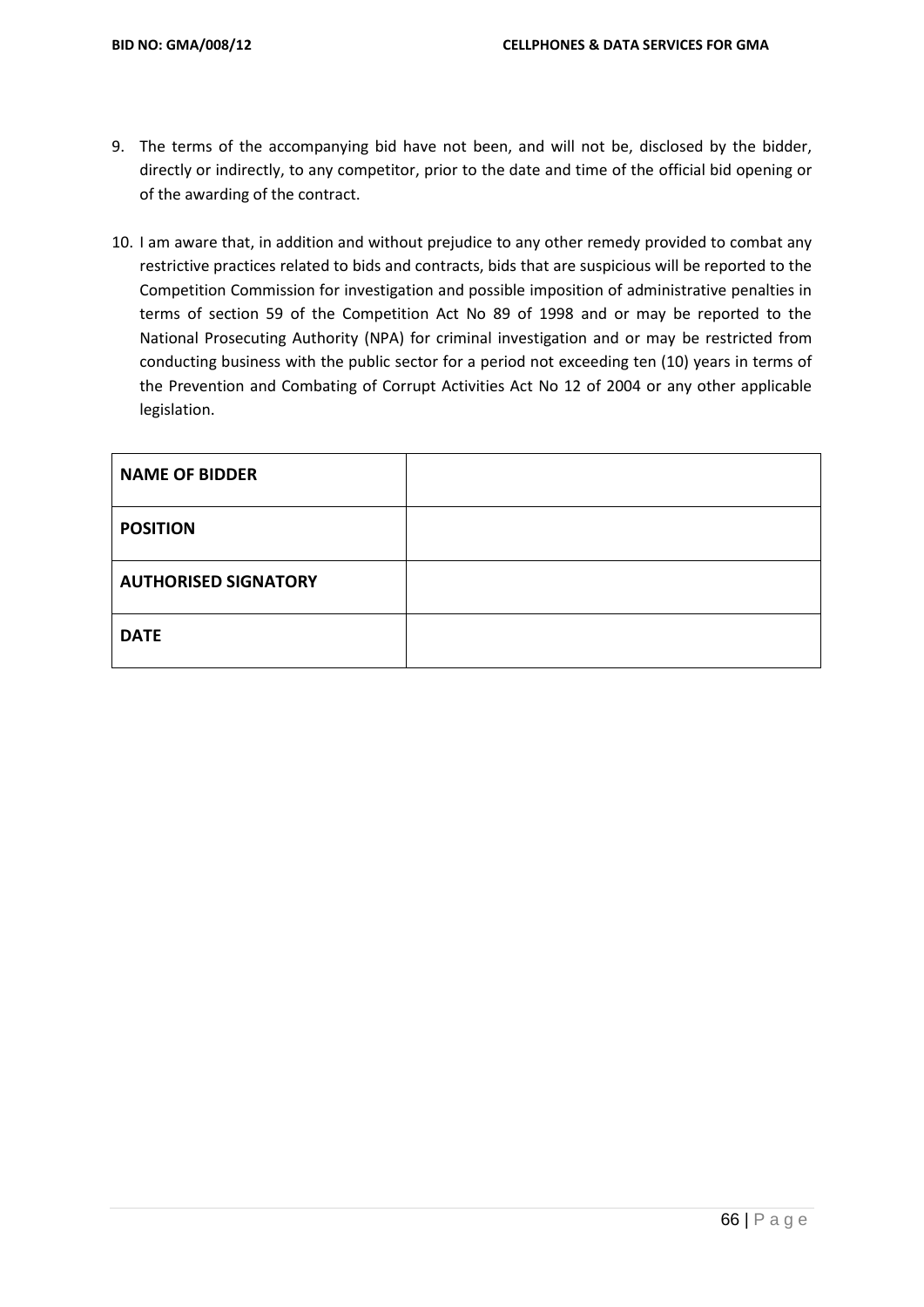9. The terms of the accompanying bid have not been, and will not be, disclosed by the bidder, directly or indirectly, to any competitor, prior to the date and time of the official bid opening or of the awarding of the contract.

10. I am aware that, in addition and without prejudice to any other remedy provided to combat any restrictive practices related to bids and contracts, bids that are suspicious will be reported to the Competition Commission for investigation and possible imposition of administrative penalties in terms of section 59 of the Competition Act No 89 of 1998 and or may be reported to the National Prosecuting Authority (NPA) for criminal investigation and or may be restricted from conducting business with the public sector for a period not exceeding ten (10) years in terms of the Prevention and Combating of Corrupt Activities Act No 12 of 2004 or any other applicable legislation.

| | |
|---|---|
| **NAME OF BIDDER** | |
| **POSITION** | |
| **AUTHORISED SIGNATORY** | |
| **DATE** | |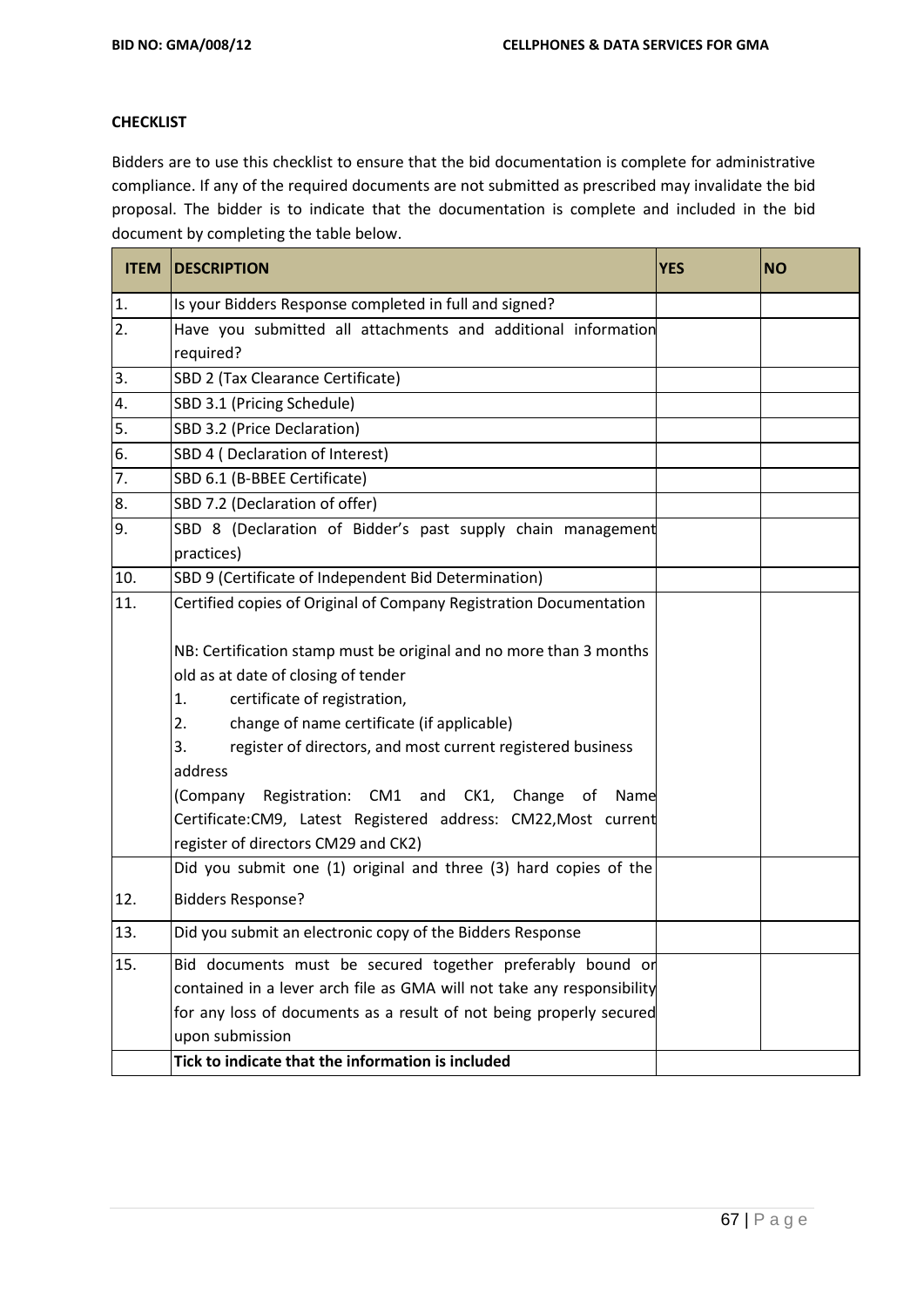**CHECKLIST**

Bidders are to use this checklist to ensure that the bid documentation is complete for administrative compliance. If any of the required documents are not submitted as prescribed may invalidate the bid proposal. The bidder is to indicate that the documentation is complete and included in the bid document by completing the table below.

| ITEM | DESCRIPTION | YES | NO |
|---|---|---|---|
| 1. | Is your Bidders Response completed in full and signed? | | |
| 2. | Have you submitted all attachments and additional information required? | | |
| 3. | SBD 2 (Tax Clearance Certificate) | | |
| 4. | SBD 3.1 (Pricing Schedule) | | |
| 5. | SBD 3.2 (Price Declaration) | | |
| 6. | SBD 4 ( Declaration of Interest) | | |
| 7. | SBD 6.1 (B-BBEE Certificate) | | |
| 8. | SBD 7.2 (Declaration of offer) | | |
| 9. | SBD 8 (Declaration of Bidder's past supply chain management practices) | | |
| 10. | SBD 9 (Certificate of Independent Bid Determination) | | |
| 11. | Certified copies of Original of Company Registration Documentation<br><br>NB: Certification stamp must be original and no more than 3 months old as at date of closing of tender<br>1. certificate of registration,<br>2. change of name certificate (if applicable)<br>3. register of directors, and most current registered business address<br>(Company Registration: CM1 and CK1, Change of Name Certificate:CM9, Latest Registered address: CM22,Most current register of directors CM29 and CK2) | | |
| 12. | Did you submit one (1) original and three (3) hard copies of the Bidders Response? | | |
| 13. | Did you submit an electronic copy of the Bidders Response | | |
| 15. | Bid documents must be secured together preferably bound or contained in a lever arch file as GMA will not take any responsibility for any loss of documents as a result of not being properly secured upon submission | | |
| | **Tick to indicate that the information is included** | | |